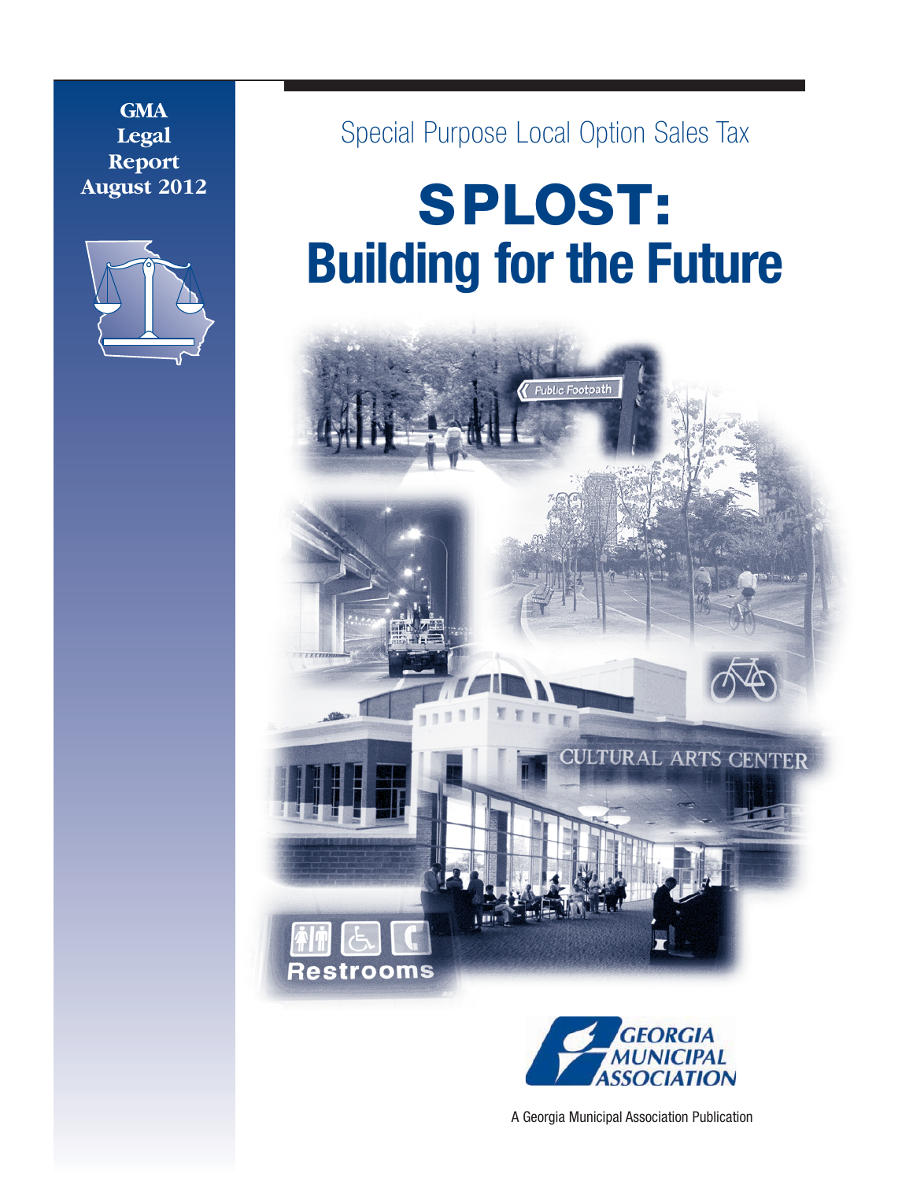GMA Legal Report
August 2012

Special Purpose Local Option Sales Tax

# SPLOST: Building for the Future

GEORGIA MUNICIPAL ASSOCIATION

A Georgia Municipal Association Publication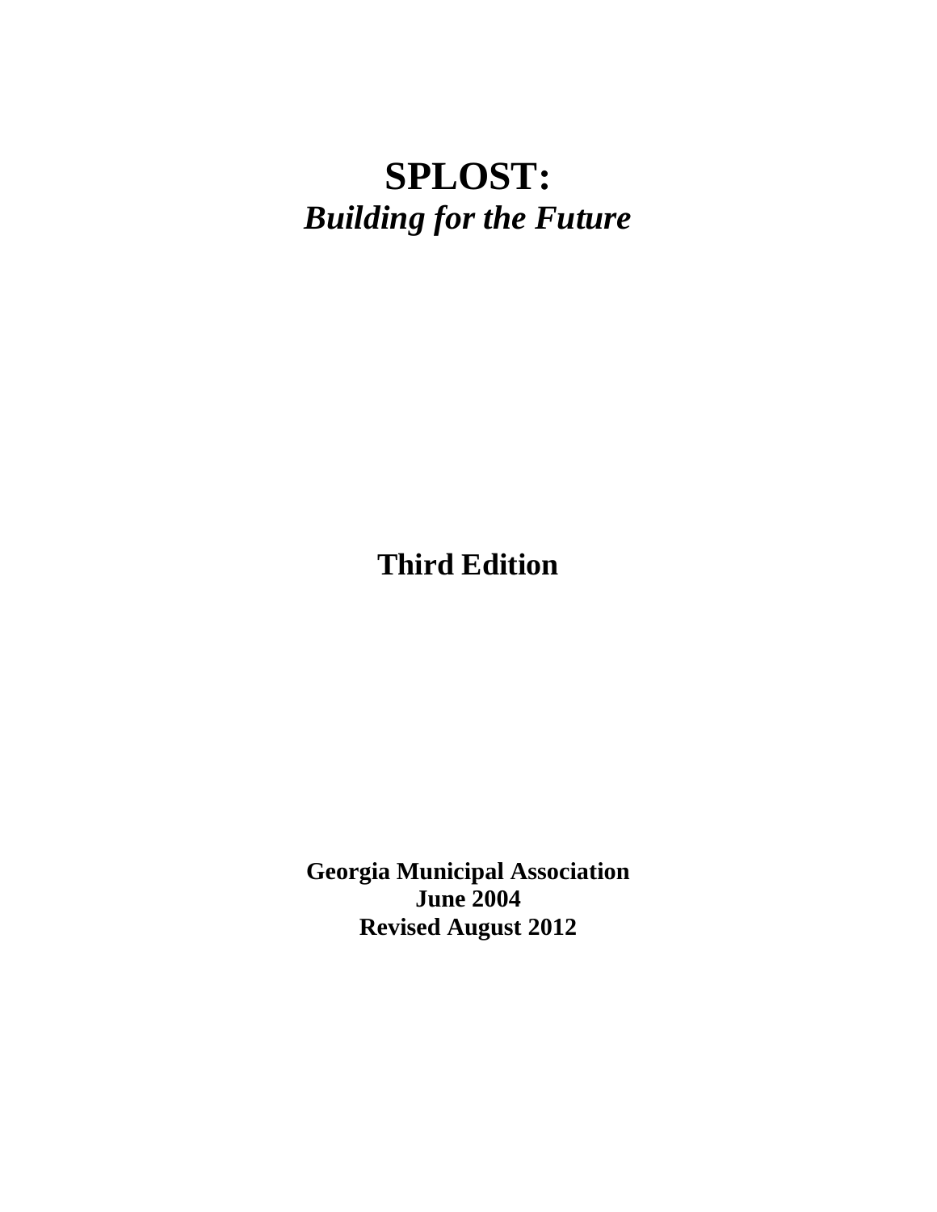# SPLOST:

***Building for the Future***

**Third Edition**

**Georgia Municipal Association**
**June 2004**
**Revised August 2012**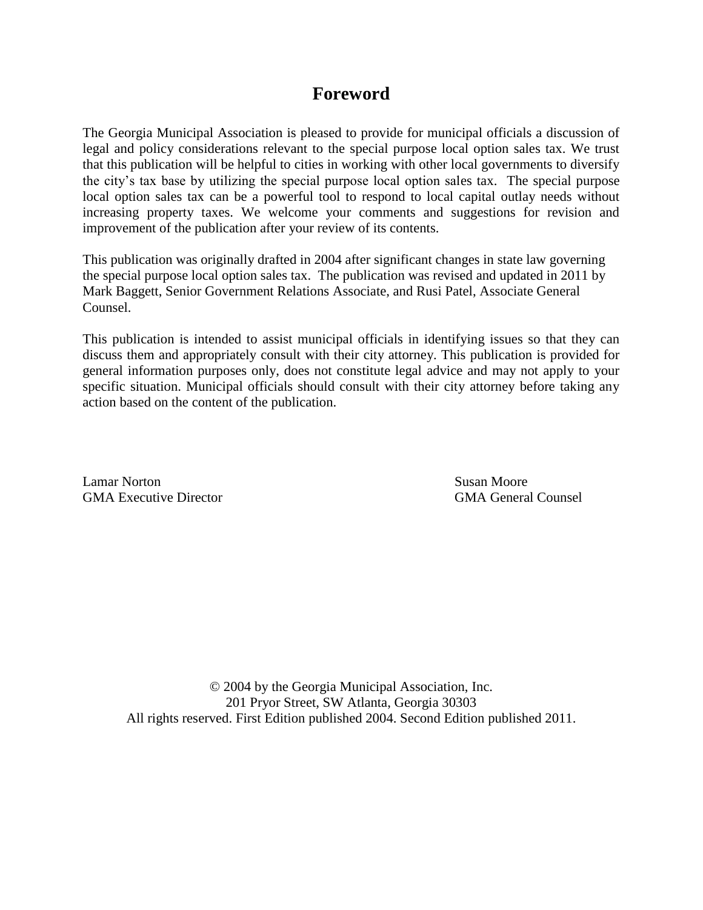# Foreword

The Georgia Municipal Association is pleased to provide for municipal officials a discussion of legal and policy considerations relevant to the special purpose local option sales tax. We trust that this publication will be helpful to cities in working with other local governments to diversify the city's tax base by utilizing the special purpose local option sales tax. The special purpose local option sales tax can be a powerful tool to respond to local capital outlay needs without increasing property taxes. We welcome your comments and suggestions for revision and improvement of the publication after your review of its contents.

This publication was originally drafted in 2004 after significant changes in state law governing the special purpose local option sales tax. The publication was revised and updated in 2011 by Mark Baggett, Senior Government Relations Associate, and Rusi Patel, Associate General Counsel.

This publication is intended to assist municipal officials in identifying issues so that they can discuss them and appropriately consult with their city attorney. This publication is provided for general information purposes only, does not constitute legal advice and may not apply to your specific situation. Municipal officials should consult with their city attorney before taking any action based on the content of the publication.

Lamar Norton
GMA Executive Director

Susan Moore
GMA General Counsel

© 2004 by the Georgia Municipal Association, Inc.
201 Pryor Street, SW Atlanta, Georgia 30303
All rights reserved. First Edition published 2004. Second Edition published 2011.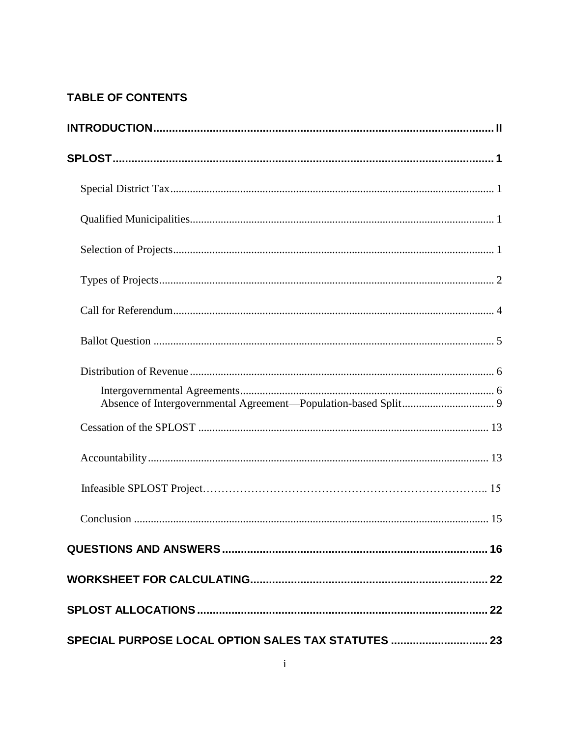## TABLE OF CONTENTS

**INTRODUCTION** .................................................. II

**SPLOST** .................................................. 1

Special District Tax .................................................. 1

Qualified Municipalities .................................................. 1

Selection of Projects .................................................. 1

Types of Projects .................................................. 2

Call for Referendum .................................................. 4

Ballot Question .................................................. 5

Distribution of Revenue .................................................. 6

- Intergovernmental Agreements .................................................. 6
- Absence of Intergovernmental Agreement—Population-based Split .................................................. 9

Cessation of the SPLOST .................................................. 13

Accountability .................................................. 13

Infeasible SPLOST Project .................................................. 15

Conclusion .................................................. 15

**QUESTIONS AND ANSWERS** .................................................. 16

**WORKSHEET FOR CALCULATING** .................................................. 22

**SPLOST ALLOCATIONS** .................................................. 22

**SPECIAL PURPOSE LOCAL OPTION SALES TAX STATUTES** .................................................. 23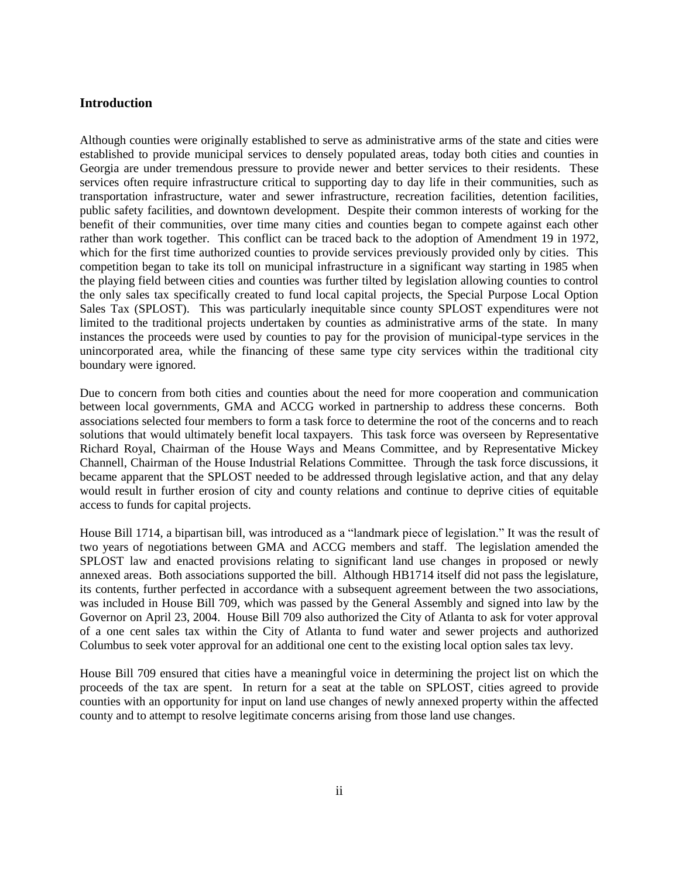## Introduction

Although counties were originally established to serve as administrative arms of the state and cities were established to provide municipal services to densely populated areas, today both cities and counties in Georgia are under tremendous pressure to provide newer and better services to their residents. These services often require infrastructure critical to supporting day to day life in their communities, such as transportation infrastructure, water and sewer infrastructure, recreation facilities, detention facilities, public safety facilities, and downtown development. Despite their common interests of working for the benefit of their communities, over time many cities and counties began to compete against each other rather than work together. This conflict can be traced back to the adoption of Amendment 19 in 1972, which for the first time authorized counties to provide services previously provided only by cities. This competition began to take its toll on municipal infrastructure in a significant way starting in 1985 when the playing field between cities and counties was further tilted by legislation allowing counties to control the only sales tax specifically created to fund local capital projects, the Special Purpose Local Option Sales Tax (SPLOST). This was particularly inequitable since county SPLOST expenditures were not limited to the traditional projects undertaken by counties as administrative arms of the state. In many instances the proceeds were used by counties to pay for the provision of municipal-type services in the unincorporated area, while the financing of these same type city services within the traditional city boundary were ignored.

Due to concern from both cities and counties about the need for more cooperation and communication between local governments, GMA and ACCG worked in partnership to address these concerns. Both associations selected four members to form a task force to determine the root of the concerns and to reach solutions that would ultimately benefit local taxpayers. This task force was overseen by Representative Richard Royal, Chairman of the House Ways and Means Committee, and by Representative Mickey Channell, Chairman of the House Industrial Relations Committee. Through the task force discussions, it became apparent that the SPLOST needed to be addressed through legislative action, and that any delay would result in further erosion of city and county relations and continue to deprive cities of equitable access to funds for capital projects.

House Bill 1714, a bipartisan bill, was introduced as a "landmark piece of legislation." It was the result of two years of negotiations between GMA and ACCG members and staff. The legislation amended the SPLOST law and enacted provisions relating to significant land use changes in proposed or newly annexed areas. Both associations supported the bill. Although HB1714 itself did not pass the legislature, its contents, further perfected in accordance with a subsequent agreement between the two associations, was included in House Bill 709, which was passed by the General Assembly and signed into law by the Governor on April 23, 2004. House Bill 709 also authorized the City of Atlanta to ask for voter approval of a one cent sales tax within the City of Atlanta to fund water and sewer projects and authorized Columbus to seek voter approval for an additional one cent to the existing local option sales tax levy.

House Bill 709 ensured that cities have a meaningful voice in determining the project list on which the proceeds of the tax are spent. In return for a seat at the table on SPLOST, cities agreed to provide counties with an opportunity for input on land use changes of newly annexed property within the affected county and to attempt to resolve legitimate concerns arising from those land use changes.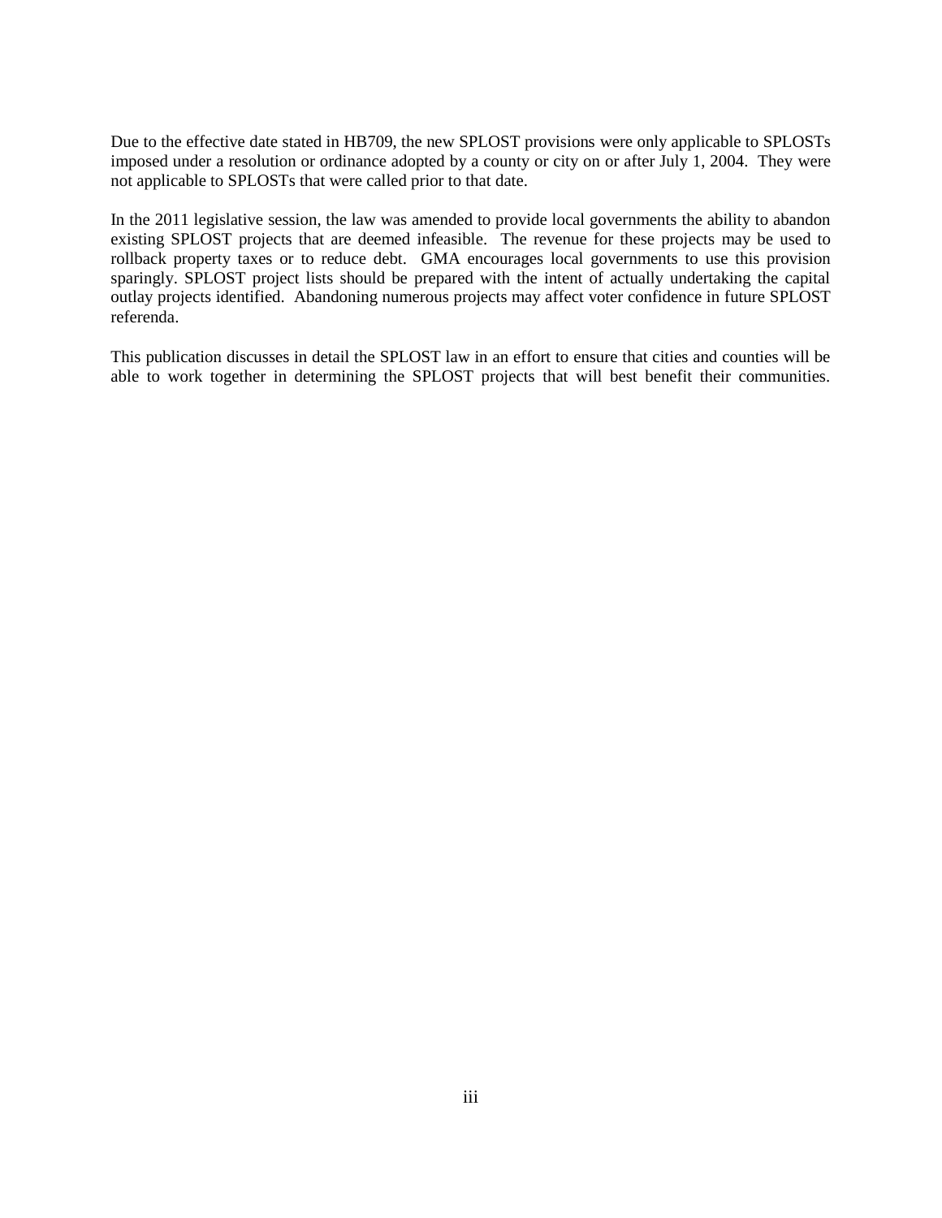Due to the effective date stated in HB709, the new SPLOST provisions were only applicable to SPLOSTs imposed under a resolution or ordinance adopted by a county or city on or after July 1, 2004. They were not applicable to SPLOSTs that were called prior to that date.

In the 2011 legislative session, the law was amended to provide local governments the ability to abandon existing SPLOST projects that are deemed infeasible. The revenue for these projects may be used to rollback property taxes or to reduce debt. GMA encourages local governments to use this provision sparingly. SPLOST project lists should be prepared with the intent of actually undertaking the capital outlay projects identified. Abandoning numerous projects may affect voter confidence in future SPLOST referenda.

This publication discusses in detail the SPLOST law in an effort to ensure that cities and counties will be able to work together in determining the SPLOST projects that will best benefit their communities.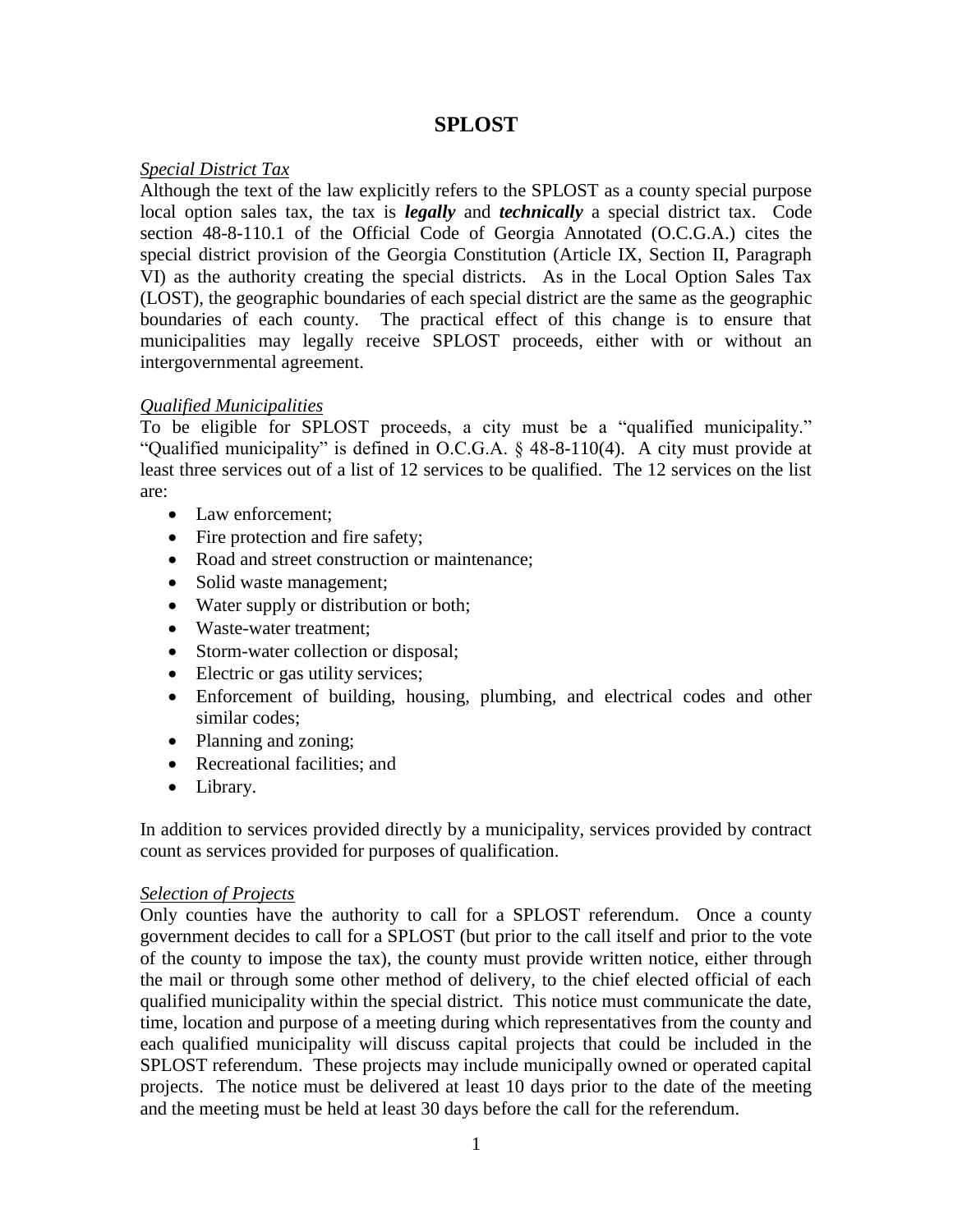# SPLOST

*Special District Tax*

Although the text of the law explicitly refers to the SPLOST as a county special purpose local option sales tax, the tax is ***legally*** and ***technically*** a special district tax. Code section 48-8-110.1 of the Official Code of Georgia Annotated (O.C.G.A.) cites the special district provision of the Georgia Constitution (Article IX, Section II, Paragraph VI) as the authority creating the special districts. As in the Local Option Sales Tax (LOST), the geographic boundaries of each special district are the same as the geographic boundaries of each county. The practical effect of this change is to ensure that municipalities may legally receive SPLOST proceeds, either with or without an intergovernmental agreement.

*Qualified Municipalities*

To be eligible for SPLOST proceeds, a city must be a "qualified municipality." "Qualified municipality" is defined in O.C.G.A. § 48-8-110(4). A city must provide at least three services out of a list of 12 services to be qualified. The 12 services on the list are:

- Law enforcement;
- Fire protection and fire safety;
- Road and street construction or maintenance;
- Solid waste management;
- Water supply or distribution or both;
- Waste-water treatment;
- Storm-water collection or disposal;
- Electric or gas utility services;
- Enforcement of building, housing, plumbing, and electrical codes and other similar codes;
- Planning and zoning;
- Recreational facilities; and
- Library.

In addition to services provided directly by a municipality, services provided by contract count as services provided for purposes of qualification.

*Selection of Projects*

Only counties have the authority to call for a SPLOST referendum. Once a county government decides to call for a SPLOST (but prior to the call itself and prior to the vote of the county to impose the tax), the county must provide written notice, either through the mail or through some other method of delivery, to the chief elected official of each qualified municipality within the special district. This notice must communicate the date, time, location and purpose of a meeting during which representatives from the county and each qualified municipality will discuss capital projects that could be included in the SPLOST referendum. These projects may include municipally owned or operated capital projects. The notice must be delivered at least 10 days prior to the date of the meeting and the meeting must be held at least 30 days before the call for the referendum.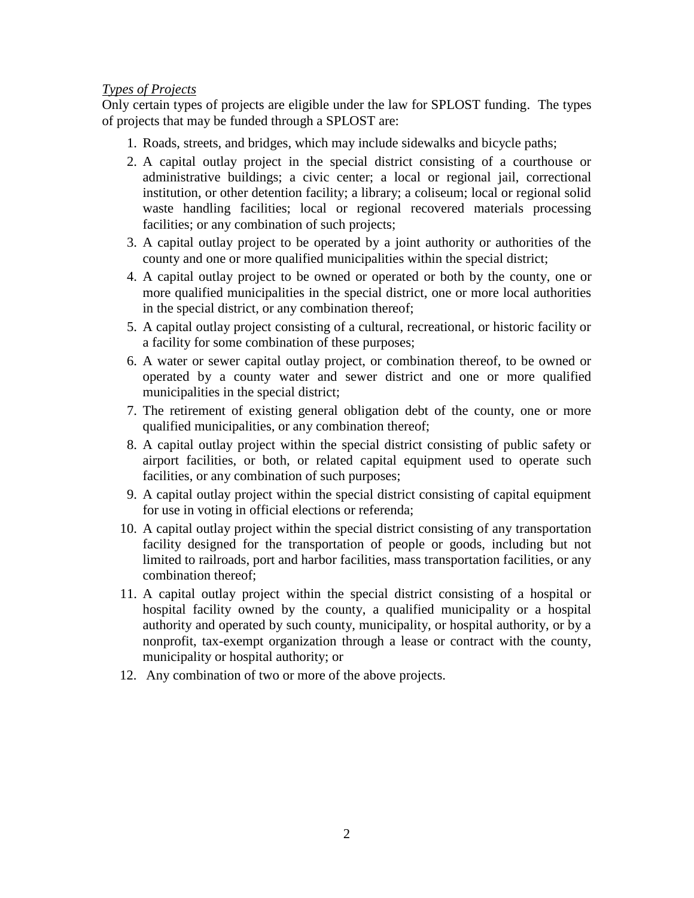*Types of Projects*

Only certain types of projects are eligible under the law for SPLOST funding. The types of projects that may be funded through a SPLOST are:

1. Roads, streets, and bridges, which may include sidewalks and bicycle paths;
2. A capital outlay project in the special district consisting of a courthouse or administrative buildings; a civic center; a local or regional jail, correctional institution, or other detention facility; a library; a coliseum; local or regional solid waste handling facilities; local or regional recovered materials processing facilities; or any combination of such projects;
3. A capital outlay project to be operated by a joint authority or authorities of the county and one or more qualified municipalities within the special district;
4. A capital outlay project to be owned or operated or both by the county, one or more qualified municipalities in the special district, one or more local authorities in the special district, or any combination thereof;
5. A capital outlay project consisting of a cultural, recreational, or historic facility or a facility for some combination of these purposes;
6. A water or sewer capital outlay project, or combination thereof, to be owned or operated by a county water and sewer district and one or more qualified municipalities in the special district;
7. The retirement of existing general obligation debt of the county, one or more qualified municipalities, or any combination thereof;
8. A capital outlay project within the special district consisting of public safety or airport facilities, or both, or related capital equipment used to operate such facilities, or any combination of such purposes;
9. A capital outlay project within the special district consisting of capital equipment for use in voting in official elections or referenda;
10. A capital outlay project within the special district consisting of any transportation facility designed for the transportation of people or goods, including but not limited to railroads, port and harbor facilities, mass transportation facilities, or any combination thereof;
11. A capital outlay project within the special district consisting of a hospital or hospital facility owned by the county, a qualified municipality or a hospital authority and operated by such county, municipality, or hospital authority, or by a nonprofit, tax-exempt organization through a lease or contract with the county, municipality or hospital authority; or
12. Any combination of two or more of the above projects.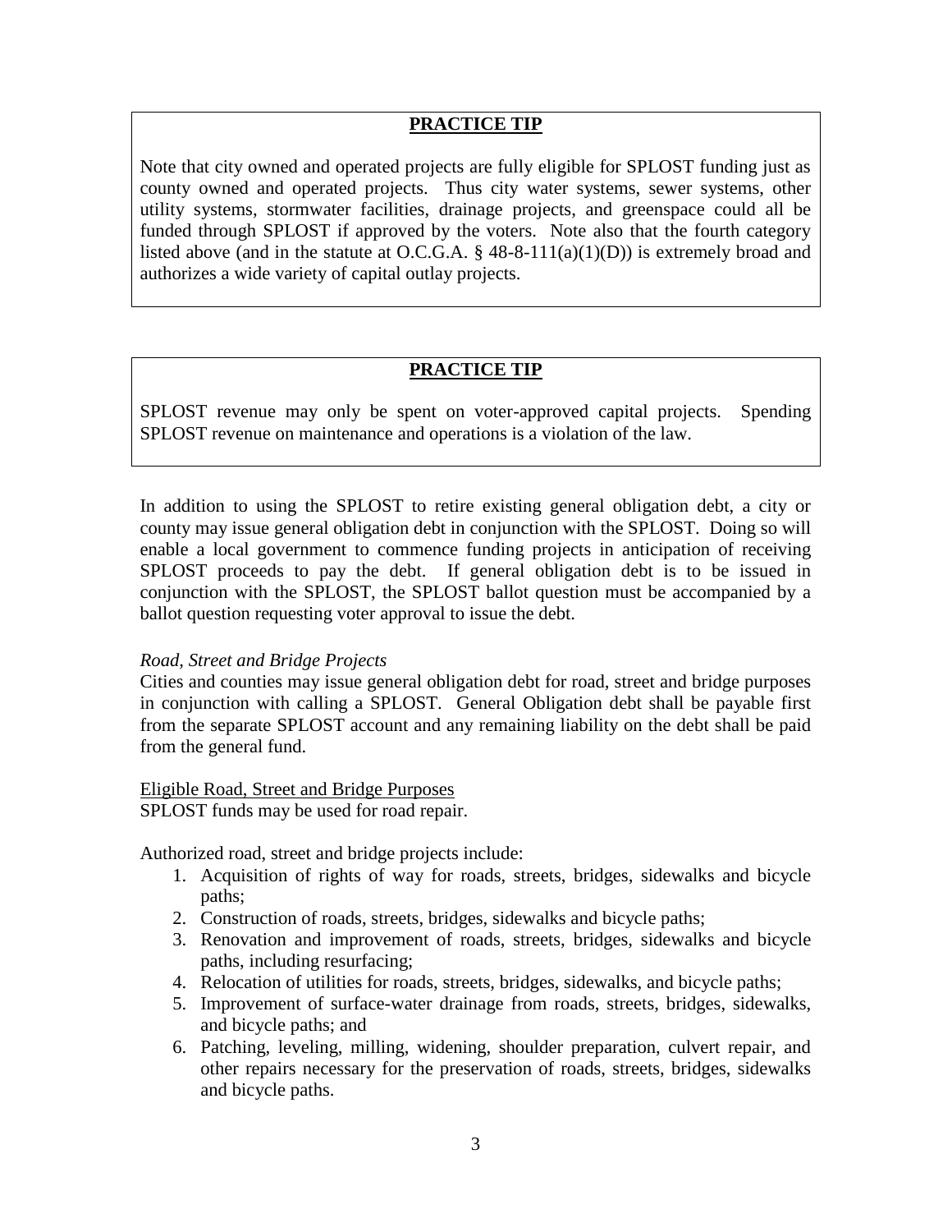**PRACTICE TIP**

Note that city owned and operated projects are fully eligible for SPLOST funding just as county owned and operated projects. Thus city water systems, sewer systems, other utility systems, stormwater facilities, drainage projects, and greenspace could all be funded through SPLOST if approved by the voters. Note also that the fourth category listed above (and in the statute at O.C.G.A. § 48-8-111(a)(1)(D)) is extremely broad and authorizes a wide variety of capital outlay projects.

**PRACTICE TIP**

SPLOST revenue may only be spent on voter-approved capital projects. Spending SPLOST revenue on maintenance and operations is a violation of the law.

In addition to using the SPLOST to retire existing general obligation debt, a city or county may issue general obligation debt in conjunction with the SPLOST. Doing so will enable a local government to commence funding projects in anticipation of receiving SPLOST proceeds to pay the debt. If general obligation debt is to be issued in conjunction with the SPLOST, the SPLOST ballot question must be accompanied by a ballot question requesting voter approval to issue the debt.

*Road, Street and Bridge Projects*

Cities and counties may issue general obligation debt for road, street and bridge purposes in conjunction with calling a SPLOST. General Obligation debt shall be payable first from the separate SPLOST account and any remaining liability on the debt shall be paid from the general fund.

<u>Eligible Road, Street and Bridge Purposes</u>

SPLOST funds may be used for road repair.

Authorized road, street and bridge projects include:

1. Acquisition of rights of way for roads, streets, bridges, sidewalks and bicycle paths;
2. Construction of roads, streets, bridges, sidewalks and bicycle paths;
3. Renovation and improvement of roads, streets, bridges, sidewalks and bicycle paths, including resurfacing;
4. Relocation of utilities for roads, streets, bridges, sidewalks, and bicycle paths;
5. Improvement of surface-water drainage from roads, streets, bridges, sidewalks, and bicycle paths; and
6. Patching, leveling, milling, widening, shoulder preparation, culvert repair, and other repairs necessary for the preservation of roads, streets, bridges, sidewalks and bicycle paths.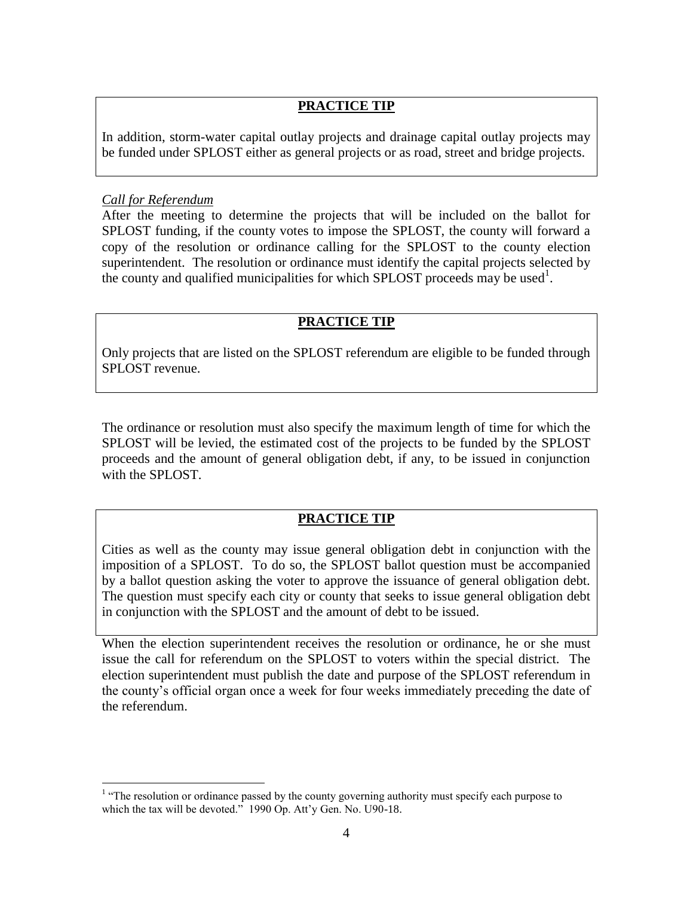**PRACTICE TIP**

In addition, storm-water capital outlay projects and drainage capital outlay projects may be funded under SPLOST either as general projects or as road, street and bridge projects.

*Call for Referendum*

After the meeting to determine the projects that will be included on the ballot for SPLOST funding, if the county votes to impose the SPLOST, the county will forward a copy of the resolution or ordinance calling for the SPLOST to the county election superintendent. The resolution or ordinance must identify the capital projects selected by the county and qualified municipalities for which SPLOST proceeds may be used[1].

**PRACTICE TIP**

Only projects that are listed on the SPLOST referendum are eligible to be funded through SPLOST revenue.

The ordinance or resolution must also specify the maximum length of time for which the SPLOST will be levied, the estimated cost of the projects to be funded by the SPLOST proceeds and the amount of general obligation debt, if any, to be issued in conjunction with the SPLOST.

**PRACTICE TIP**

Cities as well as the county may issue general obligation debt in conjunction with the imposition of a SPLOST. To do so, the SPLOST ballot question must be accompanied by a ballot question asking the voter to approve the issuance of general obligation debt. The question must specify each city or county that seeks to issue general obligation debt in conjunction with the SPLOST and the amount of debt to be issued.

When the election superintendent receives the resolution or ordinance, he or she must issue the call for referendum on the SPLOST to voters within the special district. The election superintendent must publish the date and purpose of the SPLOST referendum in the county's official organ once a week for four weeks immediately preceding the date of the referendum.

[1] "The resolution or ordinance passed by the county governing authority must specify each purpose to which the tax will be devoted." 1990 Op. Att'y Gen. No. U90-18.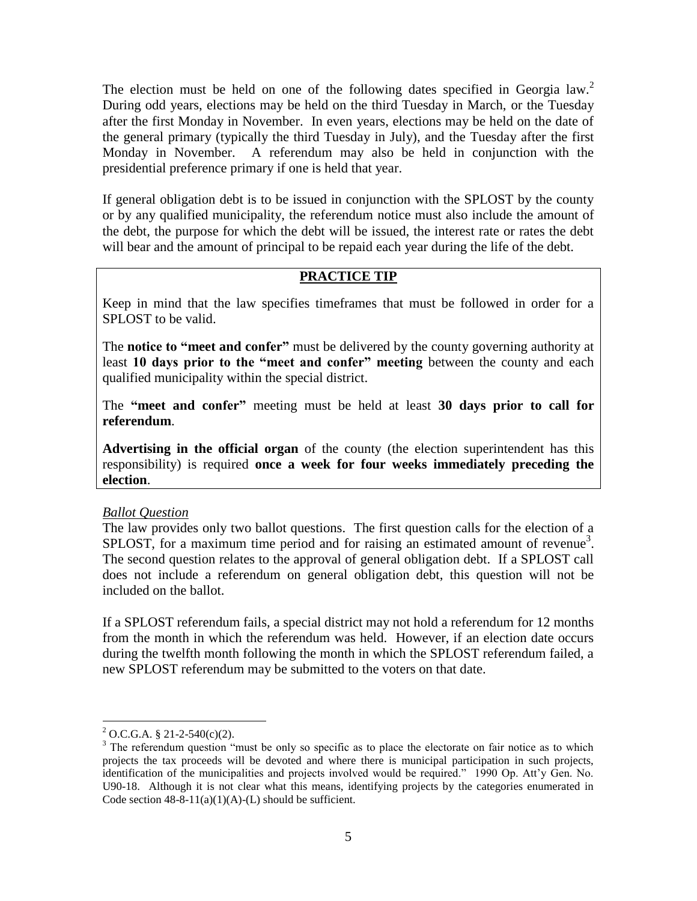The election must be held on one of the following dates specified in Georgia law.[2] During odd years, elections may be held on the third Tuesday in March, or the Tuesday after the first Monday in November. In even years, elections may be held on the date of the general primary (typically the third Tuesday in July), and the Tuesday after the first Monday in November. A referendum may also be held in conjunction with the presidential preference primary if one is held that year.

If general obligation debt is to be issued in conjunction with the SPLOST by the county or by any qualified municipality, the referendum notice must also include the amount of the debt, the purpose for which the debt will be issued, the interest rate or rates the debt will bear and the amount of principal to be repaid each year during the life of the debt.

**PRACTICE TIP**

Keep in mind that the law specifies timeframes that must be followed in order for a SPLOST to be valid.

The **notice to "meet and confer"** must be delivered by the county governing authority at least **10 days prior to the "meet and confer" meeting** between the county and each qualified municipality within the special district.

The **"meet and confer"** meeting must be held at least **30 days prior to call for referendum**.

**Advertising in the official organ** of the county (the election superintendent has this responsibility) is required **once a week for four weeks immediately preceding the election**.

*Ballot Question*

The law provides only two ballot questions. The first question calls for the election of a SPLOST, for a maximum time period and for raising an estimated amount of revenue[3]. The second question relates to the approval of general obligation debt. If a SPLOST call does not include a referendum on general obligation debt, this question will not be included on the ballot.

If a SPLOST referendum fails, a special district may not hold a referendum for 12 months from the month in which the referendum was held. However, if an election date occurs during the twelfth month following the month in which the SPLOST referendum failed, a new SPLOST referendum may be submitted to the voters on that date.

---

[2] O.C.G.A. § 21-2-540(c)(2).

[3] The referendum question "must be only so specific as to place the electorate on fair notice as to which projects the tax proceeds will be devoted and where there is municipal participation in such projects, identification of the municipalities and projects involved would be required." 1990 Op. Att'y Gen. No. U90-18. Although it is not clear what this means, identifying projects by the categories enumerated in Code section 48-8-11(a)(1)(A)-(L) should be sufficient.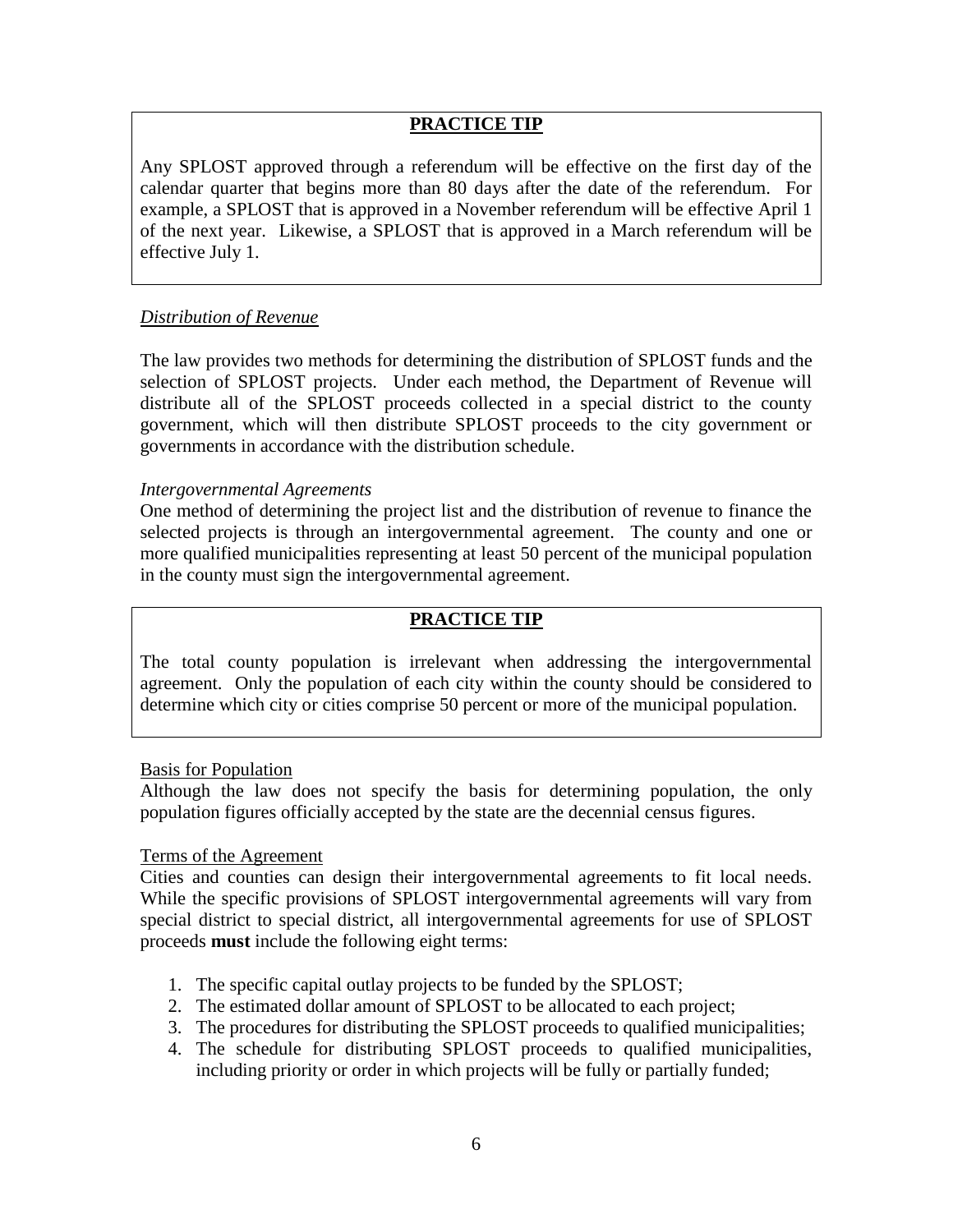**PRACTICE TIP**

Any SPLOST approved through a referendum will be effective on the first day of the calendar quarter that begins more than 80 days after the date of the referendum. For example, a SPLOST that is approved in a November referendum will be effective April 1 of the next year. Likewise, a SPLOST that is approved in a March referendum will be effective July 1.

*Distribution of Revenue*

The law provides two methods for determining the distribution of SPLOST funds and the selection of SPLOST projects. Under each method, the Department of Revenue will distribute all of the SPLOST proceeds collected in a special district to the county government, which will then distribute SPLOST proceeds to the city government or governments in accordance with the distribution schedule.

*Intergovernmental Agreements*

One method of determining the project list and the distribution of revenue to finance the selected projects is through an intergovernmental agreement. The county and one or more qualified municipalities representing at least 50 percent of the municipal population in the county must sign the intergovernmental agreement.

**PRACTICE TIP**

The total county population is irrelevant when addressing the intergovernmental agreement. Only the population of each city within the county should be considered to determine which city or cities comprise 50 percent or more of the municipal population.

Basis for Population

Although the law does not specify the basis for determining population, the only population figures officially accepted by the state are the decennial census figures.

Terms of the Agreement

Cities and counties can design their intergovernmental agreements to fit local needs. While the specific provisions of SPLOST intergovernmental agreements will vary from special district to special district, all intergovernmental agreements for use of SPLOST proceeds **must** include the following eight terms:

1. The specific capital outlay projects to be funded by the SPLOST;
2. The estimated dollar amount of SPLOST to be allocated to each project;
3. The procedures for distributing the SPLOST proceeds to qualified municipalities;
4. The schedule for distributing SPLOST proceeds to qualified municipalities, including priority or order in which projects will be fully or partially funded;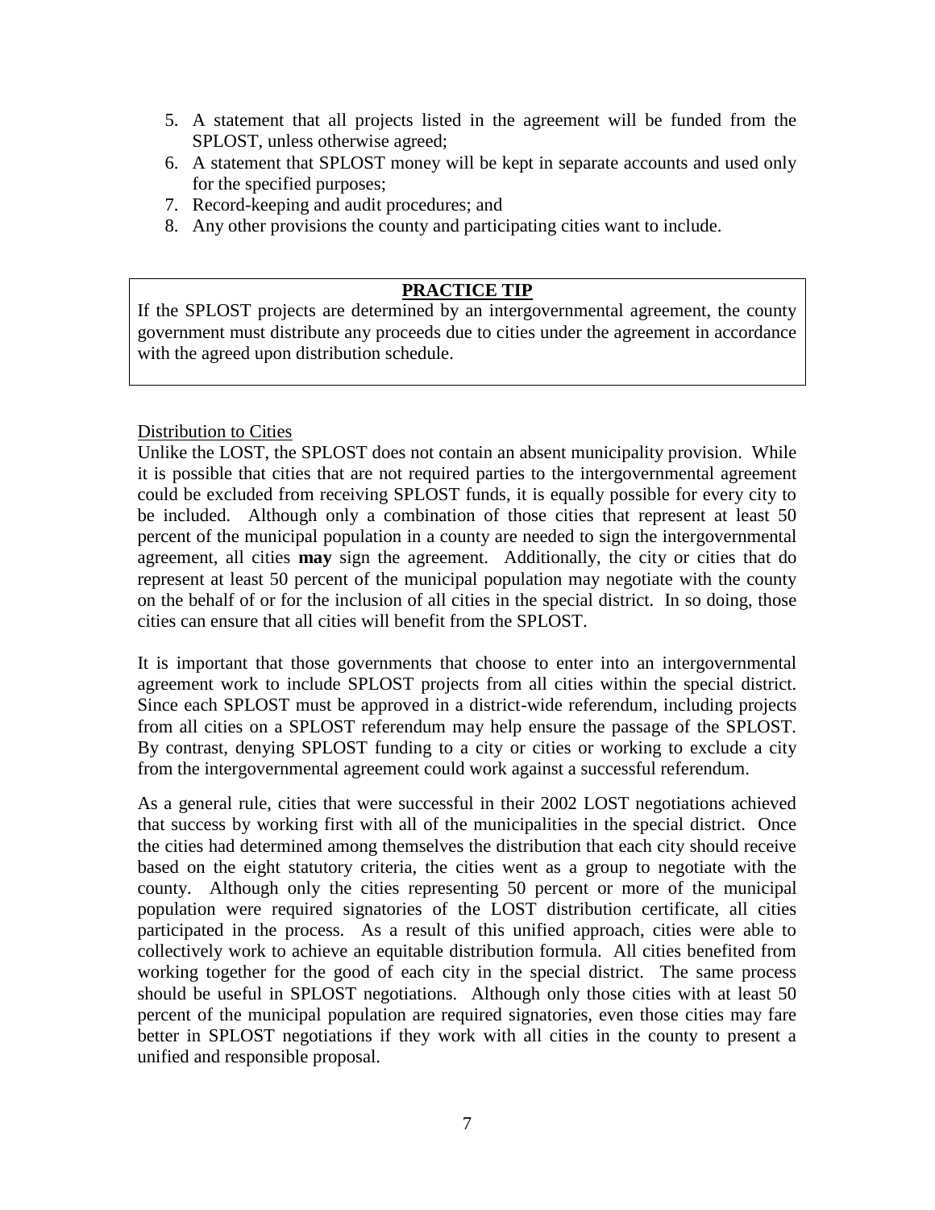5. A statement that all projects listed in the agreement will be funded from the SPLOST, unless otherwise agreed;
6. A statement that SPLOST money will be kept in separate accounts and used only for the specified purposes;
7. Record-keeping and audit procedures; and
8. Any other provisions the county and participating cities want to include.

> **PRACTICE TIP**
>
> If the SPLOST projects are determined by an intergovernmental agreement, the county government must distribute any proceeds due to cities under the agreement in accordance with the agreed upon distribution schedule.

Distribution to Cities

Unlike the LOST, the SPLOST does not contain an absent municipality provision. While it is possible that cities that are not required parties to the intergovernmental agreement could be excluded from receiving SPLOST funds, it is equally possible for every city to be included. Although only a combination of those cities that represent at least 50 percent of the municipal population in a county are needed to sign the intergovernmental agreement, all cities **may** sign the agreement. Additionally, the city or cities that do represent at least 50 percent of the municipal population may negotiate with the county on the behalf of or for the inclusion of all cities in the special district. In so doing, those cities can ensure that all cities will benefit from the SPLOST.

It is important that those governments that choose to enter into an intergovernmental agreement work to include SPLOST projects from all cities within the special district. Since each SPLOST must be approved in a district-wide referendum, including projects from all cities on a SPLOST referendum may help ensure the passage of the SPLOST. By contrast, denying SPLOST funding to a city or cities or working to exclude a city from the intergovernmental agreement could work against a successful referendum.

As a general rule, cities that were successful in their 2002 LOST negotiations achieved that success by working first with all of the municipalities in the special district. Once the cities had determined among themselves the distribution that each city should receive based on the eight statutory criteria, the cities went as a group to negotiate with the county. Although only the cities representing 50 percent or more of the municipal population were required signatories of the LOST distribution certificate, all cities participated in the process. As a result of this unified approach, cities were able to collectively work to achieve an equitable distribution formula. All cities benefited from working together for the good of each city in the special district. The same process should be useful in SPLOST negotiations. Although only those cities with at least 50 percent of the municipal population are required signatories, even those cities may fare better in SPLOST negotiations if they work with all cities in the county to present a unified and responsible proposal.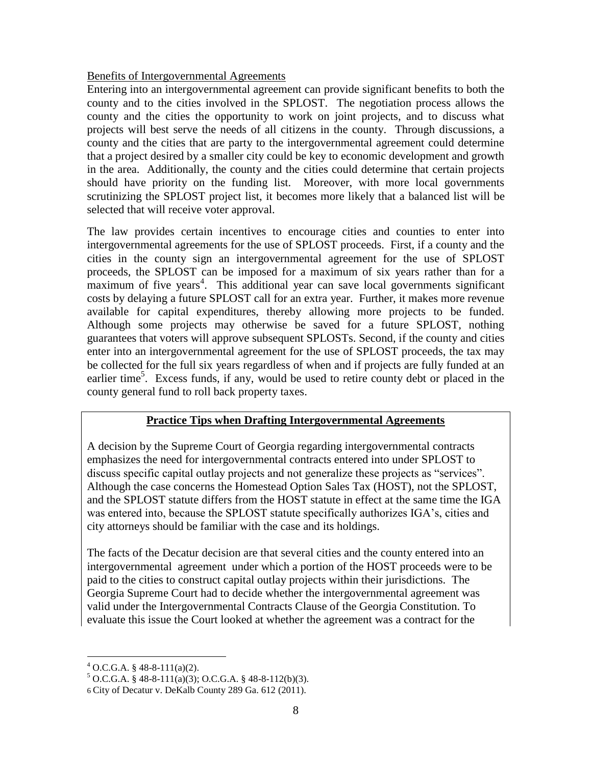Benefits of Intergovernmental Agreements

Entering into an intergovernmental agreement can provide significant benefits to both the county and to the cities involved in the SPLOST. The negotiation process allows the county and the cities the opportunity to work on joint projects, and to discuss what projects will best serve the needs of all citizens in the county. Through discussions, a county and the cities that are party to the intergovernmental agreement could determine that a project desired by a smaller city could be key to economic development and growth in the area. Additionally, the county and the cities could determine that certain projects should have priority on the funding list. Moreover, with more local governments scrutinizing the SPLOST project list, it becomes more likely that a balanced list will be selected that will receive voter approval.

The law provides certain incentives to encourage cities and counties to enter into intergovernmental agreements for the use of SPLOST proceeds. First, if a county and the cities in the county sign an intergovernmental agreement for the use of SPLOST proceeds, the SPLOST can be imposed for a maximum of six years rather than for a maximum of five years[4]. This additional year can save local governments significant costs by delaying a future SPLOST call for an extra year. Further, it makes more revenue available for capital expenditures, thereby allowing more projects to be funded. Although some projects may otherwise be saved for a future SPLOST, nothing guarantees that voters will approve subsequent SPLOSTs. Second, if the county and cities enter into an intergovernmental agreement for the use of SPLOST proceeds, the tax may be collected for the full six years regardless of when and if projects are fully funded at an earlier time[5]. Excess funds, if any, would be used to retire county debt or placed in the county general fund to roll back property taxes.

**Practice Tips when Drafting Intergovernmental Agreements**

A decision by the Supreme Court of Georgia regarding intergovernmental contracts emphasizes the need for intergovernmental contracts entered into under SPLOST to discuss specific capital outlay projects and not generalize these projects as "services". Although the case concerns the Homestead Option Sales Tax (HOST), not the SPLOST, and the SPLOST statute differs from the HOST statute in effect at the same time the IGA was entered into, because the SPLOST statute specifically authorizes IGA's, cities and city attorneys should be familiar with the case and its holdings.

The facts of the Decatur decision are that several cities and the county entered into an intergovernmental agreement under which a portion of the HOST proceeds were to be paid to the cities to construct capital outlay projects within their jurisdictions. The Georgia Supreme Court had to decide whether the intergovernmental agreement was valid under the Intergovernmental Contracts Clause of the Georgia Constitution. To evaluate this issue the Court looked at whether the agreement was a contract for the

[4] O.C.G.A. § 48-8-111(a)(2).

[5] O.C.G.A. § 48-8-111(a)(3); O.C.G.A. § 48-8-112(b)(3).

[6] City of Decatur v. DeKalb County 289 Ga. 612 (2011).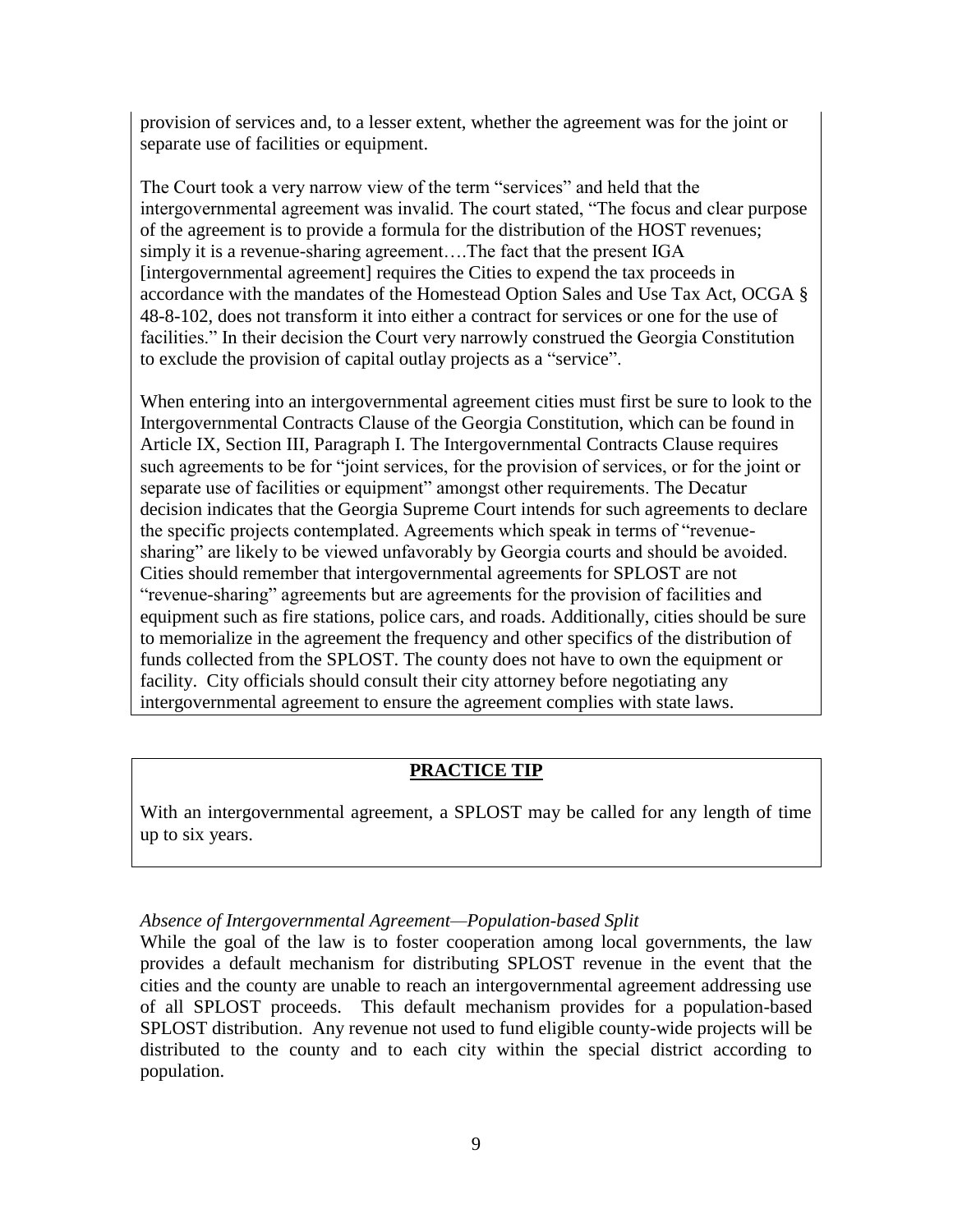provision of services and, to a lesser extent, whether the agreement was for the joint or separate use of facilities or equipment.

The Court took a very narrow view of the term "services" and held that the intergovernmental agreement was invalid. The court stated, "The focus and clear purpose of the agreement is to provide a formula for the distribution of the HOST revenues; simply it is a revenue-sharing agreement….The fact that the present IGA [intergovernmental agreement] requires the Cities to expend the tax proceeds in accordance with the mandates of the Homestead Option Sales and Use Tax Act, OCGA § 48-8-102, does not transform it into either a contract for services or one for the use of facilities." In their decision the Court very narrowly construed the Georgia Constitution to exclude the provision of capital outlay projects as a "service".

When entering into an intergovernmental agreement cities must first be sure to look to the Intergovernmental Contracts Clause of the Georgia Constitution, which can be found in Article IX, Section III, Paragraph I. The Intergovernmental Contracts Clause requires such agreements to be for "joint services, for the provision of services, or for the joint or separate use of facilities or equipment" amongst other requirements. The Decatur decision indicates that the Georgia Supreme Court intends for such agreements to declare the specific projects contemplated. Agreements which speak in terms of "revenue-sharing" are likely to be viewed unfavorably by Georgia courts and should be avoided. Cities should remember that intergovernmental agreements for SPLOST are not "revenue-sharing" agreements but are agreements for the provision of facilities and equipment such as fire stations, police cars, and roads. Additionally, cities should be sure to memorialize in the agreement the frequency and other specifics of the distribution of funds collected from the SPLOST. The county does not have to own the equipment or facility. City officials should consult their city attorney before negotiating any intergovernmental agreement to ensure the agreement complies with state laws.

**PRACTICE TIP**

With an intergovernmental agreement, a SPLOST may be called for any length of time up to six years.

*Absence of Intergovernmental Agreement—Population-based Split*

While the goal of the law is to foster cooperation among local governments, the law provides a default mechanism for distributing SPLOST revenue in the event that the cities and the county are unable to reach an intergovernmental agreement addressing use of all SPLOST proceeds. This default mechanism provides for a population-based SPLOST distribution. Any revenue not used to fund eligible county-wide projects will be distributed to the county and to each city within the special district according to population.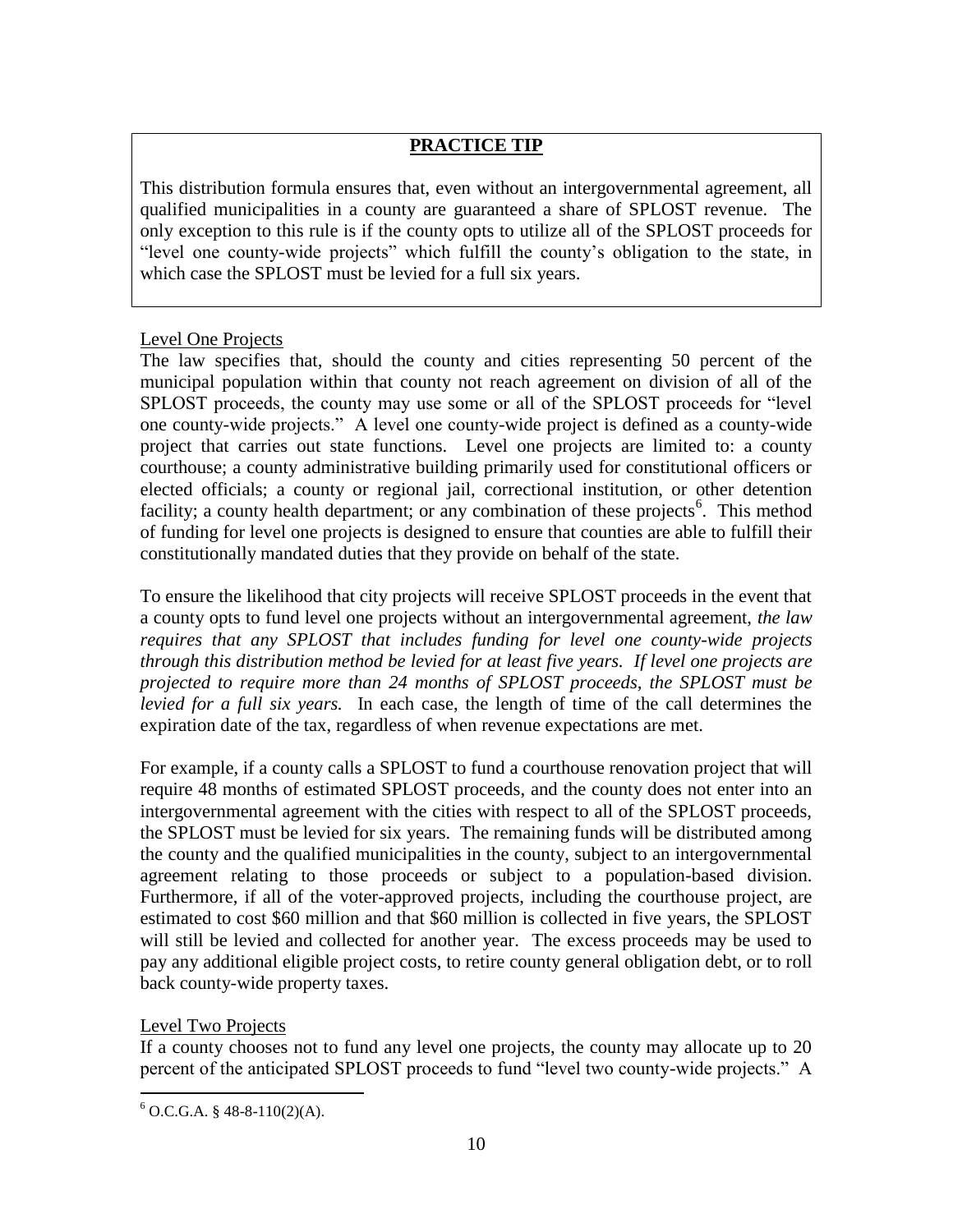> **PRACTICE TIP**
>
> This distribution formula ensures that, even without an intergovernmental agreement, all qualified municipalities in a county are guaranteed a share of SPLOST revenue. The only exception to this rule is if the county opts to utilize all of the SPLOST proceeds for "level one county-wide projects" which fulfill the county's obligation to the state, in which case the SPLOST must be levied for a full six years.

Level One Projects

The law specifies that, should the county and cities representing 50 percent of the municipal population within that county not reach agreement on division of all of the SPLOST proceeds, the county may use some or all of the SPLOST proceeds for "level one county-wide projects." A level one county-wide project is defined as a county-wide project that carries out state functions. Level one projects are limited to: a county courthouse; a county administrative building primarily used for constitutional officers or elected officials; a county or regional jail, correctional institution, or other detention facility; a county health department; or any combination of these projects[6]. This method of funding for level one projects is designed to ensure that counties are able to fulfill their constitutionally mandated duties that they provide on behalf of the state.

To ensure the likelihood that city projects will receive SPLOST proceeds in the event that a county opts to fund level one projects without an intergovernmental agreement, *the law requires that any SPLOST that includes funding for level one county-wide projects through this distribution method be levied for at least five years. If level one projects are projected to require more than 24 months of SPLOST proceeds, the SPLOST must be levied for a full six years.* In each case, the length of time of the call determines the expiration date of the tax, regardless of when revenue expectations are met.

For example, if a county calls a SPLOST to fund a courthouse renovation project that will require 48 months of estimated SPLOST proceeds, and the county does not enter into an intergovernmental agreement with the cities with respect to all of the SPLOST proceeds, the SPLOST must be levied for six years. The remaining funds will be distributed among the county and the qualified municipalities in the county, subject to an intergovernmental agreement relating to those proceeds or subject to a population-based division. Furthermore, if all of the voter-approved projects, including the courthouse project, are estimated to cost $60 million and that $60 million is collected in five years, the SPLOST will still be levied and collected for another year. The excess proceeds may be used to pay any additional eligible project costs, to retire county general obligation debt, or to roll back county-wide property taxes.

Level Two Projects

If a county chooses not to fund any level one projects, the county may allocate up to 20 percent of the anticipated SPLOST proceeds to fund "level two county-wide projects." A

[6] O.C.G.A. § 48-8-110(2)(A).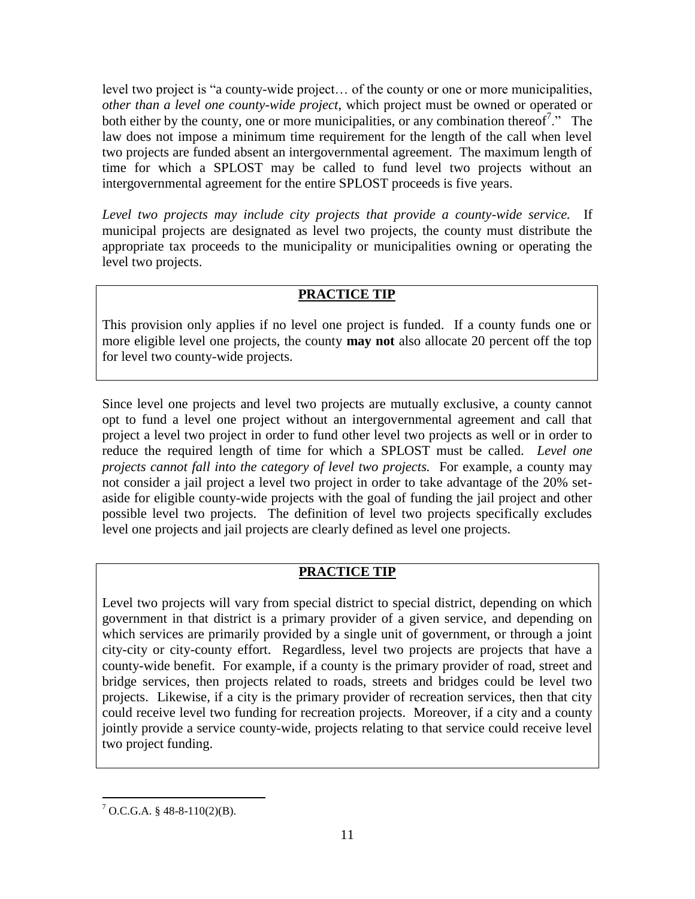level two project is "a county-wide project… of the county or one or more municipalities, *other than a level one county-wide project*, which project must be owned or operated or both either by the county, one or more municipalities, or any combination thereof[7]." The law does not impose a minimum time requirement for the length of the call when level two projects are funded absent an intergovernmental agreement. The maximum length of time for which a SPLOST may be called to fund level two projects without an intergovernmental agreement for the entire SPLOST proceeds is five years.

*Level two projects may include city projects that provide a county-wide service.* If municipal projects are designated as level two projects, the county must distribute the appropriate tax proceeds to the municipality or municipalities owning or operating the level two projects.

> **PRACTICE TIP**
>
> This provision only applies if no level one project is funded. If a county funds one or more eligible level one projects, the county **may not** also allocate 20 percent off the top for level two county-wide projects.

Since level one projects and level two projects are mutually exclusive, a county cannot opt to fund a level one project without an intergovernmental agreement and call that project a level two project in order to fund other level two projects as well or in order to reduce the required length of time for which a SPLOST must be called. *Level one projects cannot fall into the category of level two projects.* For example, a county may not consider a jail project a level two project in order to take advantage of the 20% set-aside for eligible county-wide projects with the goal of funding the jail project and other possible level two projects. The definition of level two projects specifically excludes level one projects and jail projects are clearly defined as level one projects.

> **PRACTICE TIP**
>
> Level two projects will vary from special district to special district, depending on which government in that district is a primary provider of a given service, and depending on which services are primarily provided by a single unit of government, or through a joint city-city or city-county effort. Regardless, level two projects are projects that have a county-wide benefit. For example, if a county is the primary provider of road, street and bridge services, then projects related to roads, streets and bridges could be level two projects. Likewise, if a city is the primary provider of recreation services, then that city could receive level two funding for recreation projects. Moreover, if a city and a county jointly provide a service county-wide, projects relating to that service could receive level two project funding.

[7] O.C.G.A. § 48-8-110(2)(B).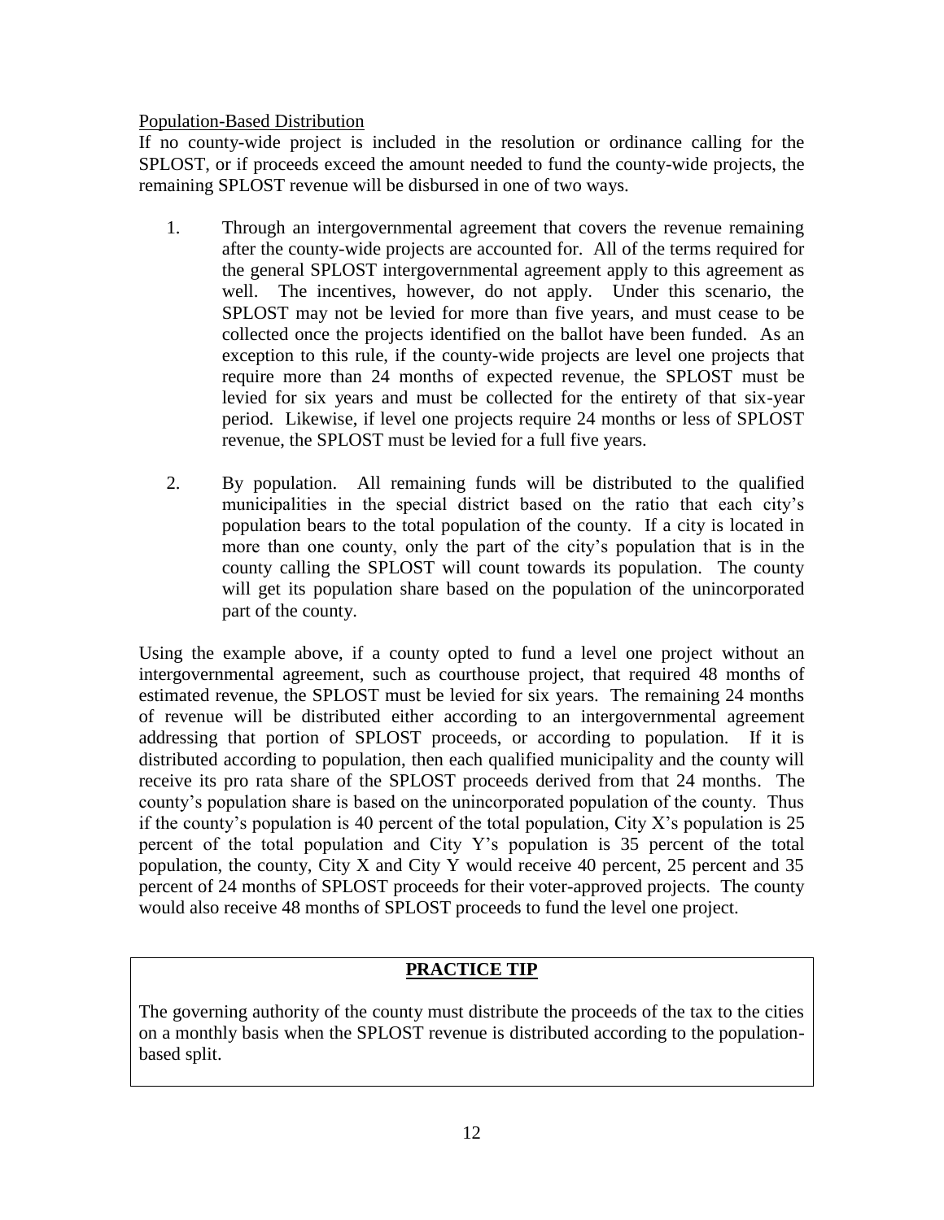Population-Based Distribution

If no county-wide project is included in the resolution or ordinance calling for the SPLOST, or if proceeds exceed the amount needed to fund the county-wide projects, the remaining SPLOST revenue will be disbursed in one of two ways.

1. Through an intergovernmental agreement that covers the revenue remaining after the county-wide projects are accounted for. All of the terms required for the general SPLOST intergovernmental agreement apply to this agreement as well. The incentives, however, do not apply. Under this scenario, the SPLOST may not be levied for more than five years, and must cease to be collected once the projects identified on the ballot have been funded. As an exception to this rule, if the county-wide projects are level one projects that require more than 24 months of expected revenue, the SPLOST must be levied for six years and must be collected for the entirety of that six-year period. Likewise, if level one projects require 24 months or less of SPLOST revenue, the SPLOST must be levied for a full five years.

2. By population. All remaining funds will be distributed to the qualified municipalities in the special district based on the ratio that each city's population bears to the total population of the county. If a city is located in more than one county, only the part of the city's population that is in the county calling the SPLOST will count towards its population. The county will get its population share based on the population of the unincorporated part of the county.

Using the example above, if a county opted to fund a level one project without an intergovernmental agreement, such as courthouse project, that required 48 months of estimated revenue, the SPLOST must be levied for six years. The remaining 24 months of revenue will be distributed either according to an intergovernmental agreement addressing that portion of SPLOST proceeds, or according to population. If it is distributed according to population, then each qualified municipality and the county will receive its pro rata share of the SPLOST proceeds derived from that 24 months. The county's population share is based on the unincorporated population of the county. Thus if the county's population is 40 percent of the total population, City X's population is 25 percent of the total population and City Y's population is 35 percent of the total population, the county, City X and City Y would receive 40 percent, 25 percent and 35 percent of 24 months of SPLOST proceeds for their voter-approved projects. The county would also receive 48 months of SPLOST proceeds to fund the level one project.

**PRACTICE TIP**

The governing authority of the county must distribute the proceeds of the tax to the cities on a monthly basis when the SPLOST revenue is distributed according to the population-based split.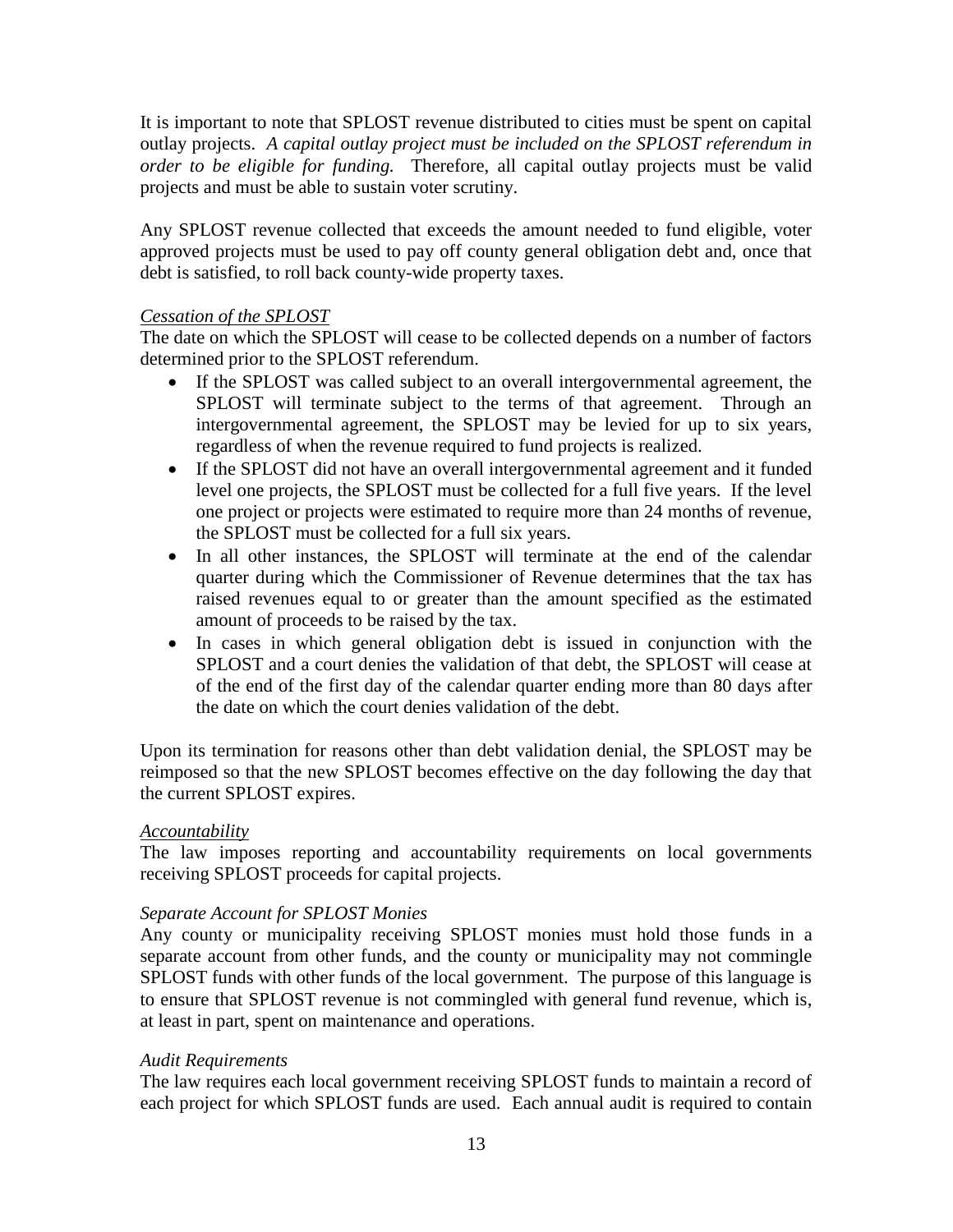It is important to note that SPLOST revenue distributed to cities must be spent on capital outlay projects. *A capital outlay project must be included on the SPLOST referendum in order to be eligible for funding.* Therefore, all capital outlay projects must be valid projects and must be able to sustain voter scrutiny.

Any SPLOST revenue collected that exceeds the amount needed to fund eligible, voter approved projects must be used to pay off county general obligation debt and, once that debt is satisfied, to roll back county-wide property taxes.

*<u>Cessation of the SPLOST</u>*

The date on which the SPLOST will cease to be collected depends on a number of factors determined prior to the SPLOST referendum.

- If the SPLOST was called subject to an overall intergovernmental agreement, the SPLOST will terminate subject to the terms of that agreement. Through an intergovernmental agreement, the SPLOST may be levied for up to six years, regardless of when the revenue required to fund projects is realized.
- If the SPLOST did not have an overall intergovernmental agreement and it funded level one projects, the SPLOST must be collected for a full five years. If the level one project or projects were estimated to require more than 24 months of revenue, the SPLOST must be collected for a full six years.
- In all other instances, the SPLOST will terminate at the end of the calendar quarter during which the Commissioner of Revenue determines that the tax has raised revenues equal to or greater than the amount specified as the estimated amount of proceeds to be raised by the tax.
- In cases in which general obligation debt is issued in conjunction with the SPLOST and a court denies the validation of that debt, the SPLOST will cease at of the end of the first day of the calendar quarter ending more than 80 days after the date on which the court denies validation of the debt.

Upon its termination for reasons other than debt validation denial, the SPLOST may be reimposed so that the new SPLOST becomes effective on the day following the day that the current SPLOST expires.

*<u>Accountability</u>*

The law imposes reporting and accountability requirements on local governments receiving SPLOST proceeds for capital projects.

*Separate Account for SPLOST Monies*

Any county or municipality receiving SPLOST monies must hold those funds in a separate account from other funds, and the county or municipality may not commingle SPLOST funds with other funds of the local government. The purpose of this language is to ensure that SPLOST revenue is not commingled with general fund revenue, which is, at least in part, spent on maintenance and operations.

*Audit Requirements*

The law requires each local government receiving SPLOST funds to maintain a record of each project for which SPLOST funds are used. Each annual audit is required to contain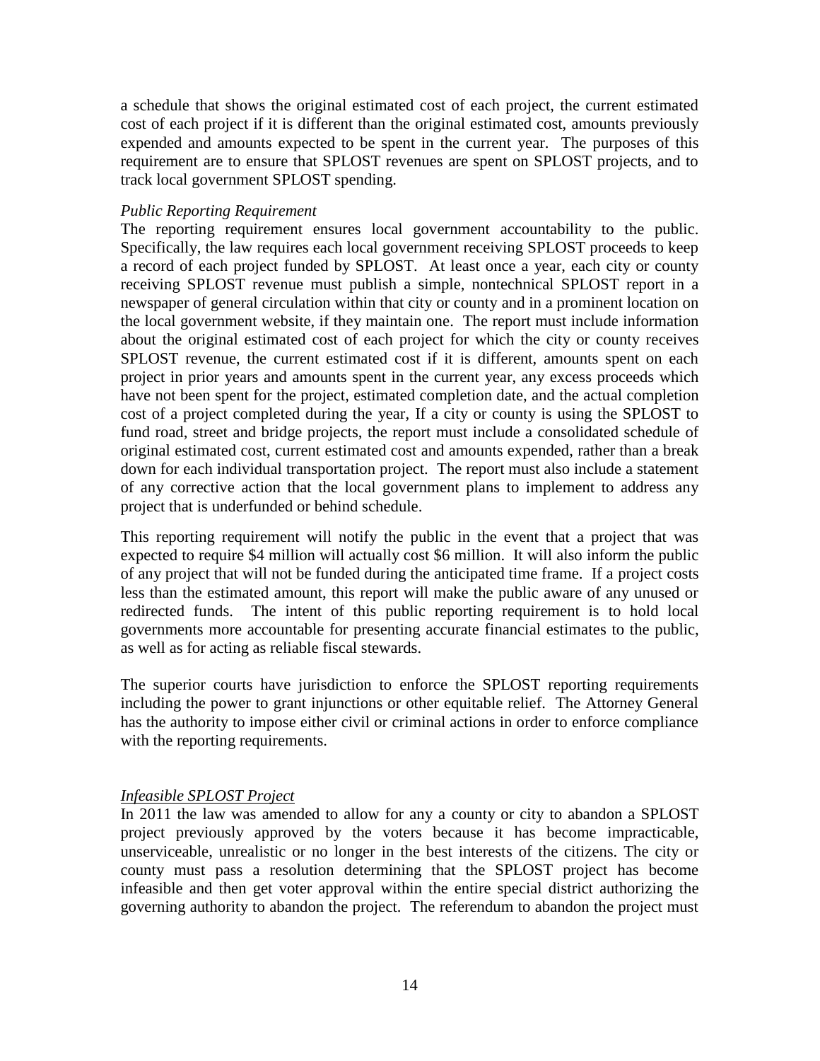a schedule that shows the original estimated cost of each project, the current estimated cost of each project if it is different than the original estimated cost, amounts previously expended and amounts expected to be spent in the current year. The purposes of this requirement are to ensure that SPLOST revenues are spent on SPLOST projects, and to track local government SPLOST spending.

*Public Reporting Requirement*

The reporting requirement ensures local government accountability to the public. Specifically, the law requires each local government receiving SPLOST proceeds to keep a record of each project funded by SPLOST. At least once a year, each city or county receiving SPLOST revenue must publish a simple, nontechnical SPLOST report in a newspaper of general circulation within that city or county and in a prominent location on the local government website, if they maintain one. The report must include information about the original estimated cost of each project for which the city or county receives SPLOST revenue, the current estimated cost if it is different, amounts spent on each project in prior years and amounts spent in the current year, any excess proceeds which have not been spent for the project, estimated completion date, and the actual completion cost of a project completed during the year, If a city or county is using the SPLOST to fund road, street and bridge projects, the report must include a consolidated schedule of original estimated cost, current estimated cost and amounts expended, rather than a break down for each individual transportation project. The report must also include a statement of any corrective action that the local government plans to implement to address any project that is underfunded or behind schedule.

This reporting requirement will notify the public in the event that a project that was expected to require $4 million will actually cost $6 million. It will also inform the public of any project that will not be funded during the anticipated time frame. If a project costs less than the estimated amount, this report will make the public aware of any unused or redirected funds. The intent of this public reporting requirement is to hold local governments more accountable for presenting accurate financial estimates to the public, as well as for acting as reliable fiscal stewards.

The superior courts have jurisdiction to enforce the SPLOST reporting requirements including the power to grant injunctions or other equitable relief. The Attorney General has the authority to impose either civil or criminal actions in order to enforce compliance with the reporting requirements.

*Infeasible SPLOST Project*

In 2011 the law was amended to allow for any a county or city to abandon a SPLOST project previously approved by the voters because it has become impracticable, unserviceable, unrealistic or no longer in the best interests of the citizens. The city or county must pass a resolution determining that the SPLOST project has become infeasible and then get voter approval within the entire special district authorizing the governing authority to abandon the project. The referendum to abandon the project must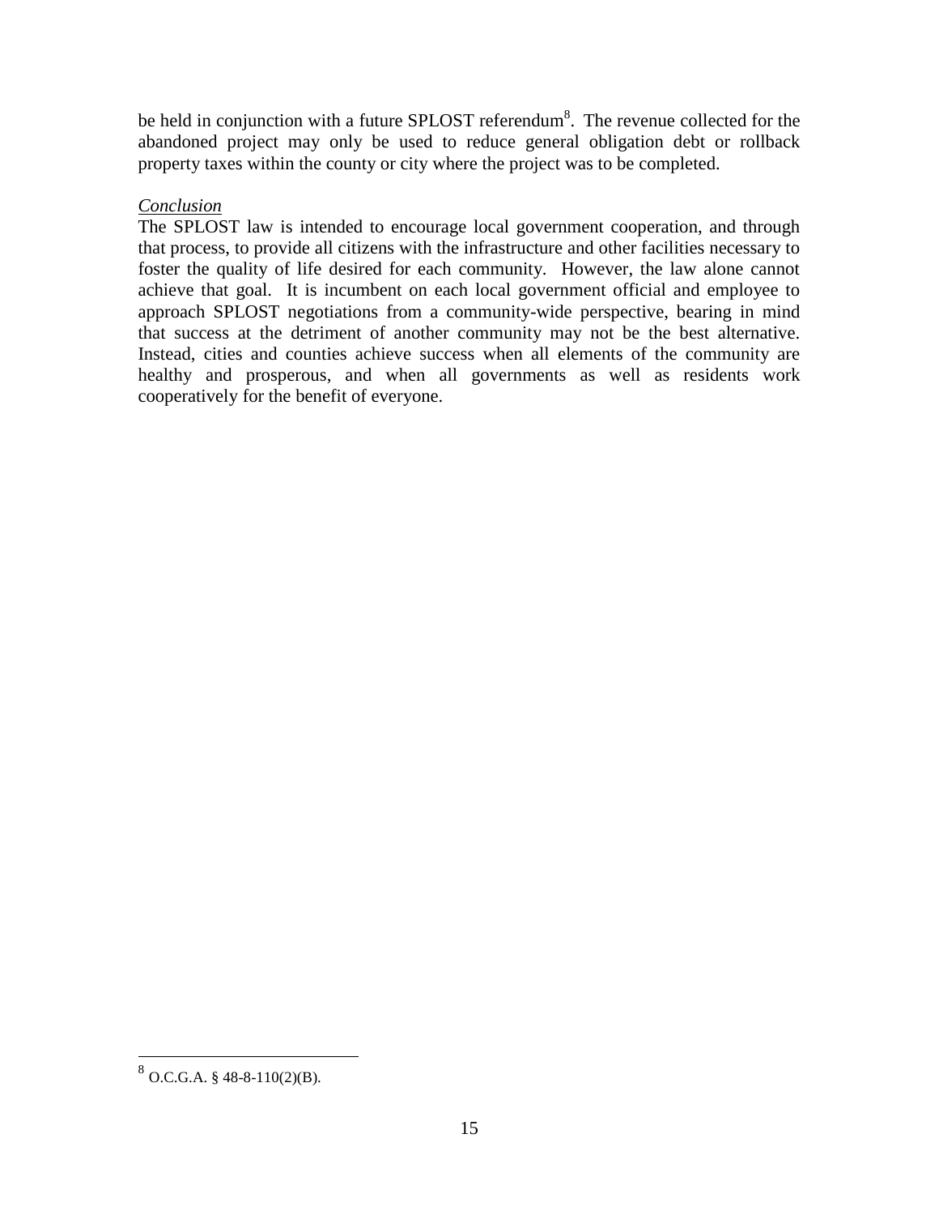be held in conjunction with a future SPLOST referendum[8]. The revenue collected for the abandoned project may only be used to reduce general obligation debt or rollback property taxes within the county or city where the project was to be completed.

*Conclusion*

The SPLOST law is intended to encourage local government cooperation, and through that process, to provide all citizens with the infrastructure and other facilities necessary to foster the quality of life desired for each community. However, the law alone cannot achieve that goal. It is incumbent on each local government official and employee to approach SPLOST negotiations from a community-wide perspective, bearing in mind that success at the detriment of another community may not be the best alternative. Instead, cities and counties achieve success when all elements of the community are healthy and prosperous, and when all governments as well as residents work cooperatively for the benefit of everyone.

---

[8] O.C.G.A. § 48-8-110(2)(B).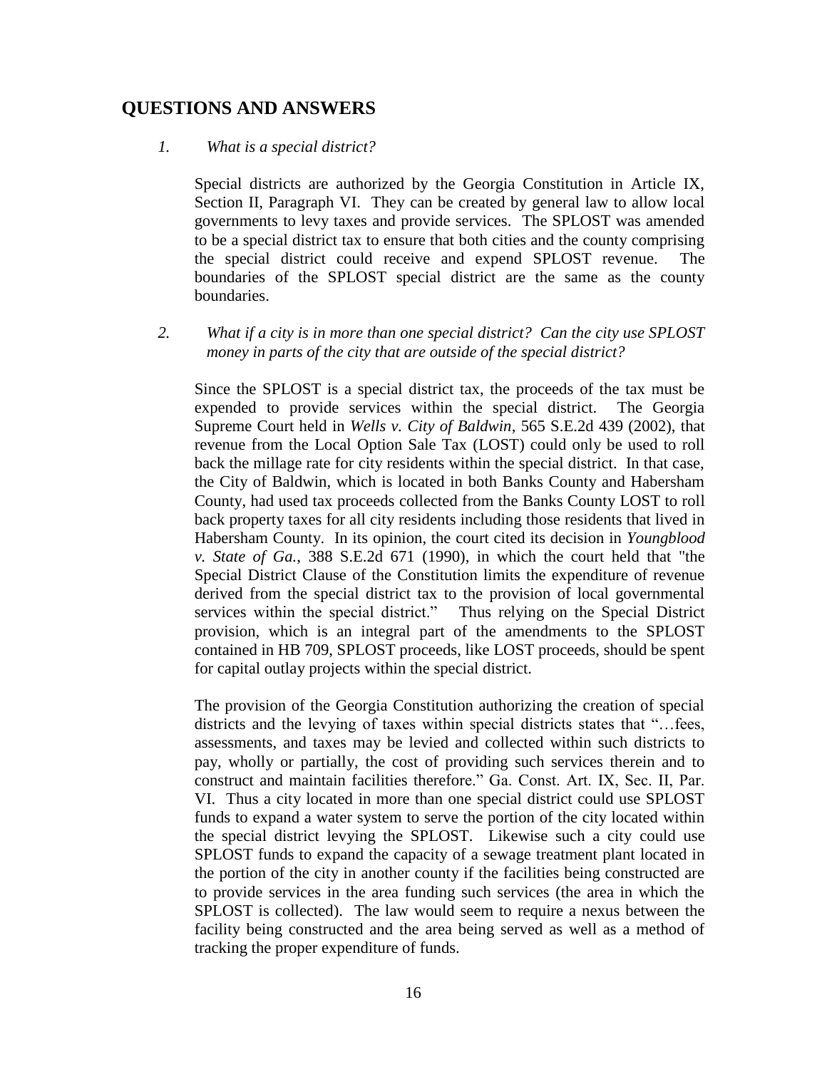## QUESTIONS AND ANSWERS

*1. What is a special district?*

Special districts are authorized by the Georgia Constitution in Article IX, Section II, Paragraph VI. They can be created by general law to allow local governments to levy taxes and provide services. The SPLOST was amended to be a special district tax to ensure that both cities and the county comprising the special district could receive and expend SPLOST revenue. The boundaries of the SPLOST special district are the same as the county boundaries.

*2. What if a city is in more than one special district? Can the city use SPLOST money in parts of the city that are outside of the special district?*

Since the SPLOST is a special district tax, the proceeds of the tax must be expended to provide services within the special district. The Georgia Supreme Court held in *Wells v. City of Baldwin*, 565 S.E.2d 439 (2002), that revenue from the Local Option Sale Tax (LOST) could only be used to roll back the millage rate for city residents within the special district. In that case, the City of Baldwin, which is located in both Banks County and Habersham County, had used tax proceeds collected from the Banks County LOST to roll back property taxes for all city residents including those residents that lived in Habersham County. In its opinion, the court cited its decision in *Youngblood v. State of Ga.*, 388 S.E.2d 671 (1990), in which the court held that "the Special District Clause of the Constitution limits the expenditure of revenue derived from the special district tax to the provision of local governmental services within the special district." Thus relying on the Special District provision, which is an integral part of the amendments to the SPLOST contained in HB 709, SPLOST proceeds, like LOST proceeds, should be spent for capital outlay projects within the special district.

The provision of the Georgia Constitution authorizing the creation of special districts and the levying of taxes within special districts states that "…fees, assessments, and taxes may be levied and collected within such districts to pay, wholly or partially, the cost of providing such services therein and to construct and maintain facilities therefore." Ga. Const. Art. IX, Sec. II, Par. VI. Thus a city located in more than one special district could use SPLOST funds to expand a water system to serve the portion of the city located within the special district levying the SPLOST. Likewise such a city could use SPLOST funds to expand the capacity of a sewage treatment plant located in the portion of the city in another county if the facilities being constructed are to provide services in the area funding such services (the area in which the SPLOST is collected). The law would seem to require a nexus between the facility being constructed and the area being served as well as a method of tracking the proper expenditure of funds.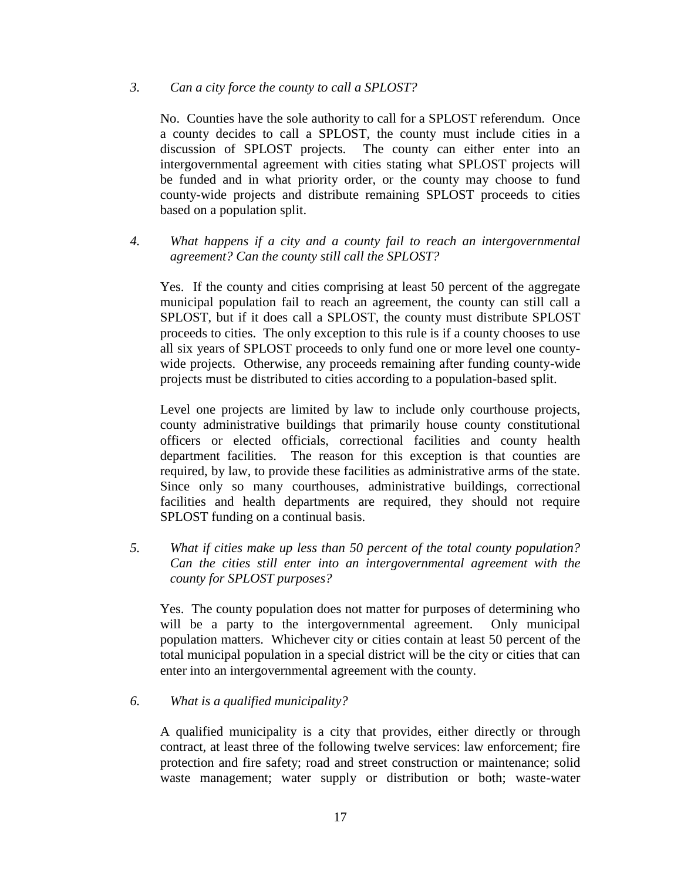*3. Can a city force the county to call a SPLOST?*

No. Counties have the sole authority to call for a SPLOST referendum. Once a county decides to call a SPLOST, the county must include cities in a discussion of SPLOST projects. The county can either enter into an intergovernmental agreement with cities stating what SPLOST projects will be funded and in what priority order, or the county may choose to fund county-wide projects and distribute remaining SPLOST proceeds to cities based on a population split.

*4. What happens if a city and a county fail to reach an intergovernmental agreement? Can the county still call the SPLOST?*

Yes. If the county and cities comprising at least 50 percent of the aggregate municipal population fail to reach an agreement, the county can still call a SPLOST, but if it does call a SPLOST, the county must distribute SPLOST proceeds to cities. The only exception to this rule is if a county chooses to use all six years of SPLOST proceeds to only fund one or more level one county-wide projects. Otherwise, any proceeds remaining after funding county-wide projects must be distributed to cities according to a population-based split.

Level one projects are limited by law to include only courthouse projects, county administrative buildings that primarily house county constitutional officers or elected officials, correctional facilities and county health department facilities. The reason for this exception is that counties are required, by law, to provide these facilities as administrative arms of the state. Since only so many courthouses, administrative buildings, correctional facilities and health departments are required, they should not require SPLOST funding on a continual basis.

*5. What if cities make up less than 50 percent of the total county population? Can the cities still enter into an intergovernmental agreement with the county for SPLOST purposes?*

Yes. The county population does not matter for purposes of determining who will be a party to the intergovernmental agreement. Only municipal population matters. Whichever city or cities contain at least 50 percent of the total municipal population in a special district will be the city or cities that can enter into an intergovernmental agreement with the county.

*6. What is a qualified municipality?*

A qualified municipality is a city that provides, either directly or through contract, at least three of the following twelve services: law enforcement; fire protection and fire safety; road and street construction or maintenance; solid waste management; water supply or distribution or both; waste-water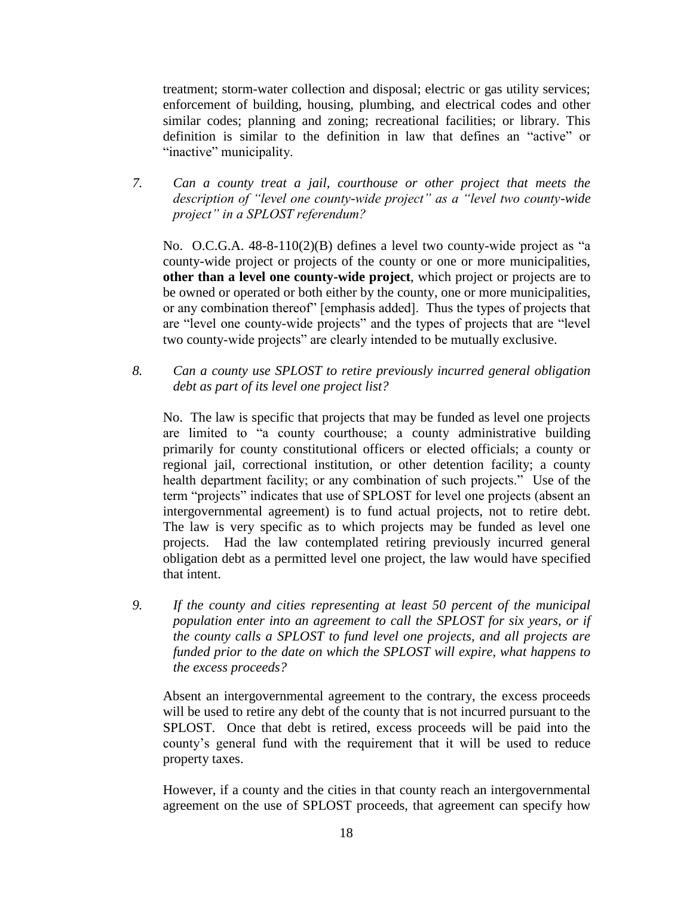treatment; storm-water collection and disposal; electric or gas utility services; enforcement of building, housing, plumbing, and electrical codes and other similar codes; planning and zoning; recreational facilities; or library. This definition is similar to the definition in law that defines an "active" or "inactive" municipality.

7. *Can a county treat a jail, courthouse or other project that meets the description of "level one county-wide project" as a "level two county-wide project" in a SPLOST referendum?*

   No. O.C.G.A. 48-8-110(2)(B) defines a level two county-wide project as "a county-wide project or projects of the county or one or more municipalities, **other than a level one county-wide project**, which project or projects are to be owned or operated or both either by the county, one or more municipalities, or any combination thereof" [emphasis added]. Thus the types of projects that are "level one county-wide projects" and the types of projects that are "level two county-wide projects" are clearly intended to be mutually exclusive.

8. *Can a county use SPLOST to retire previously incurred general obligation debt as part of its level one project list?*

   No. The law is specific that projects that may be funded as level one projects are limited to "a county courthouse; a county administrative building primarily for county constitutional officers or elected officials; a county or regional jail, correctional institution, or other detention facility; a county health department facility; or any combination of such projects." Use of the term "projects" indicates that use of SPLOST for level one projects (absent an intergovernmental agreement) is to fund actual projects, not to retire debt. The law is very specific as to which projects may be funded as level one projects. Had the law contemplated retiring previously incurred general obligation debt as a permitted level one project, the law would have specified that intent.

9. *If the county and cities representing at least 50 percent of the municipal population enter into an agreement to call the SPLOST for six years, or if the county calls a SPLOST to fund level one projects, and all projects are funded prior to the date on which the SPLOST will expire, what happens to the excess proceeds?*

   Absent an intergovernmental agreement to the contrary, the excess proceeds will be used to retire any debt of the county that is not incurred pursuant to the SPLOST. Once that debt is retired, excess proceeds will be paid into the county's general fund with the requirement that it will be used to reduce property taxes.

   However, if a county and the cities in that county reach an intergovernmental agreement on the use of SPLOST proceeds, that agreement can specify how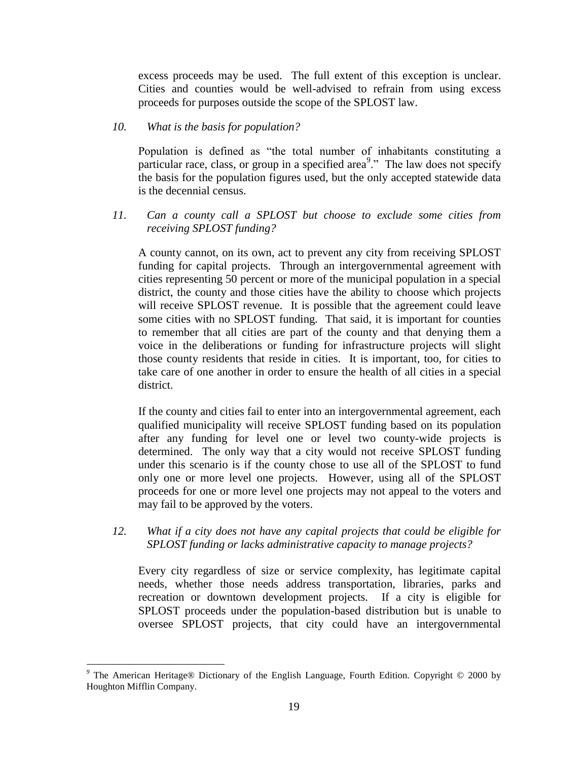excess proceeds may be used. The full extent of this exception is unclear. Cities and counties would be well-advised to refrain from using excess proceeds for purposes outside the scope of the SPLOST law.

*10. What is the basis for population?*

Population is defined as "the total number of inhabitants constituting a particular race, class, or group in a specified area[9]." The law does not specify the basis for the population figures used, but the only accepted statewide data is the decennial census.

*11. Can a county call a SPLOST but choose to exclude some cities from receiving SPLOST funding?*

A county cannot, on its own, act to prevent any city from receiving SPLOST funding for capital projects. Through an intergovernmental agreement with cities representing 50 percent or more of the municipal population in a special district, the county and those cities have the ability to choose which projects will receive SPLOST revenue. It is possible that the agreement could leave some cities with no SPLOST funding. That said, it is important for counties to remember that all cities are part of the county and that denying them a voice in the deliberations or funding for infrastructure projects will slight those county residents that reside in cities. It is important, too, for cities to take care of one another in order to ensure the health of all cities in a special district.

If the county and cities fail to enter into an intergovernmental agreement, each qualified municipality will receive SPLOST funding based on its population after any funding for level one or level two county-wide projects is determined. The only way that a city would not receive SPLOST funding under this scenario is if the county chose to use all of the SPLOST to fund only one or more level one projects. However, using all of the SPLOST proceeds for one or more level one projects may not appeal to the voters and may fail to be approved by the voters.

*12. What if a city does not have any capital projects that could be eligible for SPLOST funding or lacks administrative capacity to manage projects?*

Every city regardless of size or service complexity, has legitimate capital needs, whether those needs address transportation, libraries, parks and recreation or downtown development projects. If a city is eligible for SPLOST proceeds under the population-based distribution but is unable to oversee SPLOST projects, that city could have an intergovernmental

---

[9] The American Heritage® Dictionary of the English Language, Fourth Edition. Copyright © 2000 by Houghton Mifflin Company.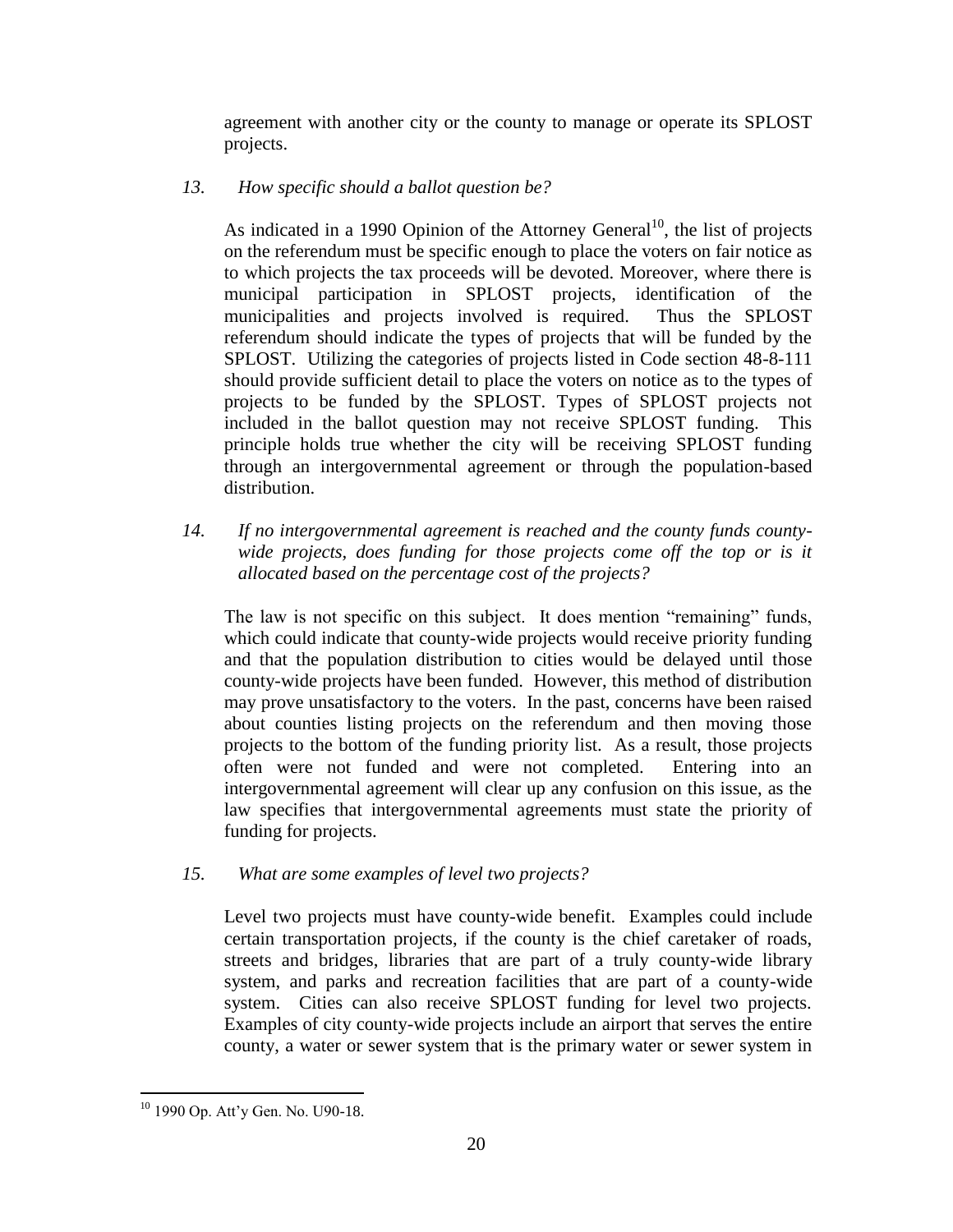agreement with another city or the county to manage or operate its SPLOST projects.

*13. How specific should a ballot question be?*

As indicated in a 1990 Opinion of the Attorney General[10], the list of projects on the referendum must be specific enough to place the voters on fair notice as to which projects the tax proceeds will be devoted. Moreover, where there is municipal participation in SPLOST projects, identification of the municipalities and projects involved is required. Thus the SPLOST referendum should indicate the types of projects that will be funded by the SPLOST. Utilizing the categories of projects listed in Code section 48-8-111 should provide sufficient detail to place the voters on notice as to the types of projects to be funded by the SPLOST. Types of SPLOST projects not included in the ballot question may not receive SPLOST funding. This principle holds true whether the city will be receiving SPLOST funding through an intergovernmental agreement or through the population-based distribution.

*14. If no intergovernmental agreement is reached and the county funds county-wide projects, does funding for those projects come off the top or is it allocated based on the percentage cost of the projects?*

The law is not specific on this subject. It does mention "remaining" funds, which could indicate that county-wide projects would receive priority funding and that the population distribution to cities would be delayed until those county-wide projects have been funded. However, this method of distribution may prove unsatisfactory to the voters. In the past, concerns have been raised about counties listing projects on the referendum and then moving those projects to the bottom of the funding priority list. As a result, those projects often were not funded and were not completed. Entering into an intergovernmental agreement will clear up any confusion on this issue, as the law specifies that intergovernmental agreements must state the priority of funding for projects.

*15. What are some examples of level two projects?*

Level two projects must have county-wide benefit. Examples could include certain transportation projects, if the county is the chief caretaker of roads, streets and bridges, libraries that are part of a truly county-wide library system, and parks and recreation facilities that are part of a county-wide system. Cities can also receive SPLOST funding for level two projects. Examples of city county-wide projects include an airport that serves the entire county, a water or sewer system that is the primary water or sewer system in

[10] 1990 Op. Att'y Gen. No. U90-18.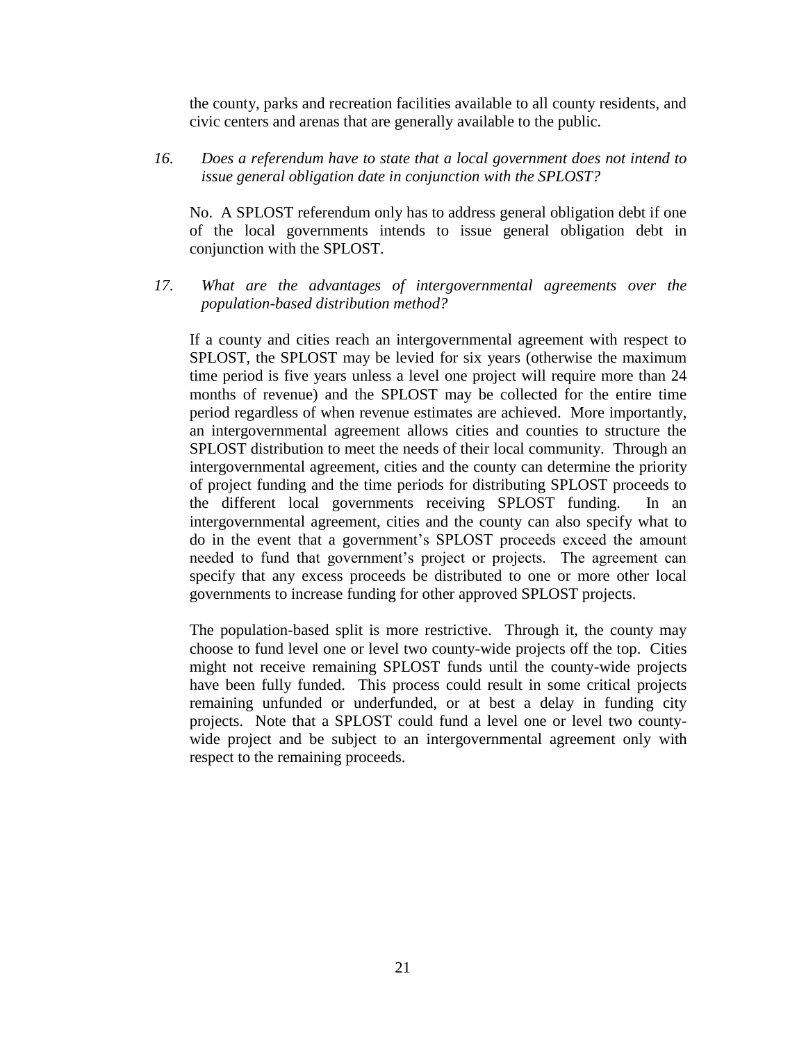the county, parks and recreation facilities available to all county residents, and civic centers and arenas that are generally available to the public.

*16. Does a referendum have to state that a local government does not intend to issue general obligation date in conjunction with the SPLOST?*

No. A SPLOST referendum only has to address general obligation debt if one of the local governments intends to issue general obligation debt in conjunction with the SPLOST.

*17. What are the advantages of intergovernmental agreements over the population-based distribution method?*

If a county and cities reach an intergovernmental agreement with respect to SPLOST, the SPLOST may be levied for six years (otherwise the maximum time period is five years unless a level one project will require more than 24 months of revenue) and the SPLOST may be collected for the entire time period regardless of when revenue estimates are achieved. More importantly, an intergovernmental agreement allows cities and counties to structure the SPLOST distribution to meet the needs of their local community. Through an intergovernmental agreement, cities and the county can determine the priority of project funding and the time periods for distributing SPLOST proceeds to the different local governments receiving SPLOST funding. In an intergovernmental agreement, cities and the county can also specify what to do in the event that a government's SPLOST proceeds exceed the amount needed to fund that government's project or projects. The agreement can specify that any excess proceeds be distributed to one or more other local governments to increase funding for other approved SPLOST projects.

The population-based split is more restrictive. Through it, the county may choose to fund level one or level two county-wide projects off the top. Cities might not receive remaining SPLOST funds until the county-wide projects have been fully funded. This process could result in some critical projects remaining unfunded or underfunded, or at best a delay in funding city projects. Note that a SPLOST could fund a level one or level two county-wide project and be subject to an intergovernmental agreement only with respect to the remaining proceeds.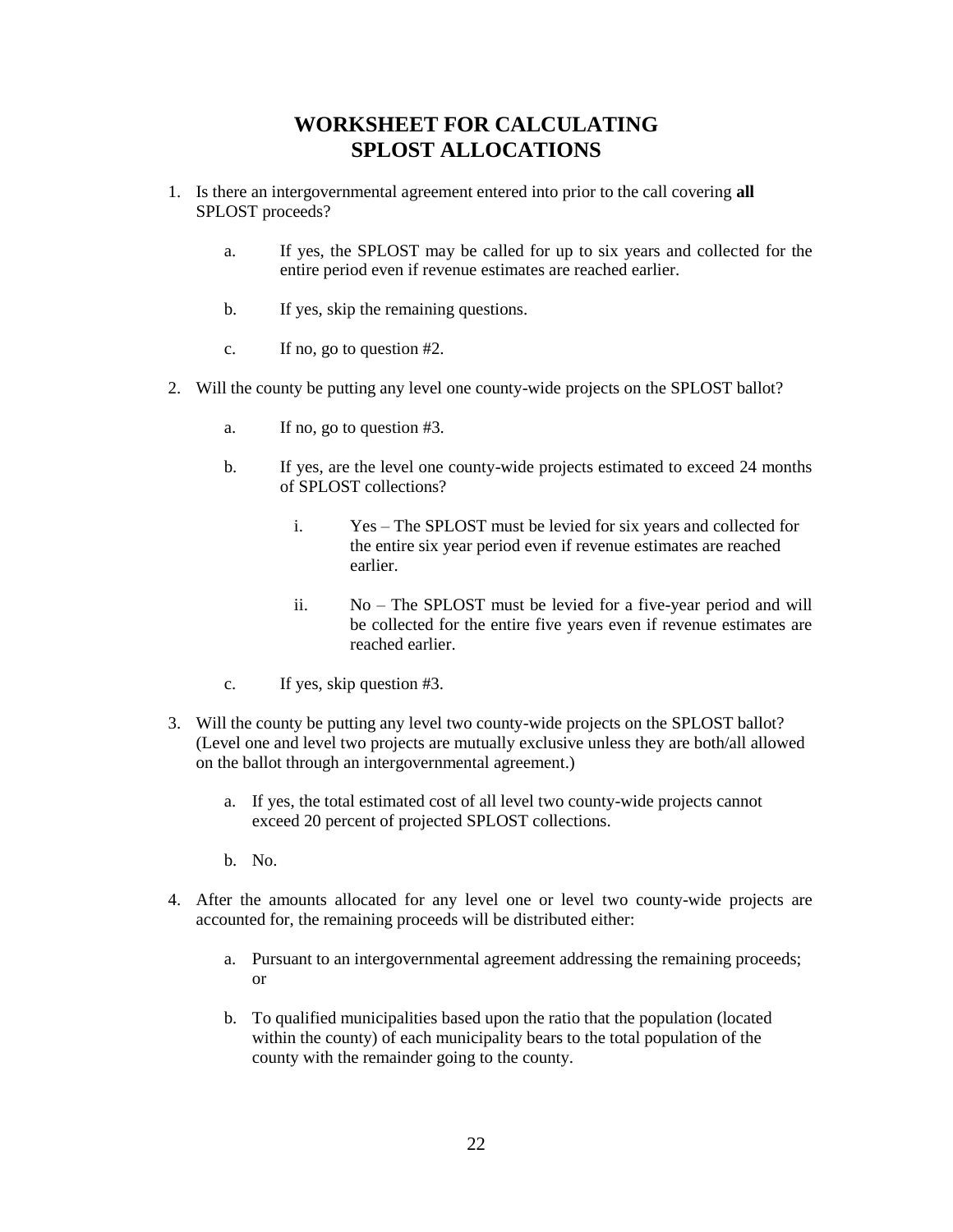# WORKSHEET FOR CALCULATING SPLOST ALLOCATIONS

1. Is there an intergovernmental agreement entered into prior to the call covering **all** SPLOST proceeds?

   a. If yes, the SPLOST may be called for up to six years and collected for the entire period even if revenue estimates are reached earlier.

   b. If yes, skip the remaining questions.

   c. If no, go to question #2.

2. Will the county be putting any level one county-wide projects on the SPLOST ballot?

   a. If no, go to question #3.

   b. If yes, are the level one county-wide projects estimated to exceed 24 months of SPLOST collections?

      i. Yes – The SPLOST must be levied for six years and collected for the entire six year period even if revenue estimates are reached earlier.

      ii. No – The SPLOST must be levied for a five-year period and will be collected for the entire five years even if revenue estimates are reached earlier.

   c. If yes, skip question #3.

3. Will the county be putting any level two county-wide projects on the SPLOST ballot? (Level one and level two projects are mutually exclusive unless they are both/all allowed on the ballot through an intergovernmental agreement.)

   a. If yes, the total estimated cost of all level two county-wide projects cannot exceed 20 percent of projected SPLOST collections.

   b. No.

4. After the amounts allocated for any level one or level two county-wide projects are accounted for, the remaining proceeds will be distributed either:

   a. Pursuant to an intergovernmental agreement addressing the remaining proceeds; or

   b. To qualified municipalities based upon the ratio that the population (located within the county) of each municipality bears to the total population of the county with the remainder going to the county.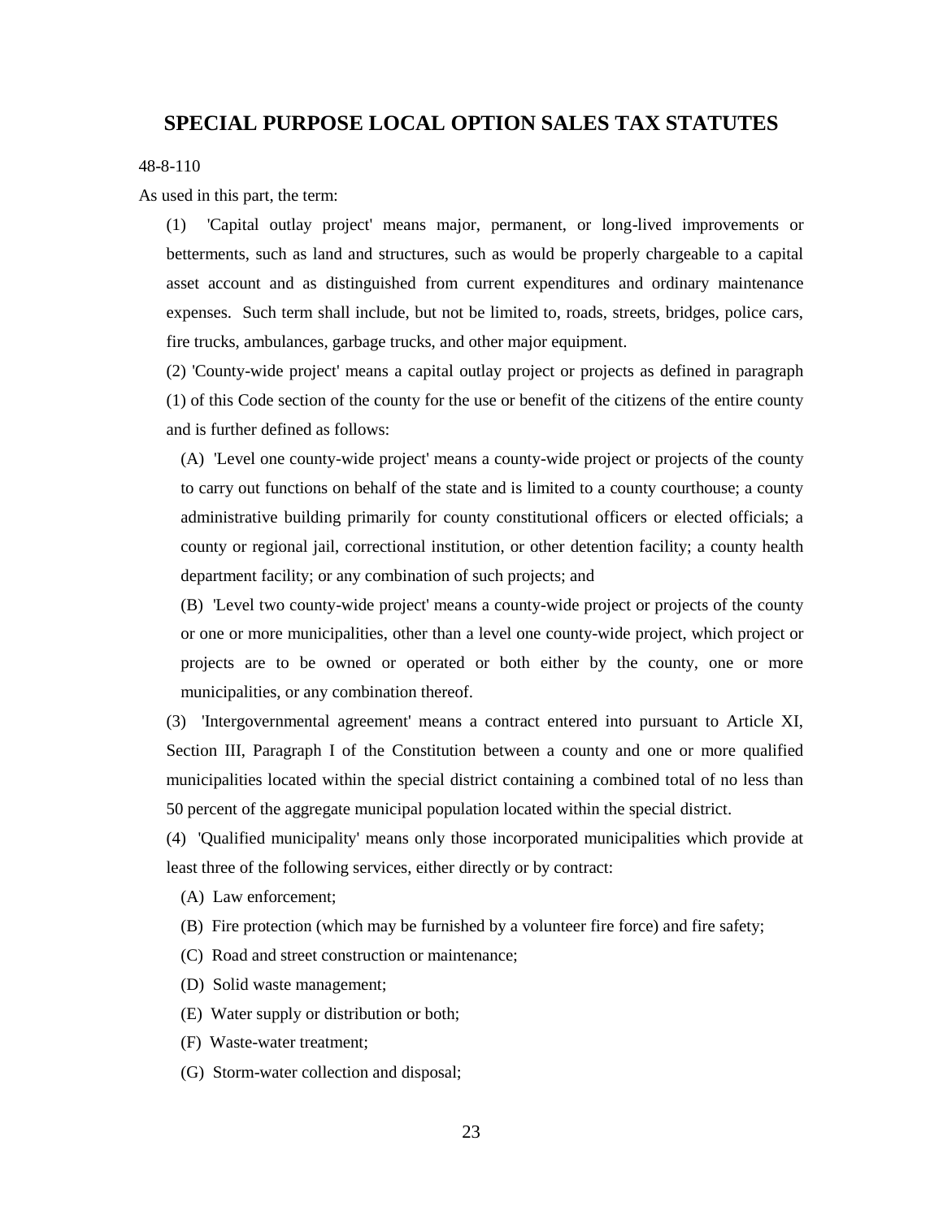## SPECIAL PURPOSE LOCAL OPTION SALES TAX STATUTES

48-8-110

As used in this part, the term:

(1) 'Capital outlay project' means major, permanent, or long-lived improvements or betterments, such as land and structures, such as would be properly chargeable to a capital asset account and as distinguished from current expenditures and ordinary maintenance expenses. Such term shall include, but not be limited to, roads, streets, bridges, police cars, fire trucks, ambulances, garbage trucks, and other major equipment.

(2) 'County-wide project' means a capital outlay project or projects as defined in paragraph (1) of this Code section of the county for the use or benefit of the citizens of the entire county and is further defined as follows:

(A) 'Level one county-wide project' means a county-wide project or projects of the county to carry out functions on behalf of the state and is limited to a county courthouse; a county administrative building primarily for county constitutional officers or elected officials; a county or regional jail, correctional institution, or other detention facility; a county health department facility; or any combination of such projects; and

(B) 'Level two county-wide project' means a county-wide project or projects of the county or one or more municipalities, other than a level one county-wide project, which project or projects are to be owned or operated or both either by the county, one or more municipalities, or any combination thereof.

(3) 'Intergovernmental agreement' means a contract entered into pursuant to Article XI, Section III, Paragraph I of the Constitution between a county and one or more qualified municipalities located within the special district containing a combined total of no less than 50 percent of the aggregate municipal population located within the special district.

(4) 'Qualified municipality' means only those incorporated municipalities which provide at least three of the following services, either directly or by contract:

(A) Law enforcement;

(B) Fire protection (which may be furnished by a volunteer fire force) and fire safety;

(C) Road and street construction or maintenance;

(D) Solid waste management;

(E) Water supply or distribution or both;

(F) Waste-water treatment;

(G) Storm-water collection and disposal;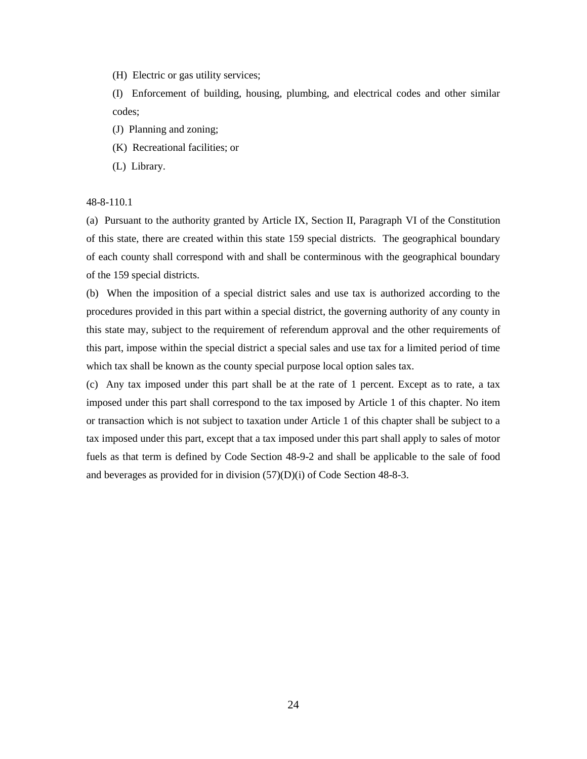(H) Electric or gas utility services;

(I) Enforcement of building, housing, plumbing, and electrical codes and other similar codes;

(J) Planning and zoning;

(K) Recreational facilities; or

(L) Library.

48-8-110.1

(a) Pursuant to the authority granted by Article IX, Section II, Paragraph VI of the Constitution of this state, there are created within this state 159 special districts. The geographical boundary of each county shall correspond with and shall be conterminous with the geographical boundary of the 159 special districts.

(b) When the imposition of a special district sales and use tax is authorized according to the procedures provided in this part within a special district, the governing authority of any county in this state may, subject to the requirement of referendum approval and the other requirements of this part, impose within the special district a special sales and use tax for a limited period of time which tax shall be known as the county special purpose local option sales tax.

(c) Any tax imposed under this part shall be at the rate of 1 percent. Except as to rate, a tax imposed under this part shall correspond to the tax imposed by Article 1 of this chapter. No item or transaction which is not subject to taxation under Article 1 of this chapter shall be subject to a tax imposed under this part, except that a tax imposed under this part shall apply to sales of motor fuels as that term is defined by Code Section 48-9-2 and shall be applicable to the sale of food and beverages as provided for in division (57)(D)(i) of Code Section 48-8-3.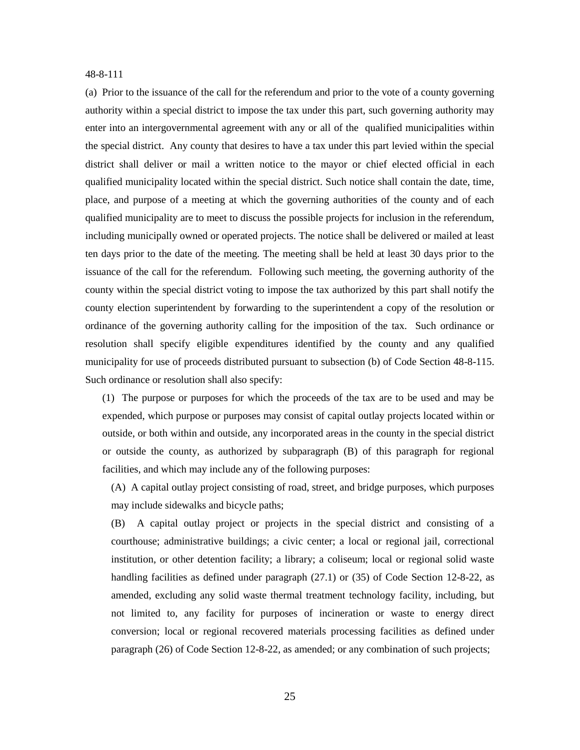48-8-111

(a) Prior to the issuance of the call for the referendum and prior to the vote of a county governing authority within a special district to impose the tax under this part, such governing authority may enter into an intergovernmental agreement with any or all of the qualified municipalities within the special district. Any county that desires to have a tax under this part levied within the special district shall deliver or mail a written notice to the mayor or chief elected official in each qualified municipality located within the special district. Such notice shall contain the date, time, place, and purpose of a meeting at which the governing authorities of the county and of each qualified municipality are to meet to discuss the possible projects for inclusion in the referendum, including municipally owned or operated projects. The notice shall be delivered or mailed at least ten days prior to the date of the meeting. The meeting shall be held at least 30 days prior to the issuance of the call for the referendum. Following such meeting, the governing authority of the county within the special district voting to impose the tax authorized by this part shall notify the county election superintendent by forwarding to the superintendent a copy of the resolution or ordinance of the governing authority calling for the imposition of the tax. Such ordinance or resolution shall specify eligible expenditures identified by the county and any qualified municipality for use of proceeds distributed pursuant to subsection (b) of Code Section 48-8-115. Such ordinance or resolution shall also specify:

(1) The purpose or purposes for which the proceeds of the tax are to be used and may be expended, which purpose or purposes may consist of capital outlay projects located within or outside, or both within and outside, any incorporated areas in the county in the special district or outside the county, as authorized by subparagraph (B) of this paragraph for regional facilities, and which may include any of the following purposes:

(A) A capital outlay project consisting of road, street, and bridge purposes, which purposes may include sidewalks and bicycle paths;

(B) A capital outlay project or projects in the special district and consisting of a courthouse; administrative buildings; a civic center; a local or regional jail, correctional institution, or other detention facility; a library; a coliseum; local or regional solid waste handling facilities as defined under paragraph (27.1) or (35) of Code Section 12-8-22, as amended, excluding any solid waste thermal treatment technology facility, including, but not limited to, any facility for purposes of incineration or waste to energy direct conversion; local or regional recovered materials processing facilities as defined under paragraph (26) of Code Section 12-8-22, as amended; or any combination of such projects;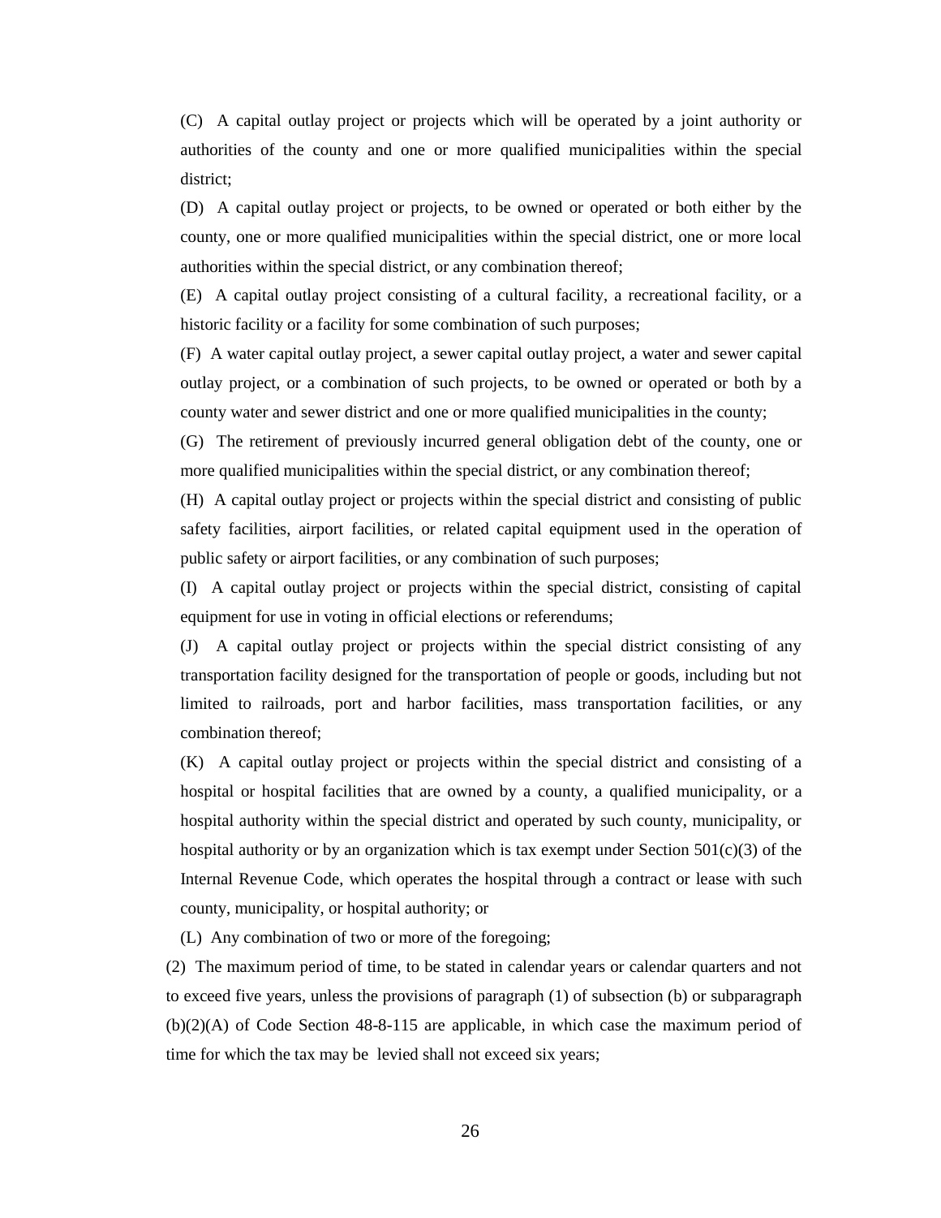(C) A capital outlay project or projects which will be operated by a joint authority or authorities of the county and one or more qualified municipalities within the special district;

(D) A capital outlay project or projects, to be owned or operated or both either by the county, one or more qualified municipalities within the special district, one or more local authorities within the special district, or any combination thereof;

(E) A capital outlay project consisting of a cultural facility, a recreational facility, or a historic facility or a facility for some combination of such purposes;

(F) A water capital outlay project, a sewer capital outlay project, a water and sewer capital outlay project, or a combination of such projects, to be owned or operated or both by a county water and sewer district and one or more qualified municipalities in the county;

(G) The retirement of previously incurred general obligation debt of the county, one or more qualified municipalities within the special district, or any combination thereof;

(H) A capital outlay project or projects within the special district and consisting of public safety facilities, airport facilities, or related capital equipment used in the operation of public safety or airport facilities, or any combination of such purposes;

(I) A capital outlay project or projects within the special district, consisting of capital equipment for use in voting in official elections or referendums;

(J) A capital outlay project or projects within the special district consisting of any transportation facility designed for the transportation of people or goods, including but not limited to railroads, port and harbor facilities, mass transportation facilities, or any combination thereof;

(K) A capital outlay project or projects within the special district and consisting of a hospital or hospital facilities that are owned by a county, a qualified municipality, or a hospital authority within the special district and operated by such county, municipality, or hospital authority or by an organization which is tax exempt under Section 501(c)(3) of the Internal Revenue Code, which operates the hospital through a contract or lease with such county, municipality, or hospital authority; or

(L) Any combination of two or more of the foregoing;

(2) The maximum period of time, to be stated in calendar years or calendar quarters and not to exceed five years, unless the provisions of paragraph (1) of subsection (b) or subparagraph (b)(2)(A) of Code Section 48-8-115 are applicable, in which case the maximum period of time for which the tax may be levied shall not exceed six years;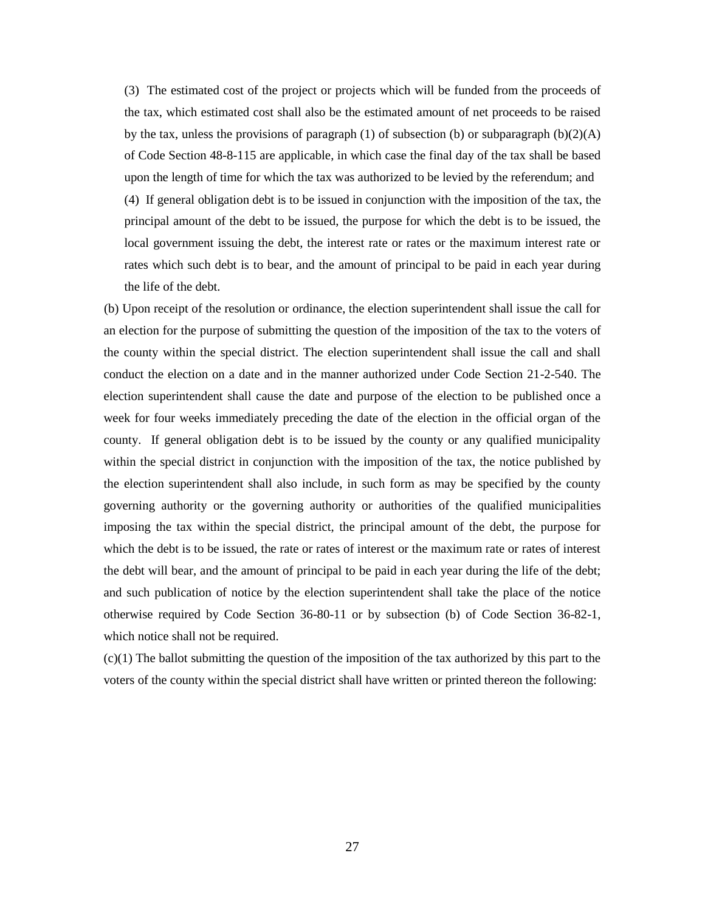(3) The estimated cost of the project or projects which will be funded from the proceeds of the tax, which estimated cost shall also be the estimated amount of net proceeds to be raised by the tax, unless the provisions of paragraph (1) of subsection (b) or subparagraph (b)(2)(A) of Code Section 48-8-115 are applicable, in which case the final day of the tax shall be based upon the length of time for which the tax was authorized to be levied by the referendum; and

(4) If general obligation debt is to be issued in conjunction with the imposition of the tax, the principal amount of the debt to be issued, the purpose for which the debt is to be issued, the local government issuing the debt, the interest rate or rates or the maximum interest rate or rates which such debt is to bear, and the amount of principal to be paid in each year during the life of the debt.

(b) Upon receipt of the resolution or ordinance, the election superintendent shall issue the call for an election for the purpose of submitting the question of the imposition of the tax to the voters of the county within the special district. The election superintendent shall issue the call and shall conduct the election on a date and in the manner authorized under Code Section 21-2-540. The election superintendent shall cause the date and purpose of the election to be published once a week for four weeks immediately preceding the date of the election in the official organ of the county. If general obligation debt is to be issued by the county or any qualified municipality within the special district in conjunction with the imposition of the tax, the notice published by the election superintendent shall also include, in such form as may be specified by the county governing authority or the governing authority or authorities of the qualified municipalities imposing the tax within the special district, the principal amount of the debt, the purpose for which the debt is to be issued, the rate or rates of interest or the maximum rate or rates of interest the debt will bear, and the amount of principal to be paid in each year during the life of the debt; and such publication of notice by the election superintendent shall take the place of the notice otherwise required by Code Section 36-80-11 or by subsection (b) of Code Section 36-82-1, which notice shall not be required.

(c)(1) The ballot submitting the question of the imposition of the tax authorized by this part to the voters of the county within the special district shall have written or printed thereon the following: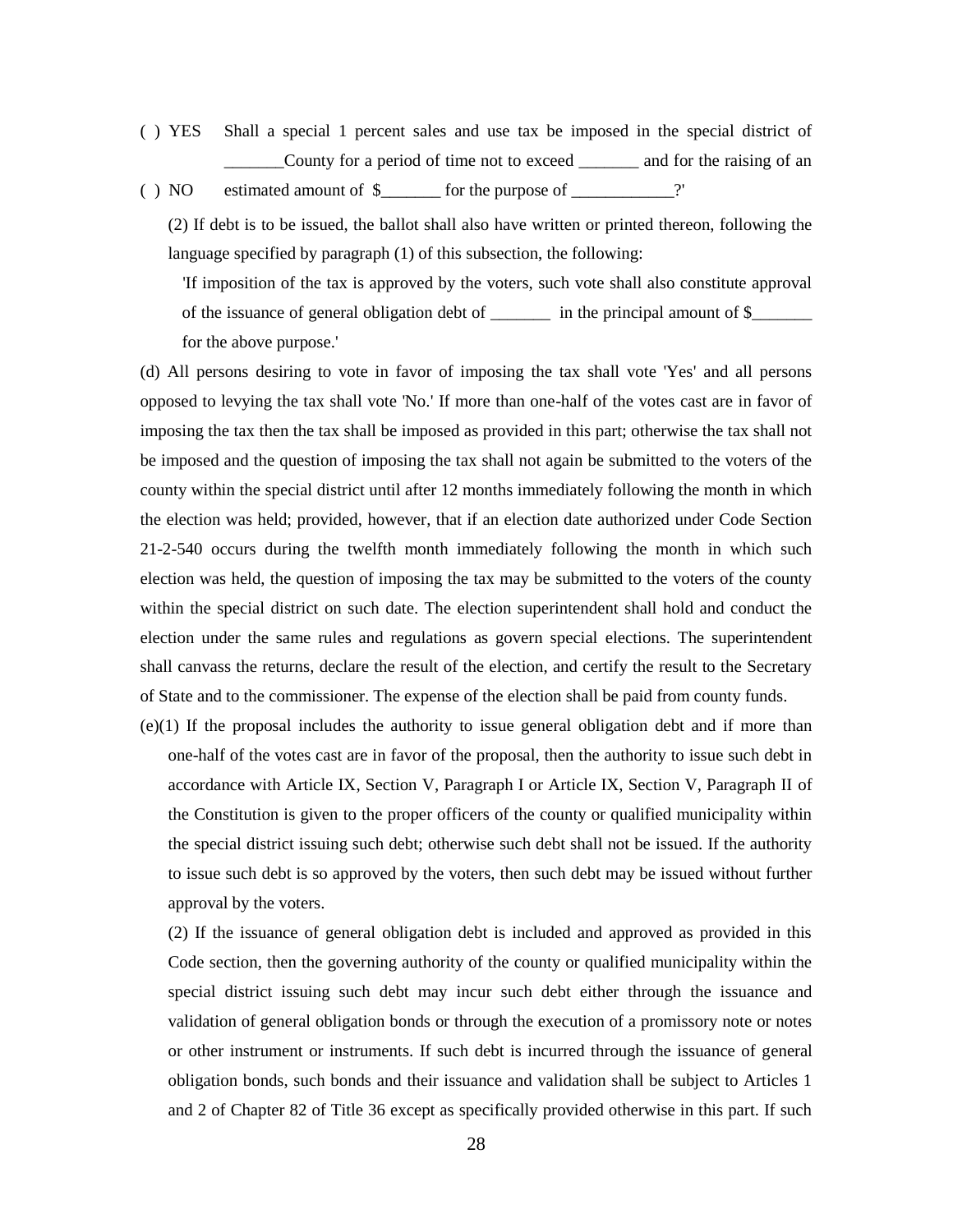( ) YES Shall a special 1 percent sales and use tax be imposed in the special district of _______County for a period of time not to exceed _______ and for the raising of an

( ) NO estimated amount of $_______ for the purpose of ____________?'

(2) If debt is to be issued, the ballot shall also have written or printed thereon, following the language specified by paragraph (1) of this subsection, the following:

'If imposition of the tax is approved by the voters, such vote shall also constitute approval of the issuance of general obligation debt of _______ in the principal amount of $_______ for the above purpose.'

(d) All persons desiring to vote in favor of imposing the tax shall vote 'Yes' and all persons opposed to levying the tax shall vote 'No.' If more than one-half of the votes cast are in favor of imposing the tax then the tax shall be imposed as provided in this part; otherwise the tax shall not be imposed and the question of imposing the tax shall not again be submitted to the voters of the county within the special district until after 12 months immediately following the month in which the election was held; provided, however, that if an election date authorized under Code Section 21-2-540 occurs during the twelfth month immediately following the month in which such election was held, the question of imposing the tax may be submitted to the voters of the county within the special district on such date. The election superintendent shall hold and conduct the election under the same rules and regulations as govern special elections. The superintendent shall canvass the returns, declare the result of the election, and certify the result to the Secretary of State and to the commissioner. The expense of the election shall be paid from county funds.

(e)(1) If the proposal includes the authority to issue general obligation debt and if more than one-half of the votes cast are in favor of the proposal, then the authority to issue such debt in accordance with Article IX, Section V, Paragraph I or Article IX, Section V, Paragraph II of the Constitution is given to the proper officers of the county or qualified municipality within the special district issuing such debt; otherwise such debt shall not be issued. If the authority to issue such debt is so approved by the voters, then such debt may be issued without further approval by the voters.

(2) If the issuance of general obligation debt is included and approved as provided in this Code section, then the governing authority of the county or qualified municipality within the special district issuing such debt may incur such debt either through the issuance and validation of general obligation bonds or through the execution of a promissory note or notes or other instrument or instruments. If such debt is incurred through the issuance of general obligation bonds, such bonds and their issuance and validation shall be subject to Articles 1 and 2 of Chapter 82 of Title 36 except as specifically provided otherwise in this part. If such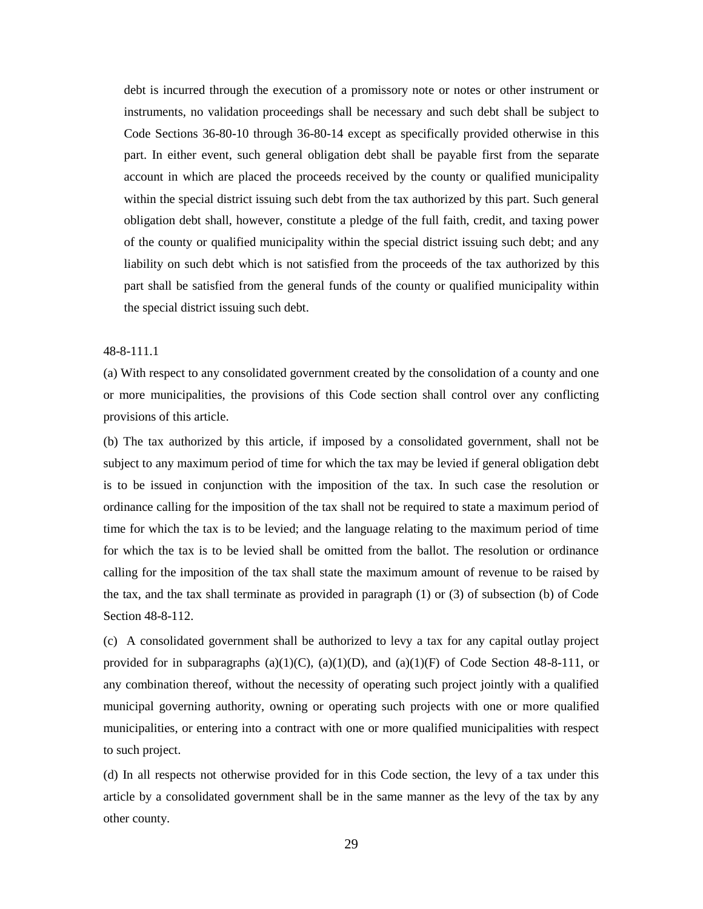debt is incurred through the execution of a promissory note or notes or other instrument or instruments, no validation proceedings shall be necessary and such debt shall be subject to Code Sections 36-80-10 through 36-80-14 except as specifically provided otherwise in this part. In either event, such general obligation debt shall be payable first from the separate account in which are placed the proceeds received by the county or qualified municipality within the special district issuing such debt from the tax authorized by this part. Such general obligation debt shall, however, constitute a pledge of the full faith, credit, and taxing power of the county or qualified municipality within the special district issuing such debt; and any liability on such debt which is not satisfied from the proceeds of the tax authorized by this part shall be satisfied from the general funds of the county or qualified municipality within the special district issuing such debt.

48-8-111.1

(a) With respect to any consolidated government created by the consolidation of a county and one or more municipalities, the provisions of this Code section shall control over any conflicting provisions of this article.

(b) The tax authorized by this article, if imposed by a consolidated government, shall not be subject to any maximum period of time for which the tax may be levied if general obligation debt is to be issued in conjunction with the imposition of the tax. In such case the resolution or ordinance calling for the imposition of the tax shall not be required to state a maximum period of time for which the tax is to be levied; and the language relating to the maximum period of time for which the tax is to be levied shall be omitted from the ballot. The resolution or ordinance calling for the imposition of the tax shall state the maximum amount of revenue to be raised by the tax, and the tax shall terminate as provided in paragraph (1) or (3) of subsection (b) of Code Section 48-8-112.

(c) A consolidated government shall be authorized to levy a tax for any capital outlay project provided for in subparagraphs (a)(1)(C), (a)(1)(D), and (a)(1)(F) of Code Section 48-8-111, or any combination thereof, without the necessity of operating such project jointly with a qualified municipal governing authority, owning or operating such projects with one or more qualified municipalities, or entering into a contract with one or more qualified municipalities with respect to such project.

(d) In all respects not otherwise provided for in this Code section, the levy of a tax under this article by a consolidated government shall be in the same manner as the levy of the tax by any other county.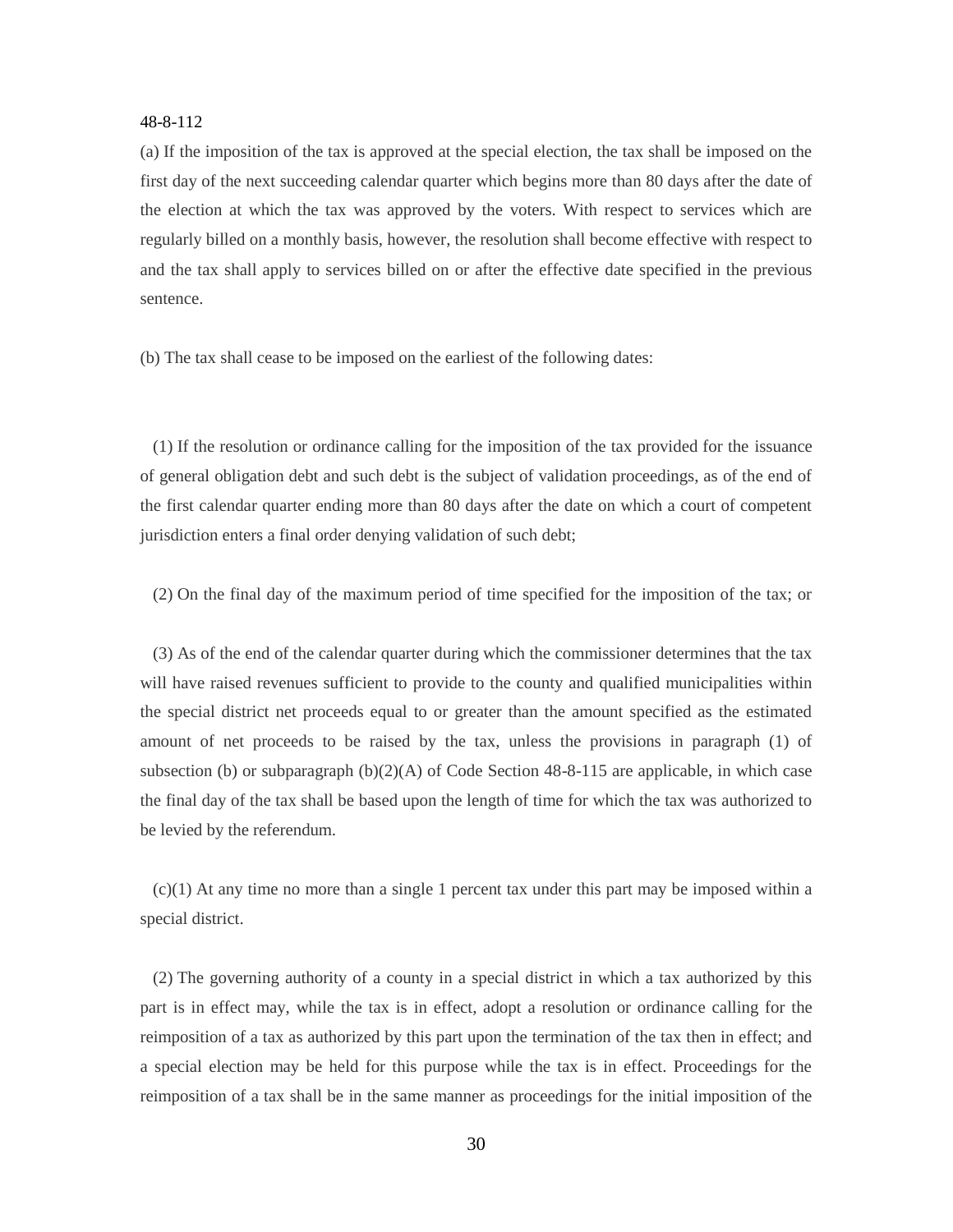48-8-112

(a) If the imposition of the tax is approved at the special election, the tax shall be imposed on the first day of the next succeeding calendar quarter which begins more than 80 days after the date of the election at which the tax was approved by the voters. With respect to services which are regularly billed on a monthly basis, however, the resolution shall become effective with respect to and the tax shall apply to services billed on or after the effective date specified in the previous sentence.

(b) The tax shall cease to be imposed on the earliest of the following dates:

(1) If the resolution or ordinance calling for the imposition of the tax provided for the issuance of general obligation debt and such debt is the subject of validation proceedings, as of the end of the first calendar quarter ending more than 80 days after the date on which a court of competent jurisdiction enters a final order denying validation of such debt;

(2) On the final day of the maximum period of time specified for the imposition of the tax; or

(3) As of the end of the calendar quarter during which the commissioner determines that the tax will have raised revenues sufficient to provide to the county and qualified municipalities within the special district net proceeds equal to or greater than the amount specified as the estimated amount of net proceeds to be raised by the tax, unless the provisions in paragraph (1) of subsection (b) or subparagraph (b)(2)(A) of Code Section 48-8-115 are applicable, in which case the final day of the tax shall be based upon the length of time for which the tax was authorized to be levied by the referendum.

(c)(1) At any time no more than a single 1 percent tax under this part may be imposed within a special district.

(2) The governing authority of a county in a special district in which a tax authorized by this part is in effect may, while the tax is in effect, adopt a resolution or ordinance calling for the reimposition of a tax as authorized by this part upon the termination of the tax then in effect; and a special election may be held for this purpose while the tax is in effect. Proceedings for the reimposition of a tax shall be in the same manner as proceedings for the initial imposition of the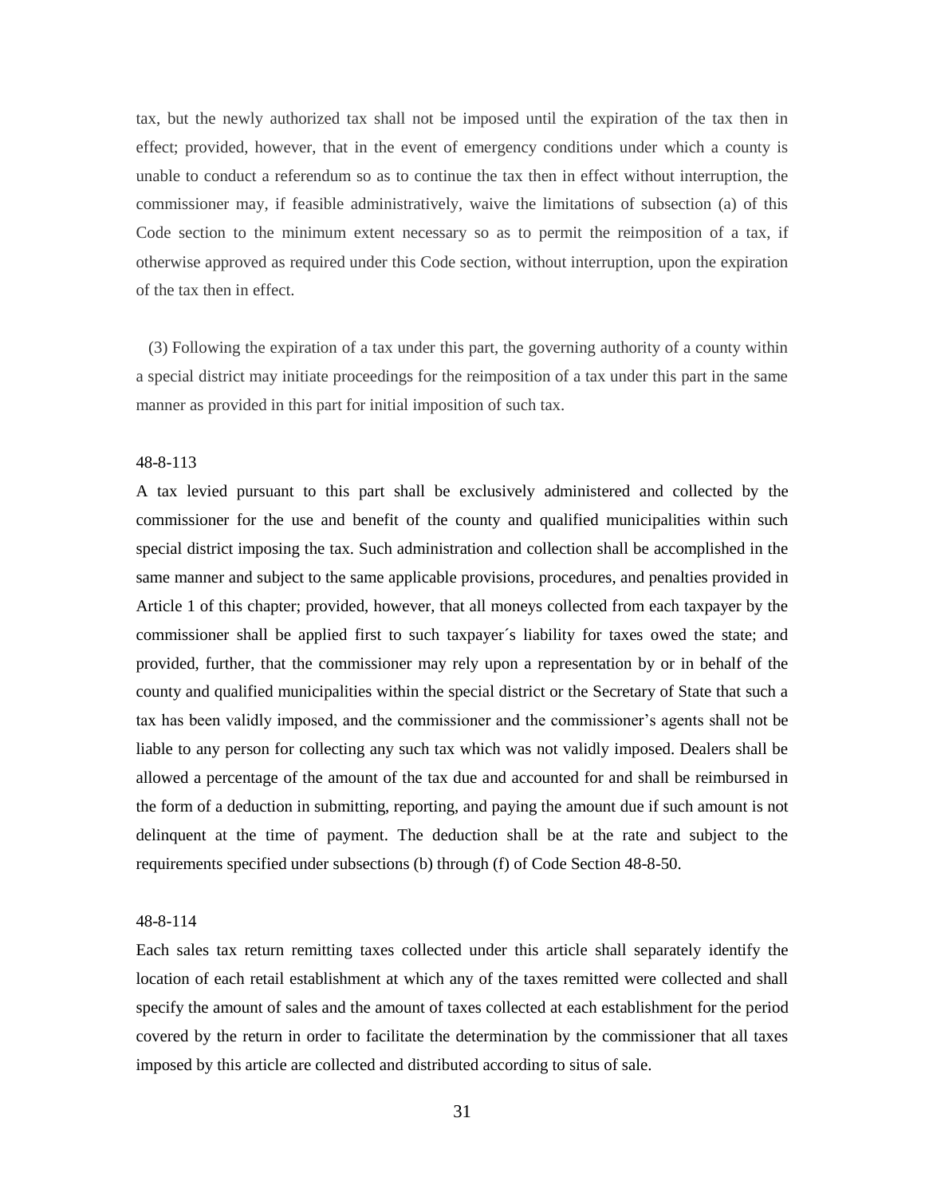tax, but the newly authorized tax shall not be imposed until the expiration of the tax then in effect; provided, however, that in the event of emergency conditions under which a county is unable to conduct a referendum so as to continue the tax then in effect without interruption, the commissioner may, if feasible administratively, waive the limitations of subsection (a) of this Code section to the minimum extent necessary so as to permit the reimposition of a tax, if otherwise approved as required under this Code section, without interruption, upon the expiration of the tax then in effect.

(3) Following the expiration of a tax under this part, the governing authority of a county within a special district may initiate proceedings for the reimposition of a tax under this part in the same manner as provided in this part for initial imposition of such tax.

48-8-113

A tax levied pursuant to this part shall be exclusively administered and collected by the commissioner for the use and benefit of the county and qualified municipalities within such special district imposing the tax. Such administration and collection shall be accomplished in the same manner and subject to the same applicable provisions, procedures, and penalties provided in Article 1 of this chapter; provided, however, that all moneys collected from each taxpayer by the commissioner shall be applied first to such taxpayer´s liability for taxes owed the state; and provided, further, that the commissioner may rely upon a representation by or in behalf of the county and qualified municipalities within the special district or the Secretary of State that such a tax has been validly imposed, and the commissioner and the commissioner's agents shall not be liable to any person for collecting any such tax which was not validly imposed. Dealers shall be allowed a percentage of the amount of the tax due and accounted for and shall be reimbursed in the form of a deduction in submitting, reporting, and paying the amount due if such amount is not delinquent at the time of payment. The deduction shall be at the rate and subject to the requirements specified under subsections (b) through (f) of Code Section 48-8-50.

48-8-114

Each sales tax return remitting taxes collected under this article shall separately identify the location of each retail establishment at which any of the taxes remitted were collected and shall specify the amount of sales and the amount of taxes collected at each establishment for the period covered by the return in order to facilitate the determination by the commissioner that all taxes imposed by this article are collected and distributed according to situs of sale.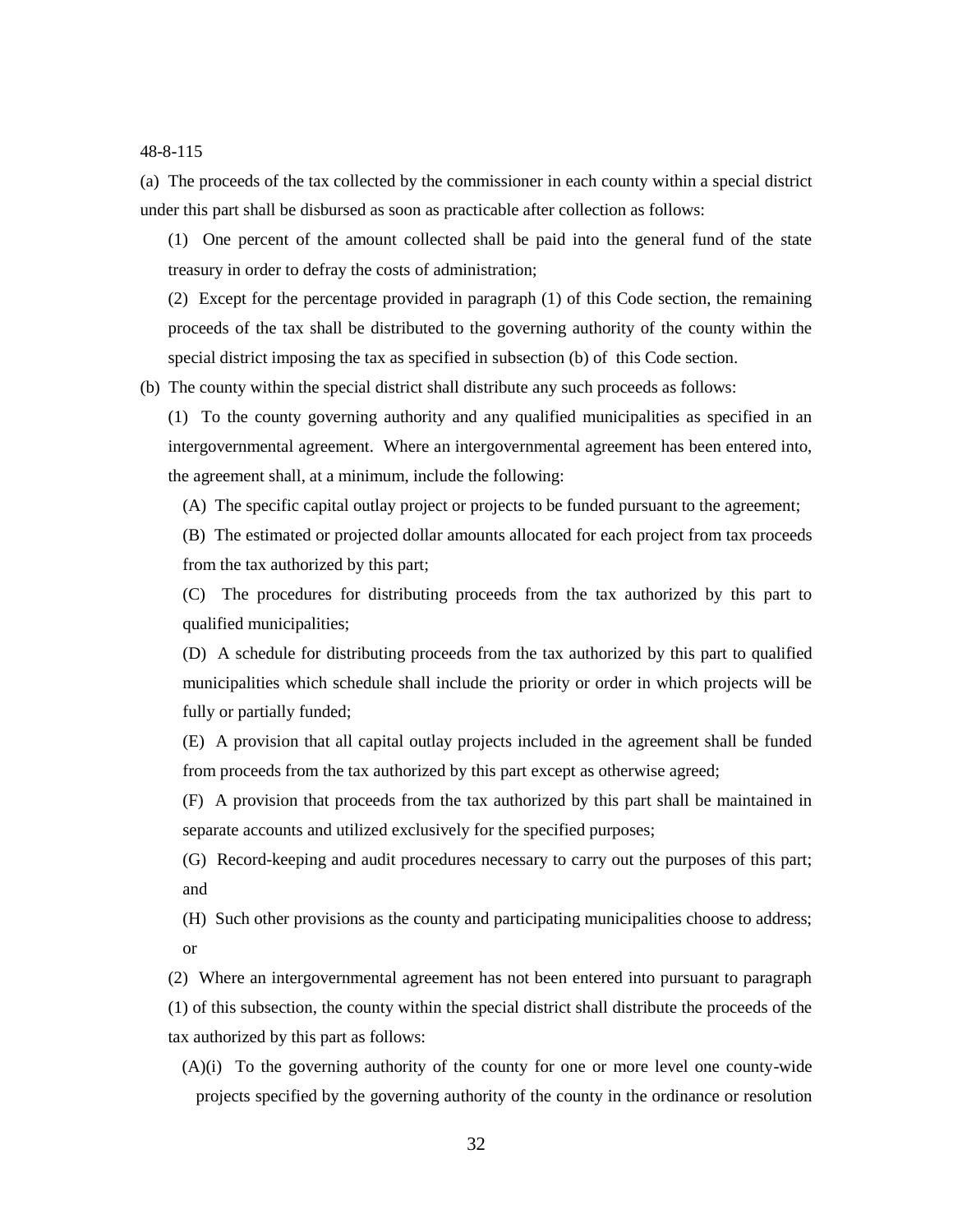48-8-115

(a) The proceeds of the tax collected by the commissioner in each county within a special district under this part shall be disbursed as soon as practicable after collection as follows:

(1) One percent of the amount collected shall be paid into the general fund of the state treasury in order to defray the costs of administration;

(2) Except for the percentage provided in paragraph (1) of this Code section, the remaining proceeds of the tax shall be distributed to the governing authority of the county within the special district imposing the tax as specified in subsection (b) of this Code section.

(b) The county within the special district shall distribute any such proceeds as follows:

(1) To the county governing authority and any qualified municipalities as specified in an intergovernmental agreement. Where an intergovernmental agreement has been entered into, the agreement shall, at a minimum, include the following:

(A) The specific capital outlay project or projects to be funded pursuant to the agreement;

(B) The estimated or projected dollar amounts allocated for each project from tax proceeds from the tax authorized by this part;

(C) The procedures for distributing proceeds from the tax authorized by this part to qualified municipalities;

(D) A schedule for distributing proceeds from the tax authorized by this part to qualified municipalities which schedule shall include the priority or order in which projects will be fully or partially funded;

(E) A provision that all capital outlay projects included in the agreement shall be funded from proceeds from the tax authorized by this part except as otherwise agreed;

(F) A provision that proceeds from the tax authorized by this part shall be maintained in separate accounts and utilized exclusively for the specified purposes;

(G) Record-keeping and audit procedures necessary to carry out the purposes of this part; and

(H) Such other provisions as the county and participating municipalities choose to address; or

(2) Where an intergovernmental agreement has not been entered into pursuant to paragraph (1) of this subsection, the county within the special district shall distribute the proceeds of the tax authorized by this part as follows:

(A)(i) To the governing authority of the county for one or more level one county-wide projects specified by the governing authority of the county in the ordinance or resolution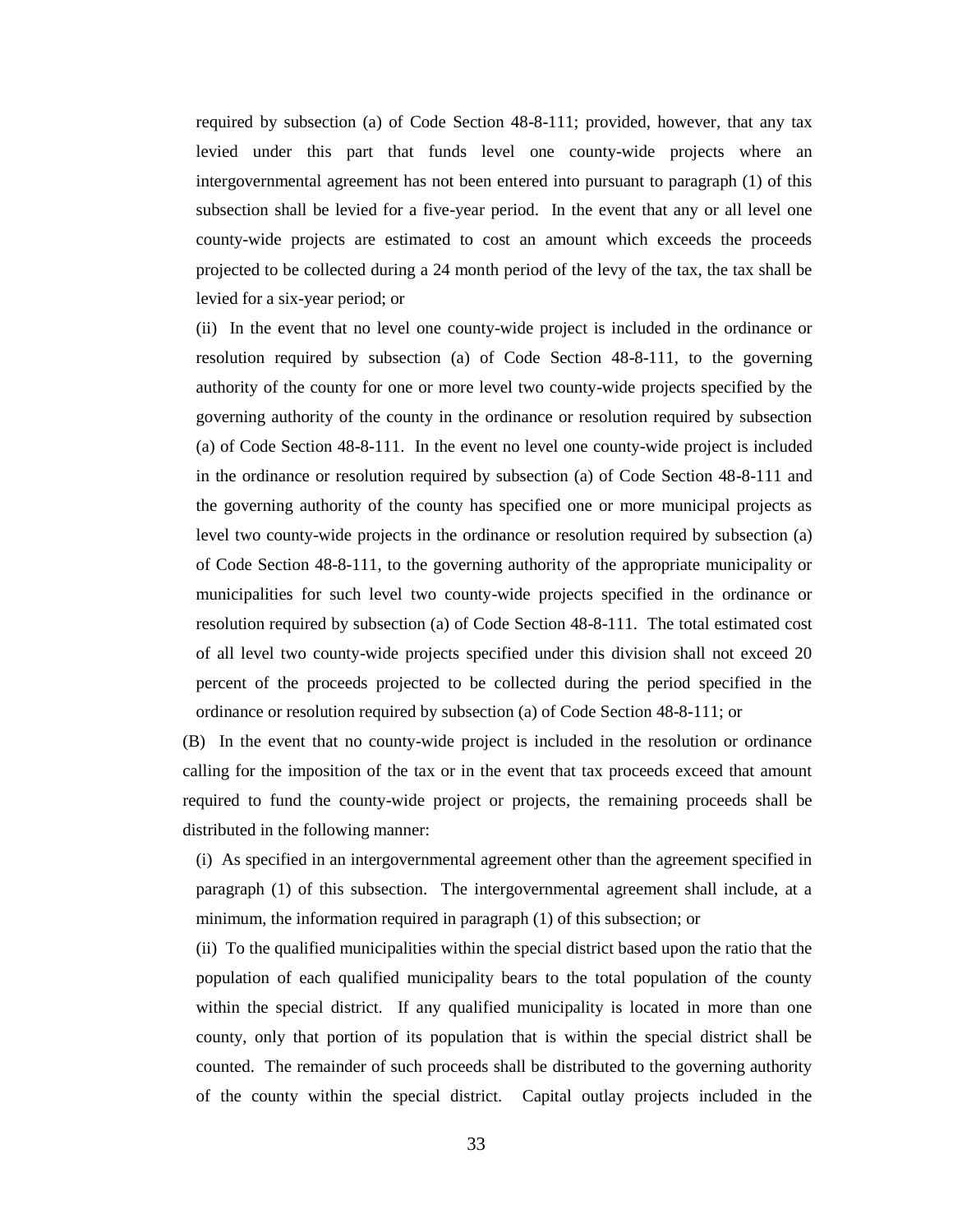required by subsection (a) of Code Section 48-8-111; provided, however, that any tax levied under this part that funds level one county-wide projects where an intergovernmental agreement has not been entered into pursuant to paragraph (1) of this subsection shall be levied for a five-year period. In the event that any or all level one county-wide projects are estimated to cost an amount which exceeds the proceeds projected to be collected during a 24 month period of the levy of the tax, the tax shall be levied for a six-year period; or

(ii) In the event that no level one county-wide project is included in the ordinance or resolution required by subsection (a) of Code Section 48-8-111, to the governing authority of the county for one or more level two county-wide projects specified by the governing authority of the county in the ordinance or resolution required by subsection (a) of Code Section 48-8-111. In the event no level one county-wide project is included in the ordinance or resolution required by subsection (a) of Code Section 48-8-111 and the governing authority of the county has specified one or more municipal projects as level two county-wide projects in the ordinance or resolution required by subsection (a) of Code Section 48-8-111, to the governing authority of the appropriate municipality or municipalities for such level two county-wide projects specified in the ordinance or resolution required by subsection (a) of Code Section 48-8-111. The total estimated cost of all level two county-wide projects specified under this division shall not exceed 20 percent of the proceeds projected to be collected during the period specified in the ordinance or resolution required by subsection (a) of Code Section 48-8-111; or

(B) In the event that no county-wide project is included in the resolution or ordinance calling for the imposition of the tax or in the event that tax proceeds exceed that amount required to fund the county-wide project or projects, the remaining proceeds shall be distributed in the following manner:

(i) As specified in an intergovernmental agreement other than the agreement specified in paragraph (1) of this subsection. The intergovernmental agreement shall include, at a minimum, the information required in paragraph (1) of this subsection; or

(ii) To the qualified municipalities within the special district based upon the ratio that the population of each qualified municipality bears to the total population of the county within the special district. If any qualified municipality is located in more than one county, only that portion of its population that is within the special district shall be counted. The remainder of such proceeds shall be distributed to the governing authority of the county within the special district. Capital outlay projects included in the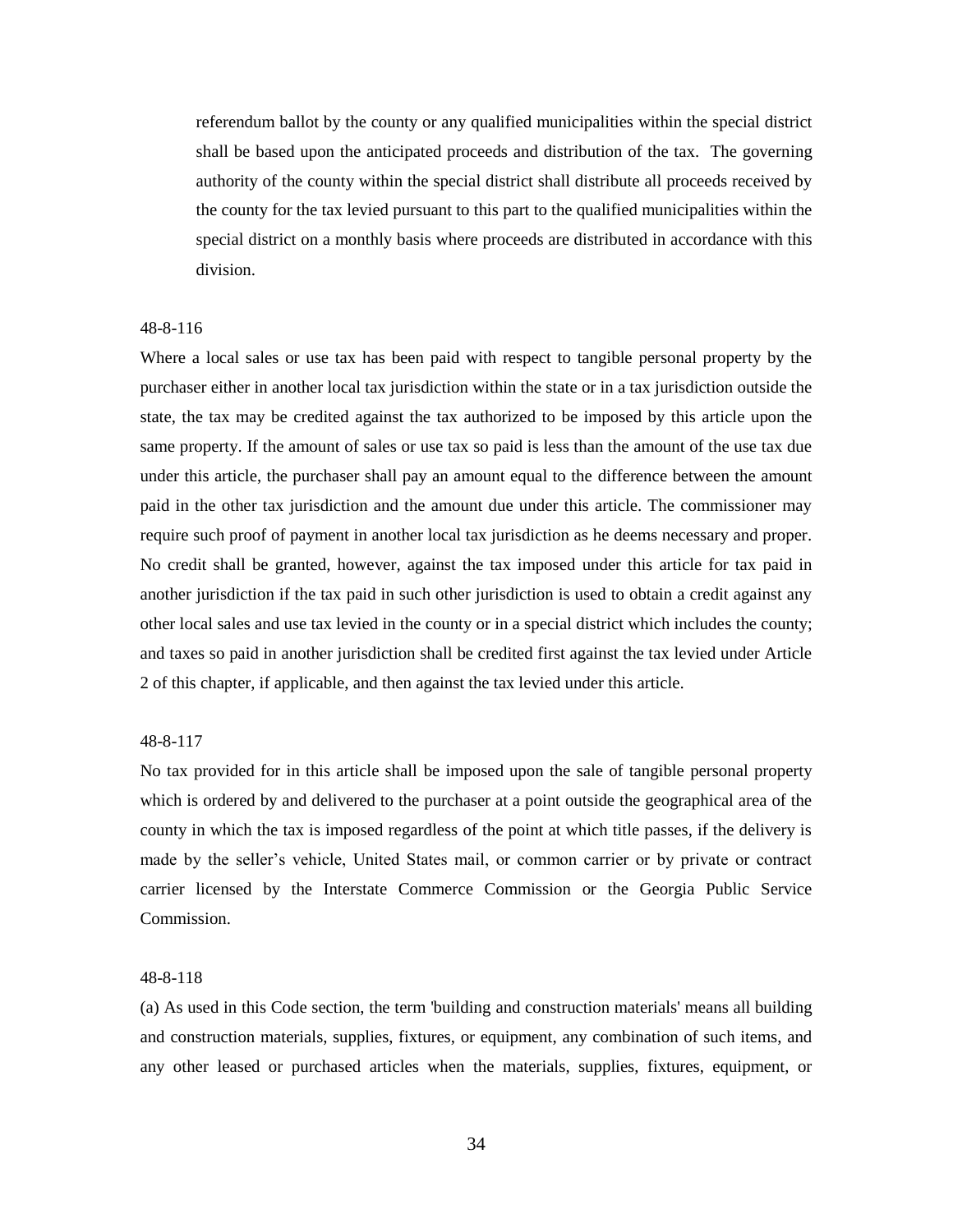referendum ballot by the county or any qualified municipalities within the special district shall be based upon the anticipated proceeds and distribution of the tax. The governing authority of the county within the special district shall distribute all proceeds received by the county for the tax levied pursuant to this part to the qualified municipalities within the special district on a monthly basis where proceeds are distributed in accordance with this division.

48-8-116

Where a local sales or use tax has been paid with respect to tangible personal property by the purchaser either in another local tax jurisdiction within the state or in a tax jurisdiction outside the state, the tax may be credited against the tax authorized to be imposed by this article upon the same property. If the amount of sales or use tax so paid is less than the amount of the use tax due under this article, the purchaser shall pay an amount equal to the difference between the amount paid in the other tax jurisdiction and the amount due under this article. The commissioner may require such proof of payment in another local tax jurisdiction as he deems necessary and proper. No credit shall be granted, however, against the tax imposed under this article for tax paid in another jurisdiction if the tax paid in such other jurisdiction is used to obtain a credit against any other local sales and use tax levied in the county or in a special district which includes the county; and taxes so paid in another jurisdiction shall be credited first against the tax levied under Article 2 of this chapter, if applicable, and then against the tax levied under this article.

48-8-117

No tax provided for in this article shall be imposed upon the sale of tangible personal property which is ordered by and delivered to the purchaser at a point outside the geographical area of the county in which the tax is imposed regardless of the point at which title passes, if the delivery is made by the seller's vehicle, United States mail, or common carrier or by private or contract carrier licensed by the Interstate Commerce Commission or the Georgia Public Service Commission.

48-8-118

(a) As used in this Code section, the term 'building and construction materials' means all building and construction materials, supplies, fixtures, or equipment, any combination of such items, and any other leased or purchased articles when the materials, supplies, fixtures, equipment, or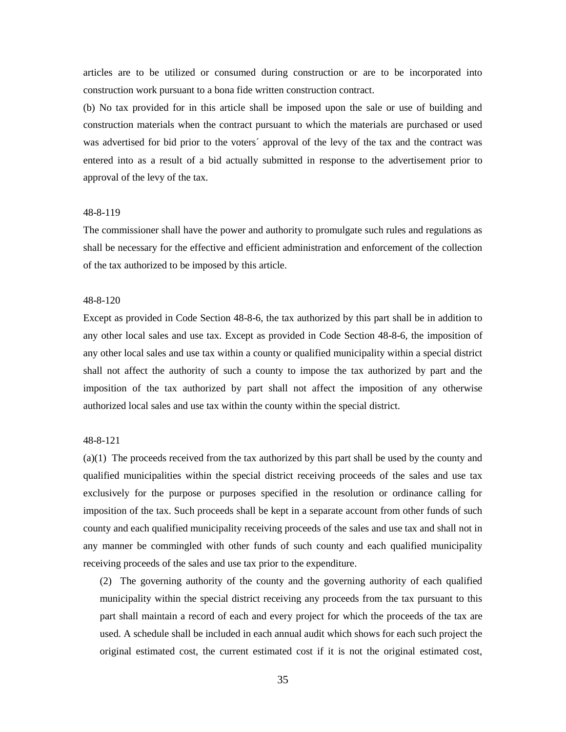articles are to be utilized or consumed during construction or are to be incorporated into construction work pursuant to a bona fide written construction contract.

(b) No tax provided for in this article shall be imposed upon the sale or use of building and construction materials when the contract pursuant to which the materials are purchased or used was advertised for bid prior to the voters´ approval of the levy of the tax and the contract was entered into as a result of a bid actually submitted in response to the advertisement prior to approval of the levy of the tax.

48-8-119

The commissioner shall have the power and authority to promulgate such rules and regulations as shall be necessary for the effective and efficient administration and enforcement of the collection of the tax authorized to be imposed by this article.

48-8-120

Except as provided in Code Section 48-8-6, the tax authorized by this part shall be in addition to any other local sales and use tax. Except as provided in Code Section 48-8-6, the imposition of any other local sales and use tax within a county or qualified municipality within a special district shall not affect the authority of such a county to impose the tax authorized by part and the imposition of the tax authorized by part shall not affect the imposition of any otherwise authorized local sales and use tax within the county within the special district.

48-8-121

(a)(1) The proceeds received from the tax authorized by this part shall be used by the county and qualified municipalities within the special district receiving proceeds of the sales and use tax exclusively for the purpose or purposes specified in the resolution or ordinance calling for imposition of the tax. Such proceeds shall be kept in a separate account from other funds of such county and each qualified municipality receiving proceeds of the sales and use tax and shall not in any manner be commingled with other funds of such county and each qualified municipality receiving proceeds of the sales and use tax prior to the expenditure.

(2) The governing authority of the county and the governing authority of each qualified municipality within the special district receiving any proceeds from the tax pursuant to this part shall maintain a record of each and every project for which the proceeds of the tax are used. A schedule shall be included in each annual audit which shows for each such project the original estimated cost, the current estimated cost if it is not the original estimated cost,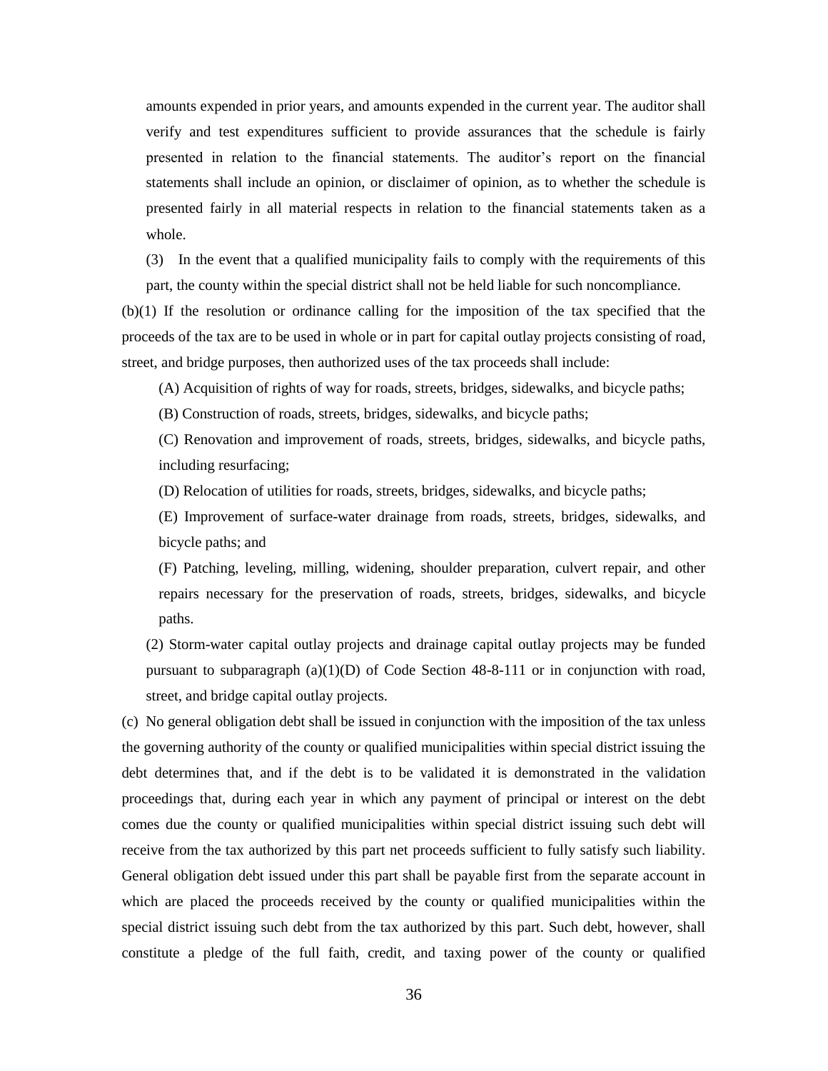amounts expended in prior years, and amounts expended in the current year. The auditor shall verify and test expenditures sufficient to provide assurances that the schedule is fairly presented in relation to the financial statements. The auditor's report on the financial statements shall include an opinion, or disclaimer of opinion, as to whether the schedule is presented fairly in all material respects in relation to the financial statements taken as a whole.

(3) In the event that a qualified municipality fails to comply with the requirements of this part, the county within the special district shall not be held liable for such noncompliance.

(b)(1) If the resolution or ordinance calling for the imposition of the tax specified that the proceeds of the tax are to be used in whole or in part for capital outlay projects consisting of road, street, and bridge purposes, then authorized uses of the tax proceeds shall include:

(A) Acquisition of rights of way for roads, streets, bridges, sidewalks, and bicycle paths;

(B) Construction of roads, streets, bridges, sidewalks, and bicycle paths;

(C) Renovation and improvement of roads, streets, bridges, sidewalks, and bicycle paths, including resurfacing;

(D) Relocation of utilities for roads, streets, bridges, sidewalks, and bicycle paths;

(E) Improvement of surface-water drainage from roads, streets, bridges, sidewalks, and bicycle paths; and

(F) Patching, leveling, milling, widening, shoulder preparation, culvert repair, and other repairs necessary for the preservation of roads, streets, bridges, sidewalks, and bicycle paths.

(2) Storm-water capital outlay projects and drainage capital outlay projects may be funded pursuant to subparagraph (a)(1)(D) of Code Section 48-8-111 or in conjunction with road, street, and bridge capital outlay projects.

(c) No general obligation debt shall be issued in conjunction with the imposition of the tax unless the governing authority of the county or qualified municipalities within special district issuing the debt determines that, and if the debt is to be validated it is demonstrated in the validation proceedings that, during each year in which any payment of principal or interest on the debt comes due the county or qualified municipalities within special district issuing such debt will receive from the tax authorized by this part net proceeds sufficient to fully satisfy such liability. General obligation debt issued under this part shall be payable first from the separate account in which are placed the proceeds received by the county or qualified municipalities within the special district issuing such debt from the tax authorized by this part. Such debt, however, shall constitute a pledge of the full faith, credit, and taxing power of the county or qualified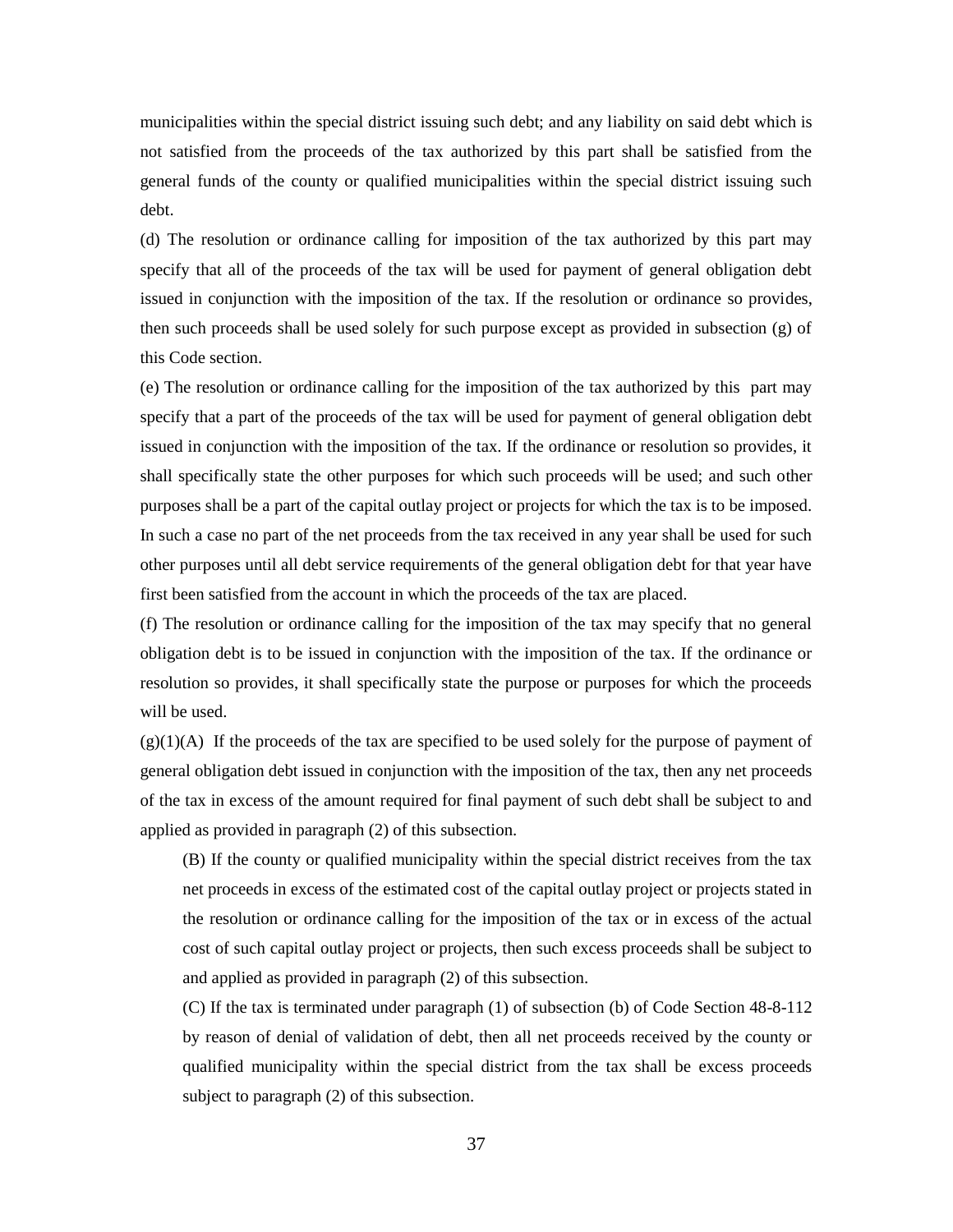municipalities within the special district issuing such debt; and any liability on said debt which is not satisfied from the proceeds of the tax authorized by this part shall be satisfied from the general funds of the county or qualified municipalities within the special district issuing such debt.

(d) The resolution or ordinance calling for imposition of the tax authorized by this part may specify that all of the proceeds of the tax will be used for payment of general obligation debt issued in conjunction with the imposition of the tax. If the resolution or ordinance so provides, then such proceeds shall be used solely for such purpose except as provided in subsection (g) of this Code section.

(e) The resolution or ordinance calling for the imposition of the tax authorized by this part may specify that a part of the proceeds of the tax will be used for payment of general obligation debt issued in conjunction with the imposition of the tax. If the ordinance or resolution so provides, it shall specifically state the other purposes for which such proceeds will be used; and such other purposes shall be a part of the capital outlay project or projects for which the tax is to be imposed. In such a case no part of the net proceeds from the tax received in any year shall be used for such other purposes until all debt service requirements of the general obligation debt for that year have first been satisfied from the account in which the proceeds of the tax are placed.

(f) The resolution or ordinance calling for the imposition of the tax may specify that no general obligation debt is to be issued in conjunction with the imposition of the tax. If the ordinance or resolution so provides, it shall specifically state the purpose or purposes for which the proceeds will be used.

(g)(1)(A) If the proceeds of the tax are specified to be used solely for the purpose of payment of general obligation debt issued in conjunction with the imposition of the tax, then any net proceeds of the tax in excess of the amount required for final payment of such debt shall be subject to and applied as provided in paragraph (2) of this subsection.

(B) If the county or qualified municipality within the special district receives from the tax net proceeds in excess of the estimated cost of the capital outlay project or projects stated in the resolution or ordinance calling for the imposition of the tax or in excess of the actual cost of such capital outlay project or projects, then such excess proceeds shall be subject to and applied as provided in paragraph (2) of this subsection.

(C) If the tax is terminated under paragraph (1) of subsection (b) of Code Section 48-8-112 by reason of denial of validation of debt, then all net proceeds received by the county or qualified municipality within the special district from the tax shall be excess proceeds subject to paragraph (2) of this subsection.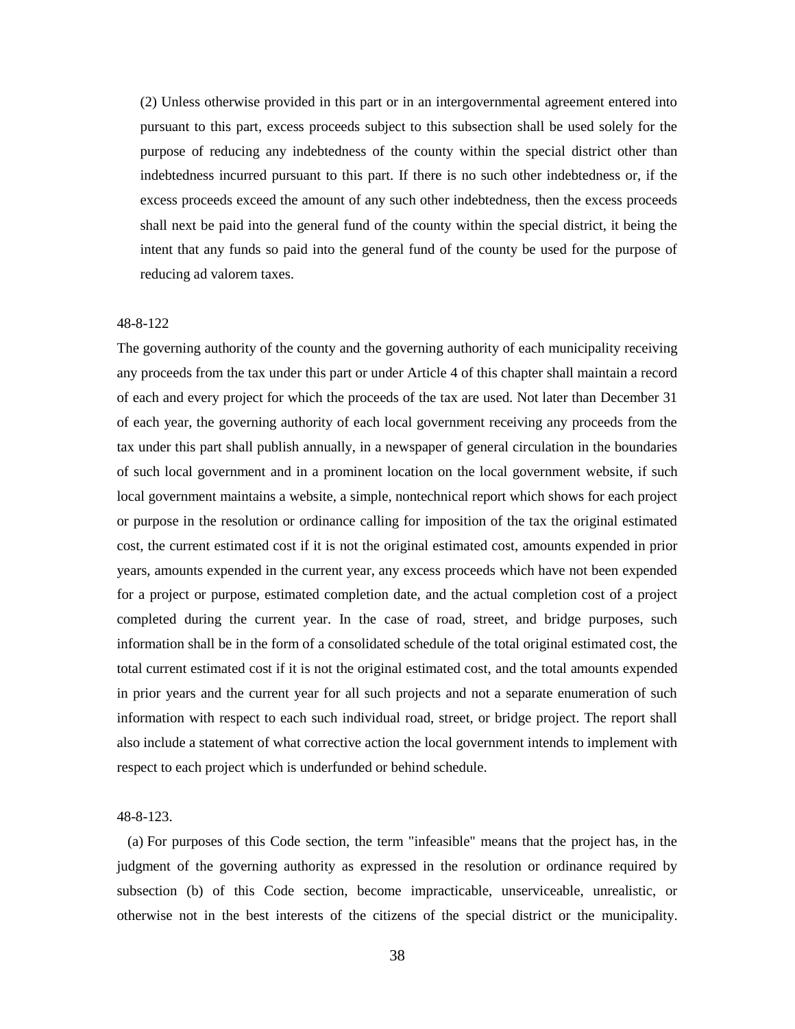(2) Unless otherwise provided in this part or in an intergovernmental agreement entered into pursuant to this part, excess proceeds subject to this subsection shall be used solely for the purpose of reducing any indebtedness of the county within the special district other than indebtedness incurred pursuant to this part. If there is no such other indebtedness or, if the excess proceeds exceed the amount of any such other indebtedness, then the excess proceeds shall next be paid into the general fund of the county within the special district, it being the intent that any funds so paid into the general fund of the county be used for the purpose of reducing ad valorem taxes.

48-8-122

The governing authority of the county and the governing authority of each municipality receiving any proceeds from the tax under this part or under Article 4 of this chapter shall maintain a record of each and every project for which the proceeds of the tax are used. Not later than December 31 of each year, the governing authority of each local government receiving any proceeds from the tax under this part shall publish annually, in a newspaper of general circulation in the boundaries of such local government and in a prominent location on the local government website, if such local government maintains a website, a simple, nontechnical report which shows for each project or purpose in the resolution or ordinance calling for imposition of the tax the original estimated cost, the current estimated cost if it is not the original estimated cost, amounts expended in prior years, amounts expended in the current year, any excess proceeds which have not been expended for a project or purpose, estimated completion date, and the actual completion cost of a project completed during the current year. In the case of road, street, and bridge purposes, such information shall be in the form of a consolidated schedule of the total original estimated cost, the total current estimated cost if it is not the original estimated cost, and the total amounts expended in prior years and the current year for all such projects and not a separate enumeration of such information with respect to each such individual road, street, or bridge project. The report shall also include a statement of what corrective action the local government intends to implement with respect to each project which is underfunded or behind schedule.

48-8-123.

(a) For purposes of this Code section, the term "infeasible" means that the project has, in the judgment of the governing authority as expressed in the resolution or ordinance required by subsection (b) of this Code section, become impracticable, unserviceable, unrealistic, or otherwise not in the best interests of the citizens of the special district or the municipality.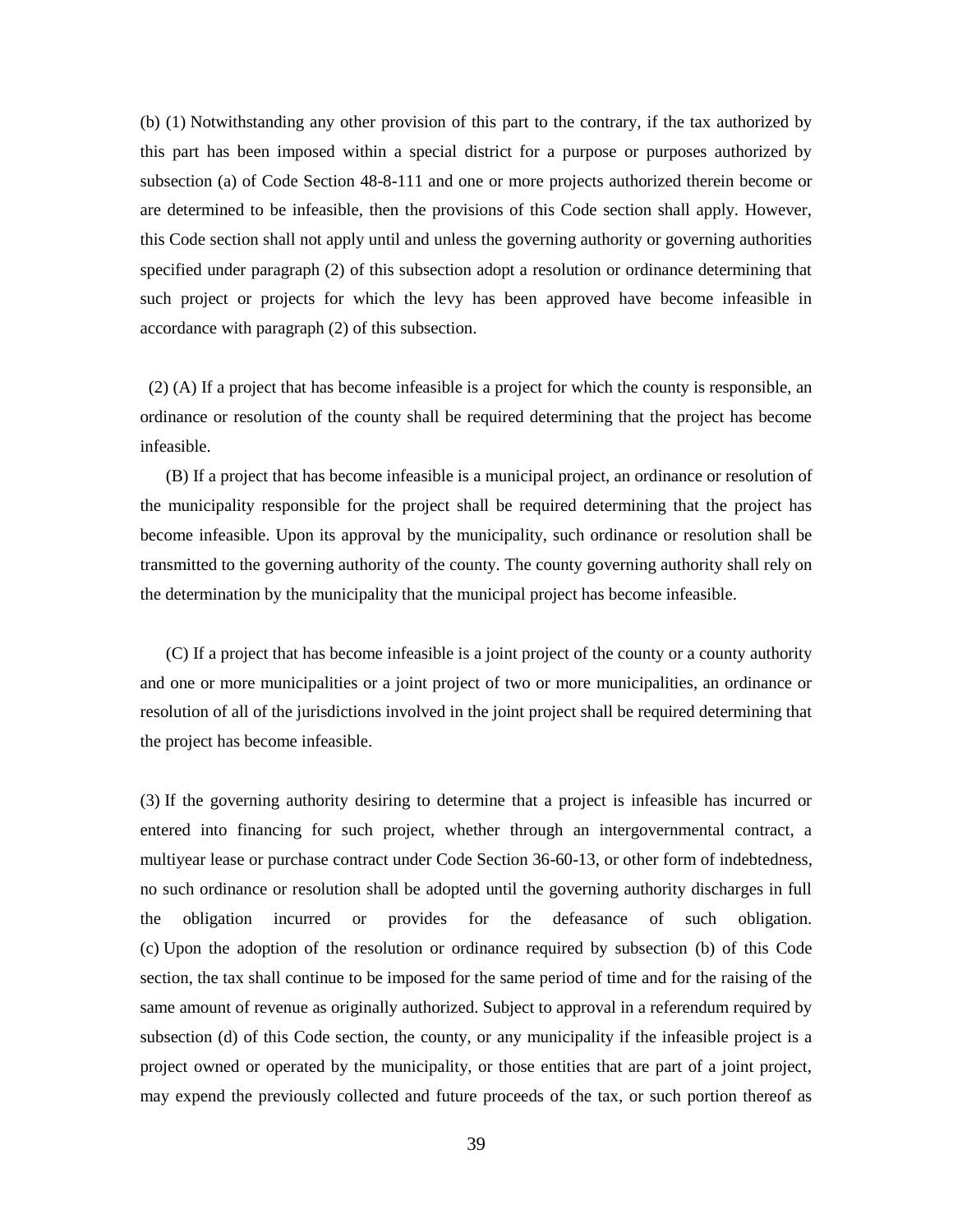(b) (1) Notwithstanding any other provision of this part to the contrary, if the tax authorized by this part has been imposed within a special district for a purpose or purposes authorized by subsection (a) of Code Section 48-8-111 and one or more projects authorized therein become or are determined to be infeasible, then the provisions of this Code section shall apply. However, this Code section shall not apply until and unless the governing authority or governing authorities specified under paragraph (2) of this subsection adopt a resolution or ordinance determining that such project or projects for which the levy has been approved have become infeasible in accordance with paragraph (2) of this subsection.

(2) (A) If a project that has become infeasible is a project for which the county is responsible, an ordinance or resolution of the county shall be required determining that the project has become infeasible.

(B) If a project that has become infeasible is a municipal project, an ordinance or resolution of the municipality responsible for the project shall be required determining that the project has become infeasible. Upon its approval by the municipality, such ordinance or resolution shall be transmitted to the governing authority of the county. The county governing authority shall rely on the determination by the municipality that the municipal project has become infeasible.

(C) If a project that has become infeasible is a joint project of the county or a county authority and one or more municipalities or a joint project of two or more municipalities, an ordinance or resolution of all of the jurisdictions involved in the joint project shall be required determining that the project has become infeasible.

(3) If the governing authority desiring to determine that a project is infeasible has incurred or entered into financing for such project, whether through an intergovernmental contract, a multiyear lease or purchase contract under Code Section 36-60-13, or other form of indebtedness, no such ordinance or resolution shall be adopted until the governing authority discharges in full the obligation incurred or provides for the defeasance of such obligation.

(c) Upon the adoption of the resolution or ordinance required by subsection (b) of this Code section, the tax shall continue to be imposed for the same period of time and for the raising of the same amount of revenue as originally authorized. Subject to approval in a referendum required by subsection (d) of this Code section, the county, or any municipality if the infeasible project is a project owned or operated by the municipality, or those entities that are part of a joint project, may expend the previously collected and future proceeds of the tax, or such portion thereof as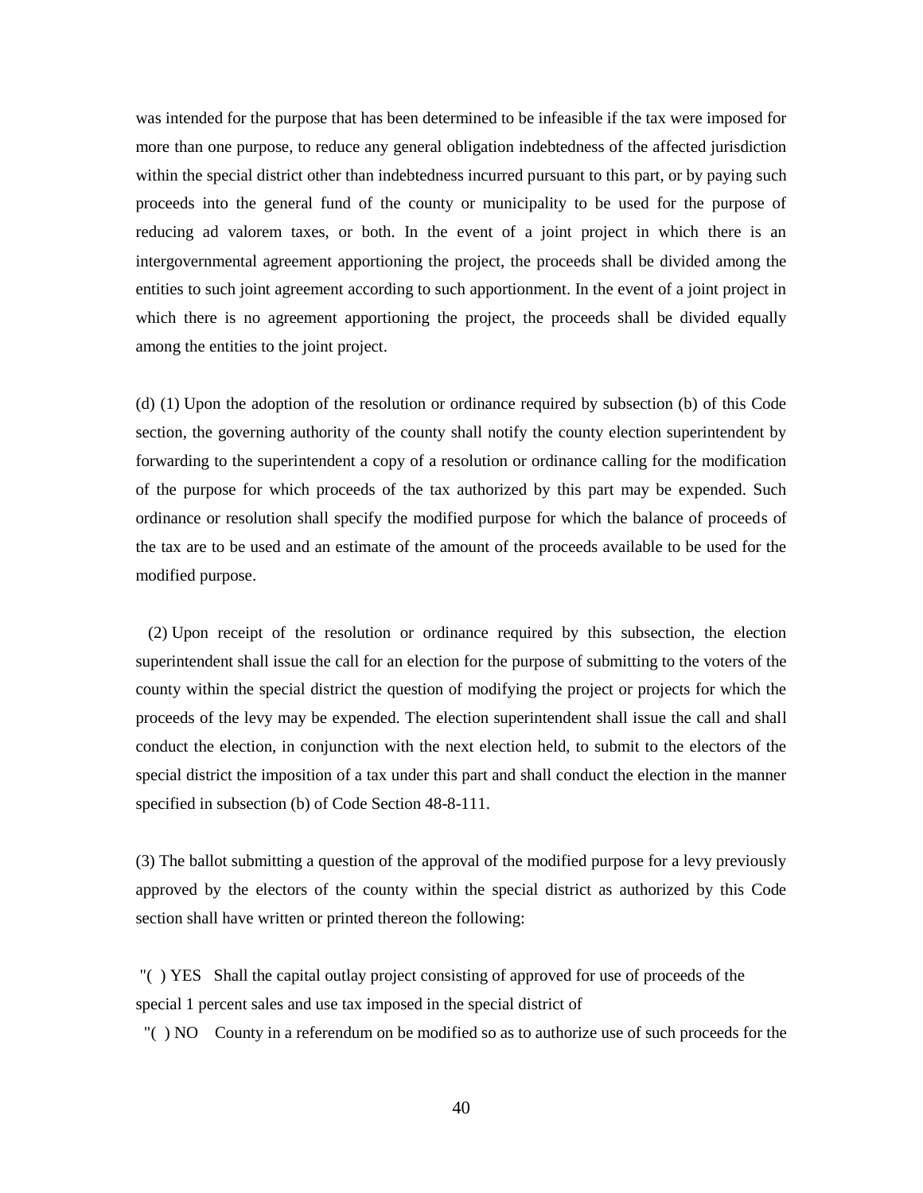was intended for the purpose that has been determined to be infeasible if the tax were imposed for more than one purpose, to reduce any general obligation indebtedness of the affected jurisdiction within the special district other than indebtedness incurred pursuant to this part, or by paying such proceeds into the general fund of the county or municipality to be used for the purpose of reducing ad valorem taxes, or both. In the event of a joint project in which there is an intergovernmental agreement apportioning the project, the proceeds shall be divided among the entities to such joint agreement according to such apportionment. In the event of a joint project in which there is no agreement apportioning the project, the proceeds shall be divided equally among the entities to the joint project.

(d) (1) Upon the adoption of the resolution or ordinance required by subsection (b) of this Code section, the governing authority of the county shall notify the county election superintendent by forwarding to the superintendent a copy of a resolution or ordinance calling for the modification of the purpose for which proceeds of the tax authorized by this part may be expended. Such ordinance or resolution shall specify the modified purpose for which the balance of proceeds of the tax are to be used and an estimate of the amount of the proceeds available to be used for the modified purpose.

(2) Upon receipt of the resolution or ordinance required by this subsection, the election superintendent shall issue the call for an election for the purpose of submitting to the voters of the county within the special district the question of modifying the project or projects for which the proceeds of the levy may be expended. The election superintendent shall issue the call and shall conduct the election, in conjunction with the next election held, to submit to the electors of the special district the imposition of a tax under this part and shall conduct the election in the manner specified in subsection (b) of Code Section 48-8-111.

(3) The ballot submitting a question of the approval of the modified purpose for a levy previously approved by the electors of the county within the special district as authorized by this Code section shall have written or printed thereon the following:

"( ) YES Shall the capital outlay project consisting of approved for use of proceeds of the special 1 percent sales and use tax imposed in the special district of

"( ) NO County in a referendum on be modified so as to authorize use of such proceeds for the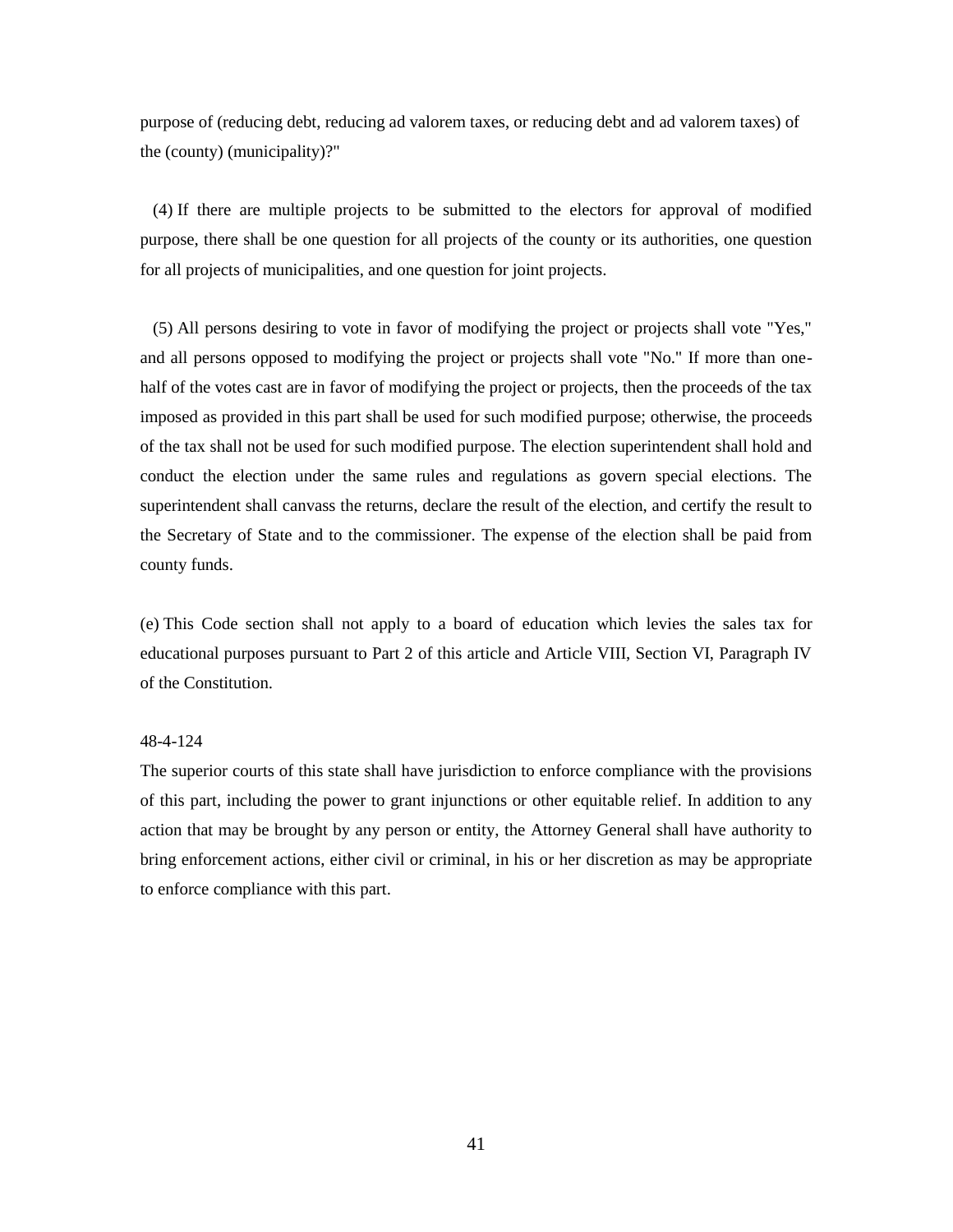purpose of (reducing debt, reducing ad valorem taxes, or reducing debt and ad valorem taxes) of the (county) (municipality)?"

(4) If there are multiple projects to be submitted to the electors for approval of modified purpose, there shall be one question for all projects of the county or its authorities, one question for all projects of municipalities, and one question for joint projects.

(5) All persons desiring to vote in favor of modifying the project or projects shall vote "Yes," and all persons opposed to modifying the project or projects shall vote "No." If more than one-half of the votes cast are in favor of modifying the project or projects, then the proceeds of the tax imposed as provided in this part shall be used for such modified purpose; otherwise, the proceeds of the tax shall not be used for such modified purpose. The election superintendent shall hold and conduct the election under the same rules and regulations as govern special elections. The superintendent shall canvass the returns, declare the result of the election, and certify the result to the Secretary of State and to the commissioner. The expense of the election shall be paid from county funds.

(e) This Code section shall not apply to a board of education which levies the sales tax for educational purposes pursuant to Part 2 of this article and Article VIII, Section VI, Paragraph IV of the Constitution.

48-4-124

The superior courts of this state shall have jurisdiction to enforce compliance with the provisions of this part, including the power to grant injunctions or other equitable relief. In addition to any action that may be brought by any person or entity, the Attorney General shall have authority to bring enforcement actions, either civil or criminal, in his or her discretion as may be appropriate to enforce compliance with this part.